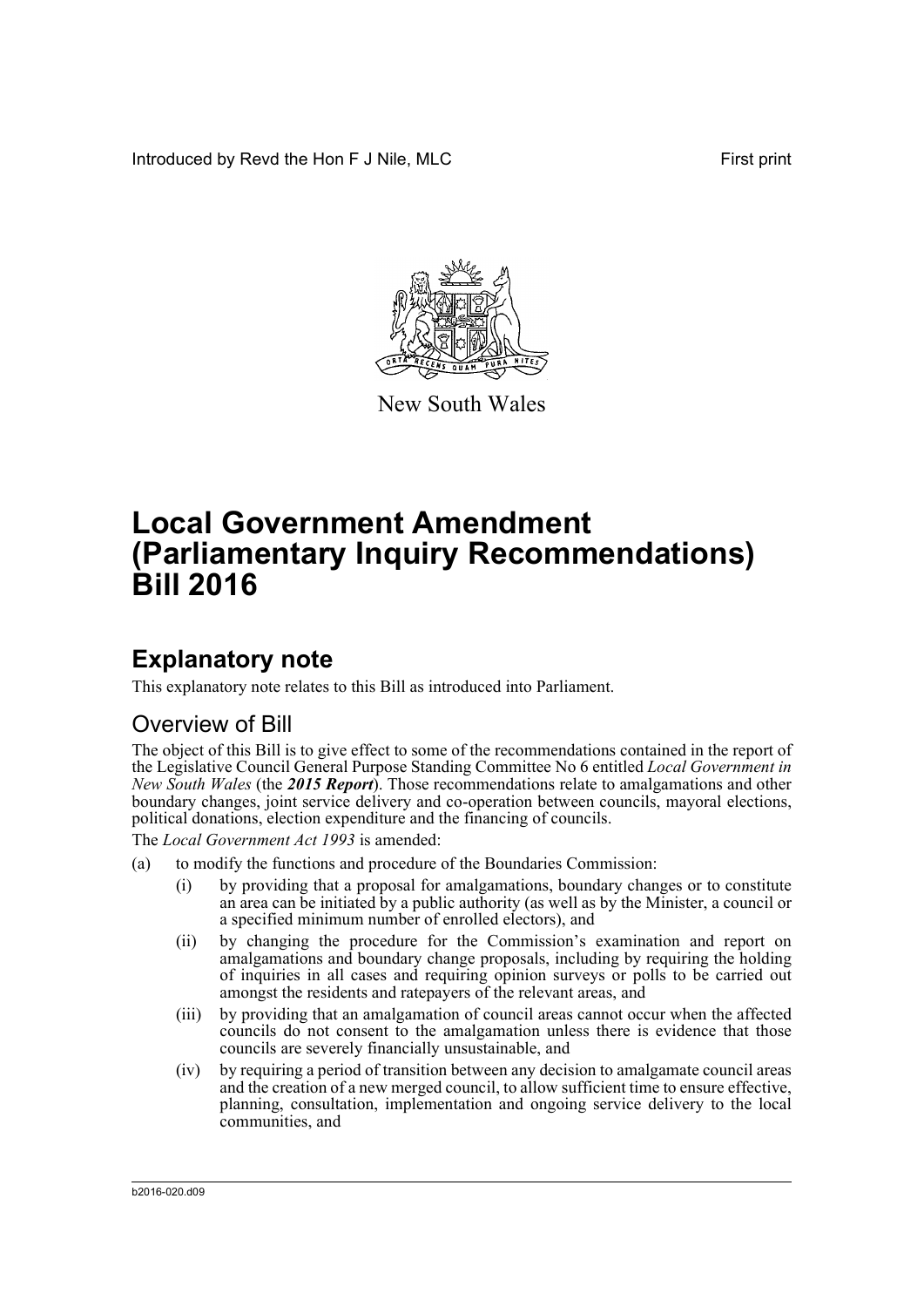Introduced by Revd the Hon F J Nile, MLC

First print

New South Wales

# Local Government Amendment (Parliamentary Inquiry Recommendations) Bill 2016

## Explanatory note

This explanatory note relates to this Bill as introduced into Parliament.

### Overview of Bill

The object of this Bill is to give effect to some of the recommendations contained in the report of the Legislative Council General Purpose Standing Committee No 6 entitled *Local Government in New South Wales* (the ***2015 Report***). Those recommendations relate to amalgamations and other boundary changes, joint service delivery and co-operation between councils, mayoral elections, political donations, election expenditure and the financing of councils.

The *Local Government Act 1993* is amended:

(a) to modify the functions and procedure of the Boundaries Commission:

   (i) by providing that a proposal for amalgamations, boundary changes or to constitute an area can be initiated by a public authority (as well as by the Minister, a council or a specified minimum number of enrolled electors), and

   (ii) by changing the procedure for the Commission's examination and report on amalgamations and boundary change proposals, including by requiring the holding of inquiries in all cases and requiring opinion surveys or polls to be carried out amongst the residents and ratepayers of the relevant areas, and

   (iii) by providing that an amalgamation of council areas cannot occur when the affected councils do not consent to the amalgamation unless there is evidence that those councils are severely financially unsustainable, and

   (iv) by requiring a period of transition between any decision to amalgamate council areas and the creation of a new merged council, to allow sufficient time to ensure effective, planning, consultation, implementation and ongoing service delivery to the local communities, and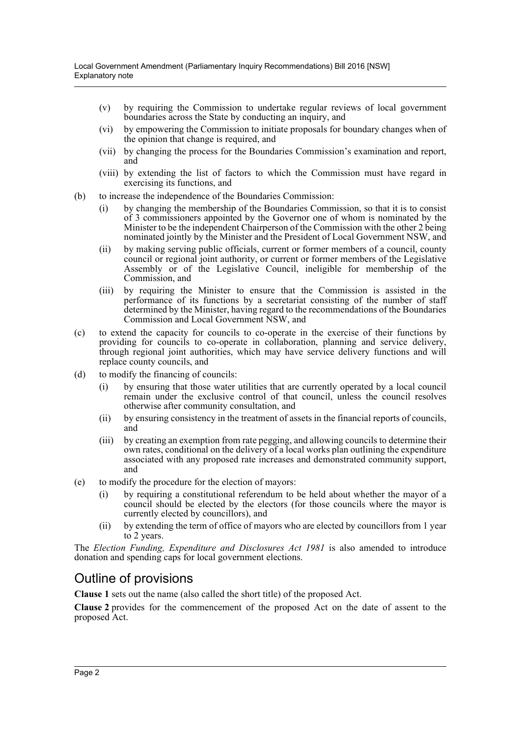- (v) by requiring the Commission to undertake regular reviews of local government boundaries across the State by conducting an inquiry, and
- (vi) by empowering the Commission to initiate proposals for boundary changes when of the opinion that change is required, and
- (vii) by changing the process for the Boundaries Commission's examination and report, and
- (viii) by extending the list of factors to which the Commission must have regard in exercising its functions, and

(b) to increase the independence of the Boundaries Commission:

- (i) by changing the membership of the Boundaries Commission, so that it is to consist of 3 commissioners appointed by the Governor one of whom is nominated by the Minister to be the independent Chairperson of the Commission with the other 2 being nominated jointly by the Minister and the President of Local Government NSW, and
- (ii) by making serving public officials, current or former members of a council, county council or regional joint authority, or current or former members of the Legislative Assembly or of the Legislative Council, ineligible for membership of the Commission, and
- (iii) by requiring the Minister to ensure that the Commission is assisted in the performance of its functions by a secretariat consisting of the number of staff determined by the Minister, having regard to the recommendations of the Boundaries Commission and Local Government NSW, and

(c) to extend the capacity for councils to co-operate in the exercise of their functions by providing for councils to co-operate in collaboration, planning and service delivery, through regional joint authorities, which may have service delivery functions and will replace county councils, and

(d) to modify the financing of councils:

- (i) by ensuring that those water utilities that are currently operated by a local council remain under the exclusive control of that council, unless the council resolves otherwise after community consultation, and
- (ii) by ensuring consistency in the treatment of assets in the financial reports of councils, and
- (iii) by creating an exemption from rate pegging, and allowing councils to determine their own rates, conditional on the delivery of a local works plan outlining the expenditure associated with any proposed rate increases and demonstrated community support, and

(e) to modify the procedure for the election of mayors:

- (i) by requiring a constitutional referendum to be held about whether the mayor of a council should be elected by the electors (for those councils where the mayor is currently elected by councillors), and
- (ii) by extending the term of office of mayors who are elected by councillors from 1 year to 2 years.

The *Election Funding, Expenditure and Disclosures Act 1981* is also amended to introduce donation and spending caps for local government elections.

## Outline of provisions

**Clause 1** sets out the name (also called the short title) of the proposed Act.

**Clause 2** provides for the commencement of the proposed Act on the date of assent to the proposed Act.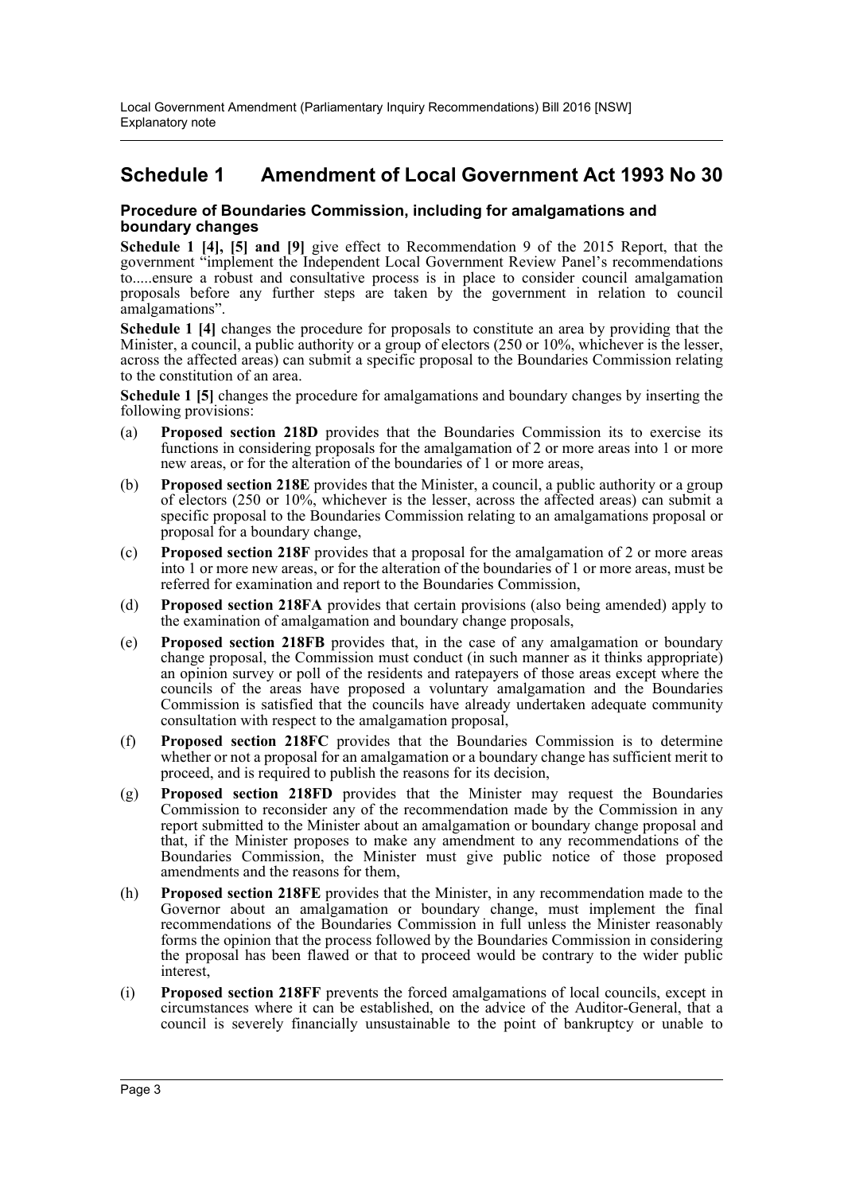## Schedule 1 Amendment of Local Government Act 1993 No 30

### Procedure of Boundaries Commission, including for amalgamations and boundary changes

**Schedule 1 [4], [5] and [9]** give effect to Recommendation 9 of the 2015 Report, that the government "implement the Independent Local Government Review Panel's recommendations to.....ensure a robust and consultative process is in place to consider council amalgamation proposals before any further steps are taken by the government in relation to council amalgamations".

**Schedule 1 [4]** changes the procedure for proposals to constitute an area by providing that the Minister, a council, a public authority or a group of electors (250 or 10%, whichever is the lesser, across the affected areas) can submit a specific proposal to the Boundaries Commission relating to the constitution of an area.

**Schedule 1 [5]** changes the procedure for amalgamations and boundary changes by inserting the following provisions:

(a) **Proposed section 218D** provides that the Boundaries Commission its to exercise its functions in considering proposals for the amalgamation of 2 or more areas into 1 or more new areas, or for the alteration of the boundaries of 1 or more areas,

(b) **Proposed section 218E** provides that the Minister, a council, a public authority or a group of electors (250 or 10%, whichever is the lesser, across the affected areas) can submit a specific proposal to the Boundaries Commission relating to an amalgamations proposal or proposal for a boundary change,

(c) **Proposed section 218F** provides that a proposal for the amalgamation of 2 or more areas into 1 or more new areas, or for the alteration of the boundaries of 1 or more areas, must be referred for examination and report to the Boundaries Commission,

(d) **Proposed section 218FA** provides that certain provisions (also being amended) apply to the examination of amalgamation and boundary change proposals,

(e) **Proposed section 218FB** provides that, in the case of any amalgamation or boundary change proposal, the Commission must conduct (in such manner as it thinks appropriate) an opinion survey or poll of the residents and ratepayers of those areas except where the councils of the areas have proposed a voluntary amalgamation and the Boundaries Commission is satisfied that the councils have already undertaken adequate community consultation with respect to the amalgamation proposal,

(f) **Proposed section 218FC** provides that the Boundaries Commission is to determine whether or not a proposal for an amalgamation or a boundary change has sufficient merit to proceed, and is required to publish the reasons for its decision,

(g) **Proposed section 218FD** provides that the Minister may request the Boundaries Commission to reconsider any of the recommendation made by the Commission in any report submitted to the Minister about an amalgamation or boundary change proposal and that, if the Minister proposes to make any amendment to any recommendations of the Boundaries Commission, the Minister must give public notice of those proposed amendments and the reasons for them,

(h) **Proposed section 218FE** provides that the Minister, in any recommendation made to the Governor about an amalgamation or boundary change, must implement the final recommendations of the Boundaries Commission in full unless the Minister reasonably forms the opinion that the process followed by the Boundaries Commission in considering the proposal has been flawed or that to proceed would be contrary to the wider public interest,

(i) **Proposed section 218FF** prevents the forced amalgamations of local councils, except in circumstances where it can be established, on the advice of the Auditor-General, that a council is severely financially unsustainable to the point of bankruptcy or unable to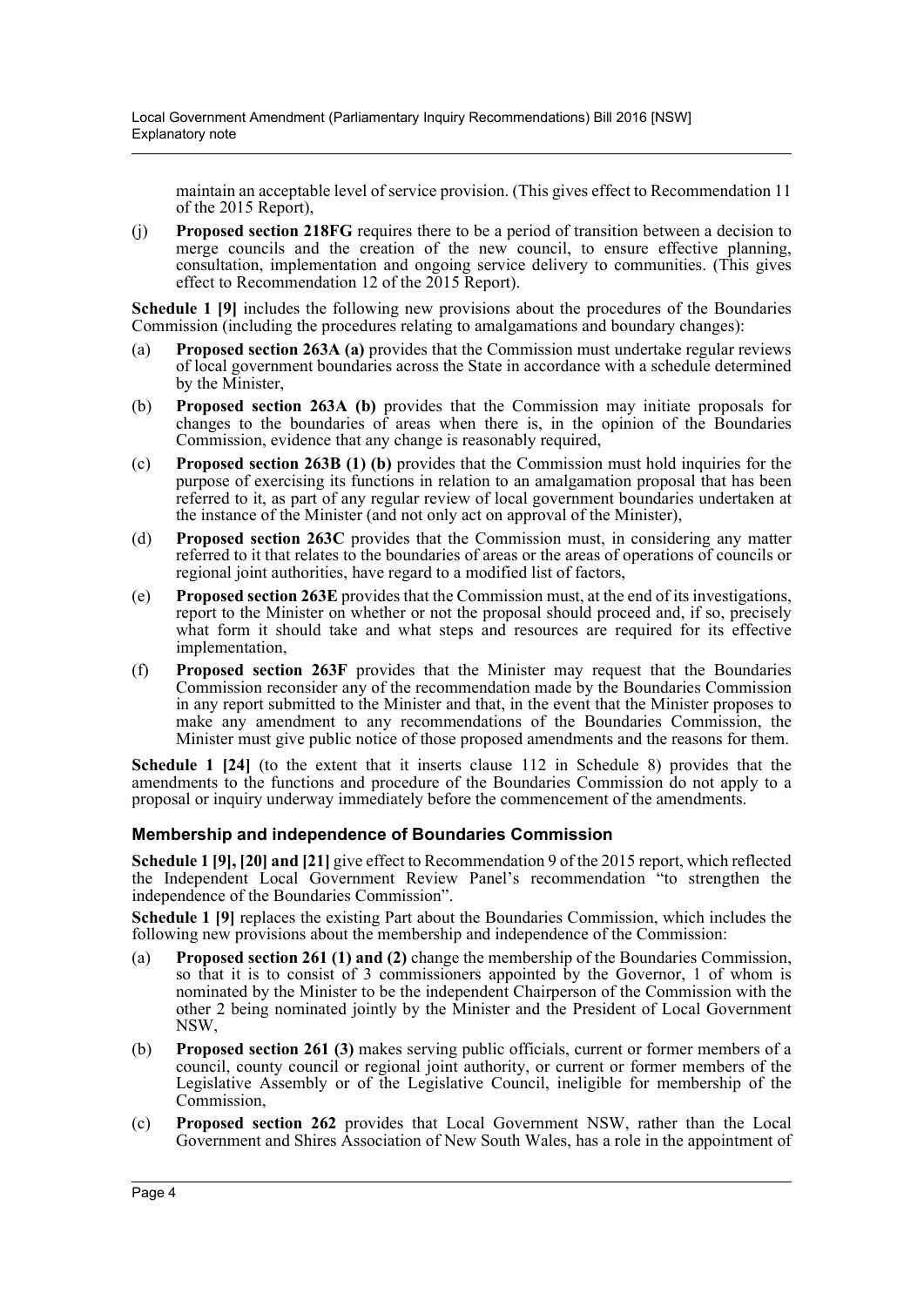maintain an acceptable level of service provision. (This gives effect to Recommendation 11 of the 2015 Report),

(j) **Proposed section 218FG** requires there to be a period of transition between a decision to merge councils and the creation of the new council, to ensure effective planning, consultation, implementation and ongoing service delivery to communities. (This gives effect to Recommendation 12 of the 2015 Report).

**Schedule 1 [9]** includes the following new provisions about the procedures of the Boundaries Commission (including the procedures relating to amalgamations and boundary changes):

(a) **Proposed section 263A (a)** provides that the Commission must undertake regular reviews of local government boundaries across the State in accordance with a schedule determined by the Minister,

(b) **Proposed section 263A (b)** provides that the Commission may initiate proposals for changes to the boundaries of areas when there is, in the opinion of the Boundaries Commission, evidence that any change is reasonably required,

(c) **Proposed section 263B (1) (b)** provides that the Commission must hold inquiries for the purpose of exercising its functions in relation to an amalgamation proposal that has been referred to it, as part of any regular review of local government boundaries undertaken at the instance of the Minister (and not only act on approval of the Minister),

(d) **Proposed section 263C** provides that the Commission must, in considering any matter referred to it that relates to the boundaries of areas or the areas of operations of councils or regional joint authorities, have regard to a modified list of factors,

(e) **Proposed section 263E** provides that the Commission must, at the end of its investigations, report to the Minister on whether or not the proposal should proceed and, if so, precisely what form it should take and what steps and resources are required for its effective implementation,

(f) **Proposed section 263F** provides that the Minister may request that the Boundaries Commission reconsider any of the recommendation made by the Boundaries Commission in any report submitted to the Minister and that, in the event that the Minister proposes to make any amendment to any recommendations of the Boundaries Commission, the Minister must give public notice of those proposed amendments and the reasons for them.

**Schedule 1 [24]** (to the extent that it inserts clause 112 in Schedule 8) provides that the amendments to the functions and procedure of the Boundaries Commission do not apply to a proposal or inquiry underway immediately before the commencement of the amendments.

### Membership and independence of Boundaries Commission

**Schedule 1 [9], [20] and [21]** give effect to Recommendation 9 of the 2015 report, which reflected the Independent Local Government Review Panel's recommendation "to strengthen the independence of the Boundaries Commission".

**Schedule 1 [9]** replaces the existing Part about the Boundaries Commission, which includes the following new provisions about the membership and independence of the Commission:

(a) **Proposed section 261 (1) and (2)** change the membership of the Boundaries Commission, so that it is to consist of 3 commissioners appointed by the Governor, 1 of whom is nominated by the Minister to be the independent Chairperson of the Commission with the other 2 being nominated jointly by the Minister and the President of Local Government NSW,

(b) **Proposed section 261 (3)** makes serving public officials, current or former members of a council, county council or regional joint authority, or current or former members of the Legislative Assembly or of the Legislative Council, ineligible for membership of the Commission,

(c) **Proposed section 262** provides that Local Government NSW, rather than the Local Government and Shires Association of New South Wales, has a role in the appointment of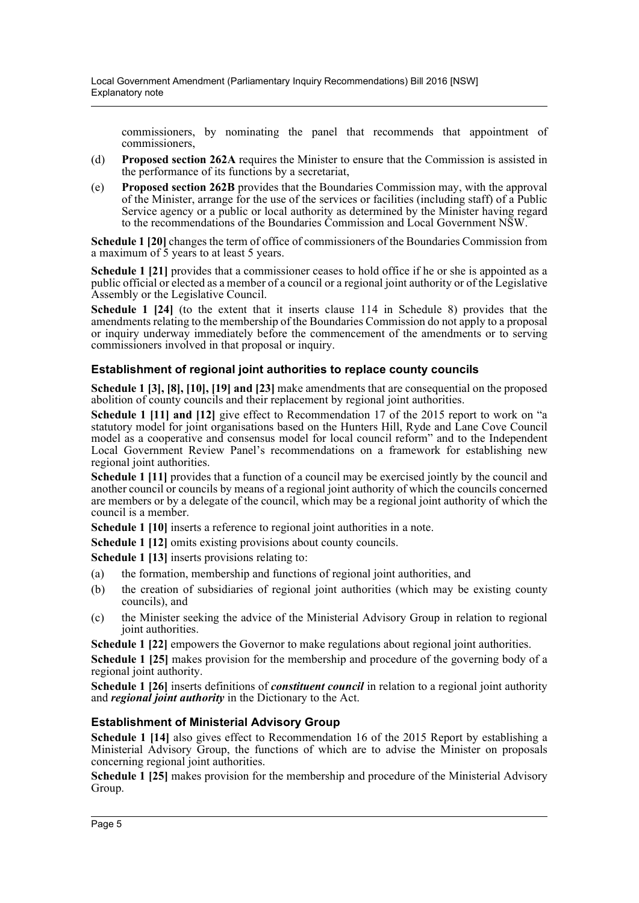commissioners, by nominating the panel that recommends that appointment of commissioners,

(d) **Proposed section 262A** requires the Minister to ensure that the Commission is assisted in the performance of its functions by a secretariat,

(e) **Proposed section 262B** provides that the Boundaries Commission may, with the approval of the Minister, arrange for the use of the services or facilities (including staff) of a Public Service agency or a public or local authority as determined by the Minister having regard to the recommendations of the Boundaries Commission and Local Government NSW.

**Schedule 1 [20]** changes the term of office of commissioners of the Boundaries Commission from a maximum of 5 years to at least 5 years.

**Schedule 1 [21]** provides that a commissioner ceases to hold office if he or she is appointed as a public official or elected as a member of a council or a regional joint authority or of the Legislative Assembly or the Legislative Council.

**Schedule 1 [24]** (to the extent that it inserts clause 114 in Schedule 8) provides that the amendments relating to the membership of the Boundaries Commission do not apply to a proposal or inquiry underway immediately before the commencement of the amendments or to serving commissioners involved in that proposal or inquiry.

### Establishment of regional joint authorities to replace county councils

**Schedule 1 [3], [8], [10], [19] and [23]** make amendments that are consequential on the proposed abolition of county councils and their replacement by regional joint authorities.

**Schedule 1 [11] and [12]** give effect to Recommendation 17 of the 2015 report to work on "a statutory model for joint organisations based on the Hunters Hill, Ryde and Lane Cove Council model as a cooperative and consensus model for local council reform" and to the Independent Local Government Review Panel's recommendations on a framework for establishing new regional joint authorities.

**Schedule 1 [11]** provides that a function of a council may be exercised jointly by the council and another council or councils by means of a regional joint authority of which the councils concerned are members or by a delegate of the council, which may be a regional joint authority of which the council is a member.

**Schedule 1 [10]** inserts a reference to regional joint authorities in a note.

**Schedule 1 [12]** omits existing provisions about county councils.

**Schedule 1 [13]** inserts provisions relating to:

(a) the formation, membership and functions of regional joint authorities, and

(b) the creation of subsidiaries of regional joint authorities (which may be existing county councils), and

(c) the Minister seeking the advice of the Ministerial Advisory Group in relation to regional joint authorities.

**Schedule 1 [22]** empowers the Governor to make regulations about regional joint authorities.

**Schedule 1 [25]** makes provision for the membership and procedure of the governing body of a regional joint authority.

**Schedule 1 [26]** inserts definitions of ***constituent council*** in relation to a regional joint authority and ***regional joint authority*** in the Dictionary to the Act.

### Establishment of Ministerial Advisory Group

**Schedule 1 [14]** also gives effect to Recommendation 16 of the 2015 Report by establishing a Ministerial Advisory Group, the functions of which are to advise the Minister on proposals concerning regional joint authorities.

**Schedule 1 [25]** makes provision for the membership and procedure of the Ministerial Advisory Group.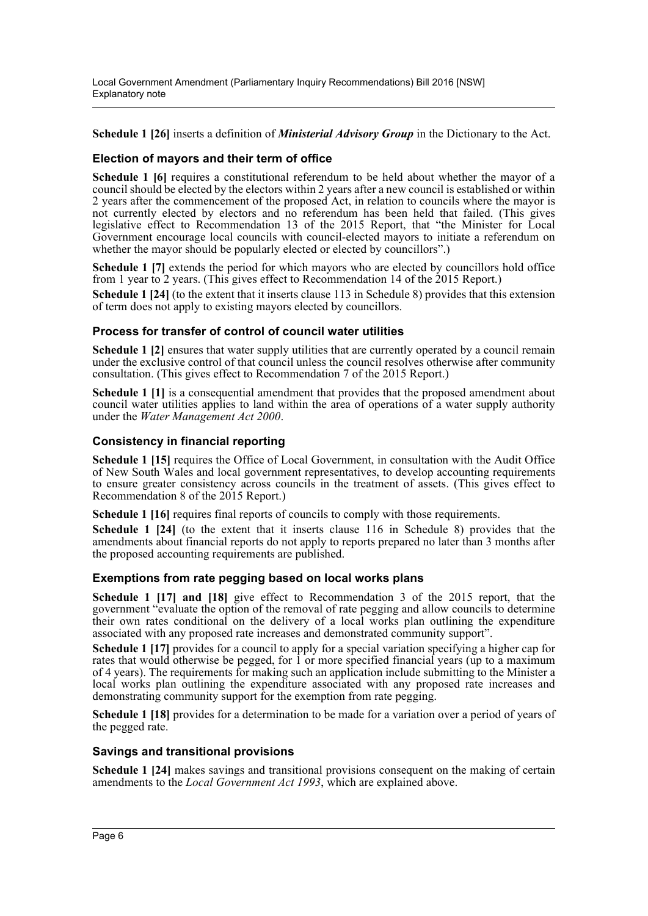**Schedule 1 [26]** inserts a definition of ***Ministerial Advisory Group*** in the Dictionary to the Act.

### Election of mayors and their term of office

**Schedule 1 [6]** requires a constitutional referendum to be held about whether the mayor of a council should be elected by the electors within 2 years after a new council is established or within 2 years after the commencement of the proposed Act, in relation to councils where the mayor is not currently elected by electors and no referendum has been held that failed. (This gives legislative effect to Recommendation 13 of the 2015 Report, that "the Minister for Local Government encourage local councils with council-elected mayors to initiate a referendum on whether the mayor should be popularly elected or elected by councillors".)

**Schedule 1 [7]** extends the period for which mayors who are elected by councillors hold office from 1 year to 2 years. (This gives effect to Recommendation 14 of the 2015 Report.)

**Schedule 1 [24]** (to the extent that it inserts clause 113 in Schedule 8) provides that this extension of term does not apply to existing mayors elected by councillors.

### Process for transfer of control of council water utilities

**Schedule 1 [2]** ensures that water supply utilities that are currently operated by a council remain under the exclusive control of that council unless the council resolves otherwise after community consultation. (This gives effect to Recommendation 7 of the 2015 Report.)

**Schedule 1 [1]** is a consequential amendment that provides that the proposed amendment about council water utilities applies to land within the area of operations of a water supply authority under the *Water Management Act 2000*.

### Consistency in financial reporting

**Schedule 1 [15]** requires the Office of Local Government, in consultation with the Audit Office of New South Wales and local government representatives, to develop accounting requirements to ensure greater consistency across councils in the treatment of assets. (This gives effect to Recommendation 8 of the 2015 Report.)

**Schedule 1 [16]** requires final reports of councils to comply with those requirements.

**Schedule 1 [24]** (to the extent that it inserts clause 116 in Schedule 8) provides that the amendments about financial reports do not apply to reports prepared no later than 3 months after the proposed accounting requirements are published.

### Exemptions from rate pegging based on local works plans

**Schedule 1 [17] and [18]** give effect to Recommendation 3 of the 2015 report, that the government "evaluate the option of the removal of rate pegging and allow councils to determine their own rates conditional on the delivery of a local works plan outlining the expenditure associated with any proposed rate increases and demonstrated community support".

**Schedule 1 [17]** provides for a council to apply for a special variation specifying a higher cap for rates that would otherwise be pegged, for 1 or more specified financial years (up to a maximum of 4 years). The requirements for making such an application include submitting to the Minister a local works plan outlining the expenditure associated with any proposed rate increases and demonstrating community support for the exemption from rate pegging.

**Schedule 1 [18]** provides for a determination to be made for a variation over a period of years of the pegged rate.

### Savings and transitional provisions

**Schedule 1 [24]** makes savings and transitional provisions consequent on the making of certain amendments to the *Local Government Act 1993*, which are explained above.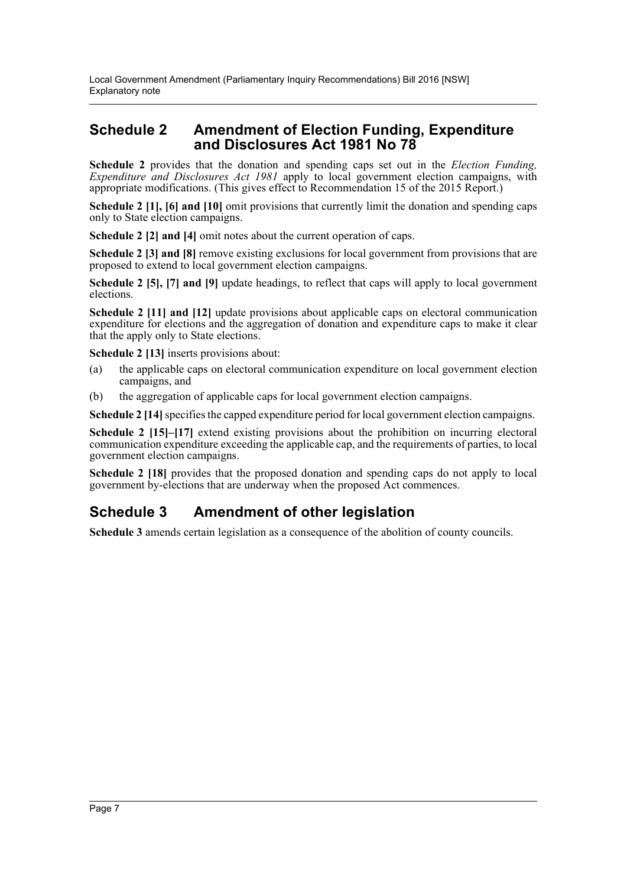## Schedule 2 Amendment of Election Funding, Expenditure and Disclosures Act 1981 No 78

**Schedule 2** provides that the donation and spending caps set out in the *Election Funding, Expenditure and Disclosures Act 1981* apply to local government election campaigns, with appropriate modifications. (This gives effect to Recommendation 15 of the 2015 Report.)

**Schedule 2 [1], [6] and [10]** omit provisions that currently limit the donation and spending caps only to State election campaigns.

**Schedule 2 [2] and [4]** omit notes about the current operation of caps.

**Schedule 2 [3] and [8]** remove existing exclusions for local government from provisions that are proposed to extend to local government election campaigns.

**Schedule 2 [5], [7] and [9]** update headings, to reflect that caps will apply to local government elections.

**Schedule 2 [11] and [12]** update provisions about applicable caps on electoral communication expenditure for elections and the aggregation of donation and expenditure caps to make it clear that the apply only to State elections.

**Schedule 2 [13]** inserts provisions about:

(a) the applicable caps on electoral communication expenditure on local government election campaigns, and

(b) the aggregation of applicable caps for local government election campaigns.

**Schedule 2 [14]** specifies the capped expenditure period for local government election campaigns.

**Schedule 2 [15]–[17]** extend existing provisions about the prohibition on incurring electoral communication expenditure exceeding the applicable cap, and the requirements of parties, to local government election campaigns.

**Schedule 2 [18]** provides that the proposed donation and spending caps do not apply to local government by-elections that are underway when the proposed Act commences.

## Schedule 3 Amendment of other legislation

**Schedule 3** amends certain legislation as a consequence of the abolition of county councils.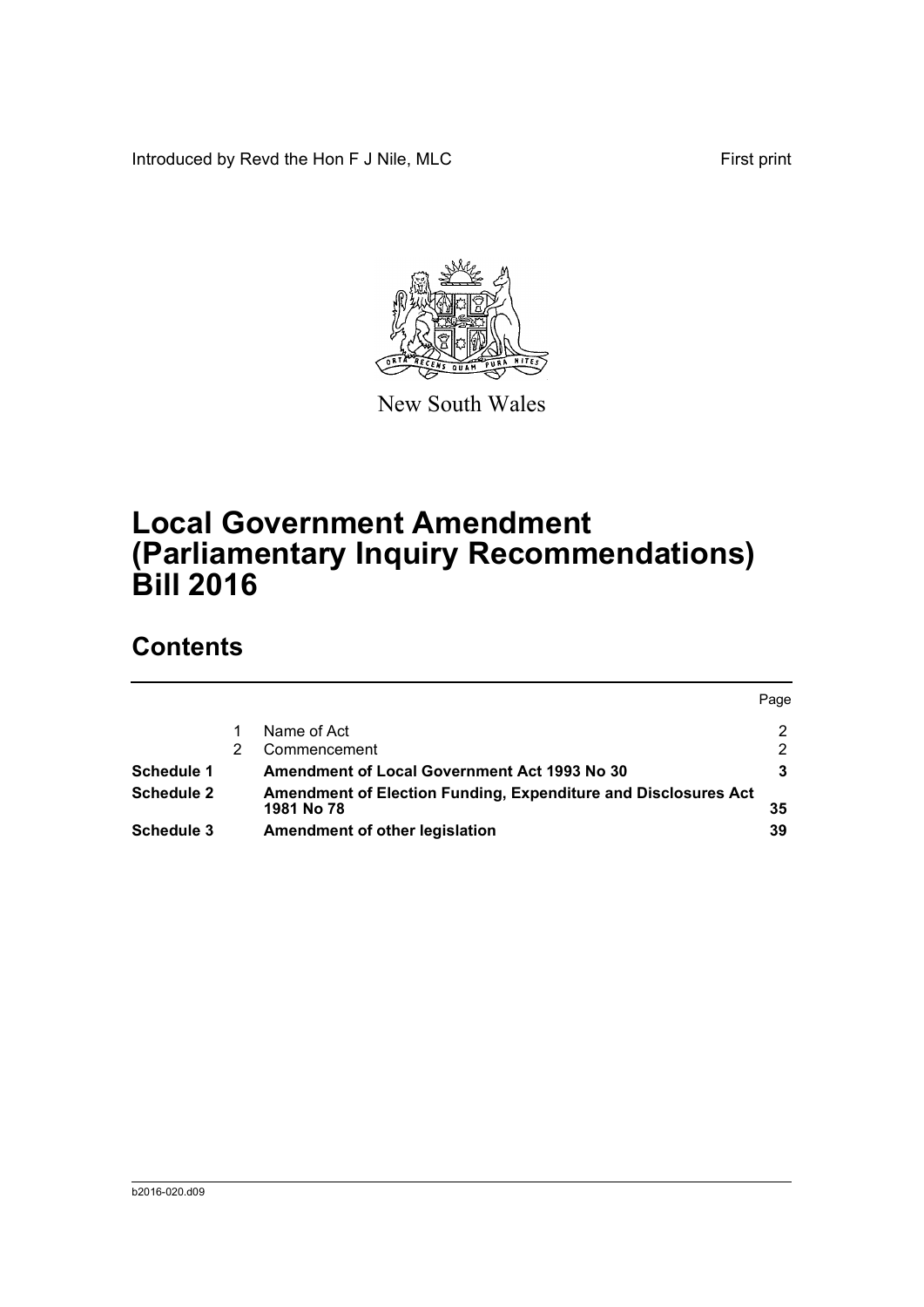Introduced by Revd the Hon F J Nile, MLC

First print

New South Wales

# Local Government Amendment (Parliamentary Inquiry Recommendations) Bill 2016

## Contents

| | | | Page |
|---|---|---|---|
| | 1 | Name of Act | 2 |
| | 2 | Commencement | 2 |
| **Schedule 1** | | **Amendment of Local Government Act 1993 No 30** | **3** |
| **Schedule 2** | | **Amendment of Election Funding, Expenditure and Disclosures Act 1981 No 78** | **35** |
| **Schedule 3** | | **Amendment of other legislation** | **39** |

b2016-020.d09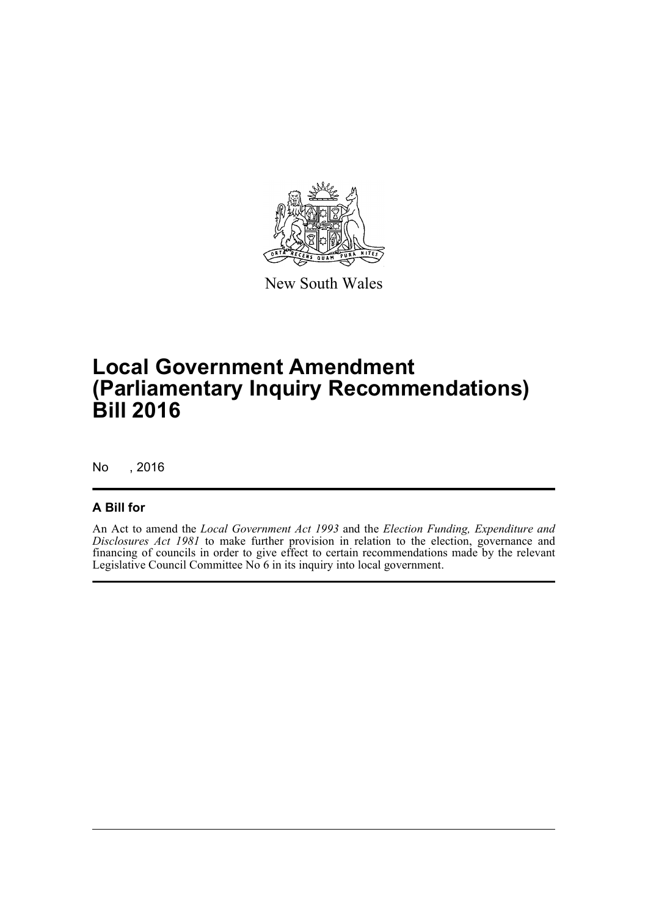New South Wales

# Local Government Amendment (Parliamentary Inquiry Recommendations) Bill 2016

No , 2016

## A Bill for

An Act to amend the *Local Government Act 1993* and the *Election Funding, Expenditure and Disclosures Act 1981* to make further provision in relation to the election, governance and financing of councils in order to give effect to certain recommendations made by the relevant Legislative Council Committee No 6 in its inquiry into local government.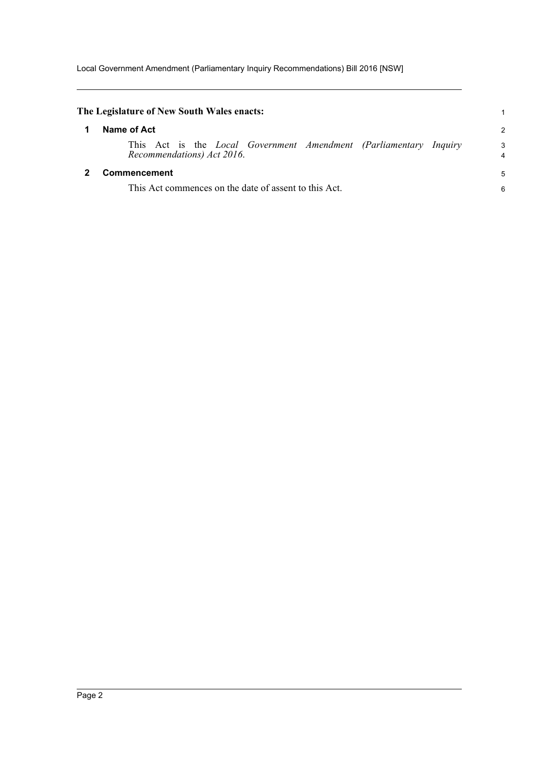**The Legislature of New South Wales enacts:**

## 1 Name of Act

This Act is the *Local Government Amendment (Parliamentary Inquiry Recommendations) Act 2016*.

## 2 Commencement

This Act commences on the date of assent to this Act.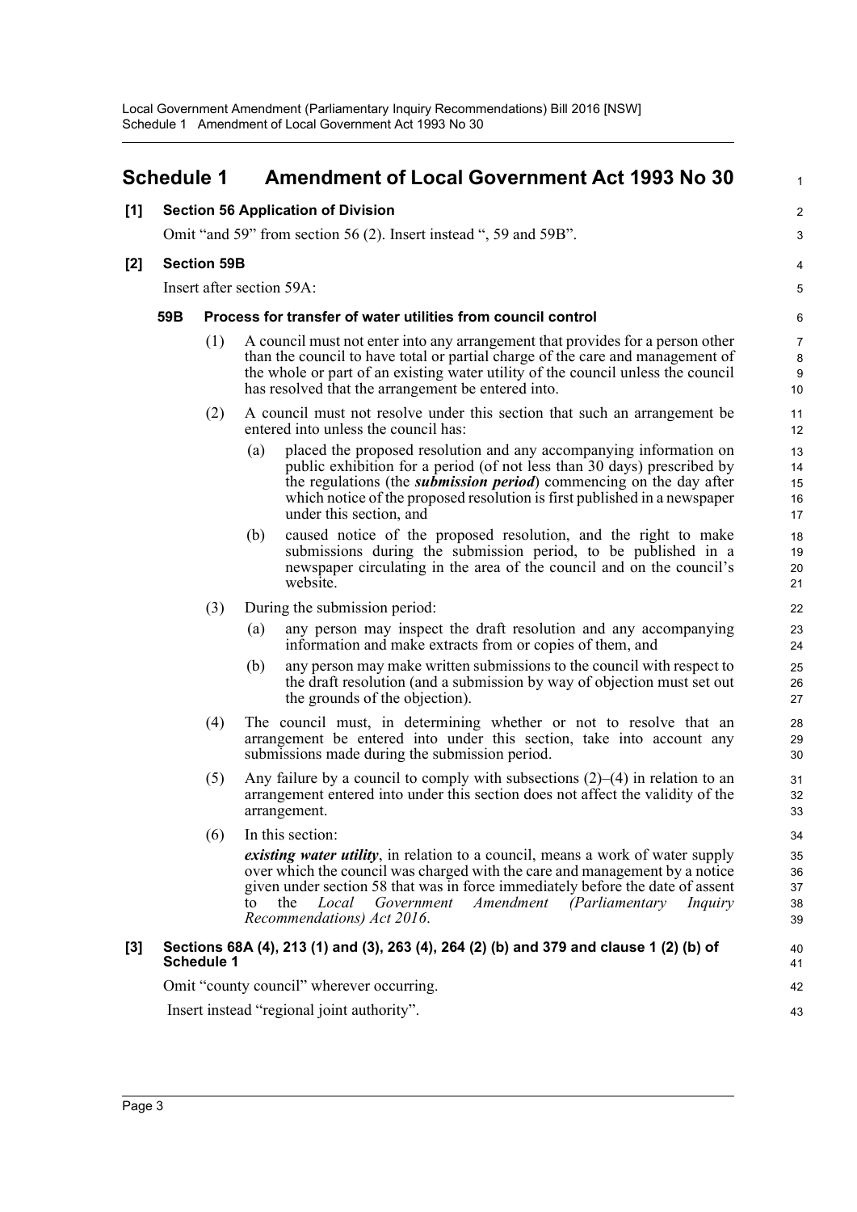## Schedule 1 Amendment of Local Government Act 1993 No 30

**[1] Section 56 Application of Division**

Omit "and 59" from section 56 (2). Insert instead ", 59 and 59B".

**[2] Section 59B**

Insert after section 59A:

**59B Process for transfer of water utilities from council control**

(1) A council must not enter into any arrangement that provides for a person other than the council to have total or partial charge of the care and management of the whole or part of an existing water utility of the council unless the council has resolved that the arrangement be entered into.

(2) A council must not resolve under this section that such an arrangement be entered into unless the council has:

(a) placed the proposed resolution and any accompanying information on public exhibition for a period (of not less than 30 days) prescribed by the regulations (the ***submission period***) commencing on the day after which notice of the proposed resolution is first published in a newspaper under this section, and

(b) caused notice of the proposed resolution, and the right to make submissions during the submission period, to be published in a newspaper circulating in the area of the council and on the council's website.

(3) During the submission period:

(a) any person may inspect the draft resolution and any accompanying information and make extracts from or copies of them, and

(b) any person may make written submissions to the council with respect to the draft resolution (and a submission by way of objection must set out the grounds of the objection).

(4) The council must, in determining whether or not to resolve that an arrangement be entered into under this section, take into account any submissions made during the submission period.

(5) Any failure by a council to comply with subsections (2)–(4) in relation to an arrangement entered into under this section does not affect the validity of the arrangement.

(6) In this section:

***existing water utility***, in relation to a council, means a work of water supply over which the council was charged with the care and management by a notice given under section 58 that was in force immediately before the date of assent to the *Local Government Amendment (Parliamentary Inquiry Recommendations) Act 2016*.

**[3] Sections 68A (4), 213 (1) and (3), 263 (4), 264 (2) (b) and 379 and clause 1 (2) (b) of Schedule 1**

Omit "county council" wherever occurring.

Insert instead "regional joint authority".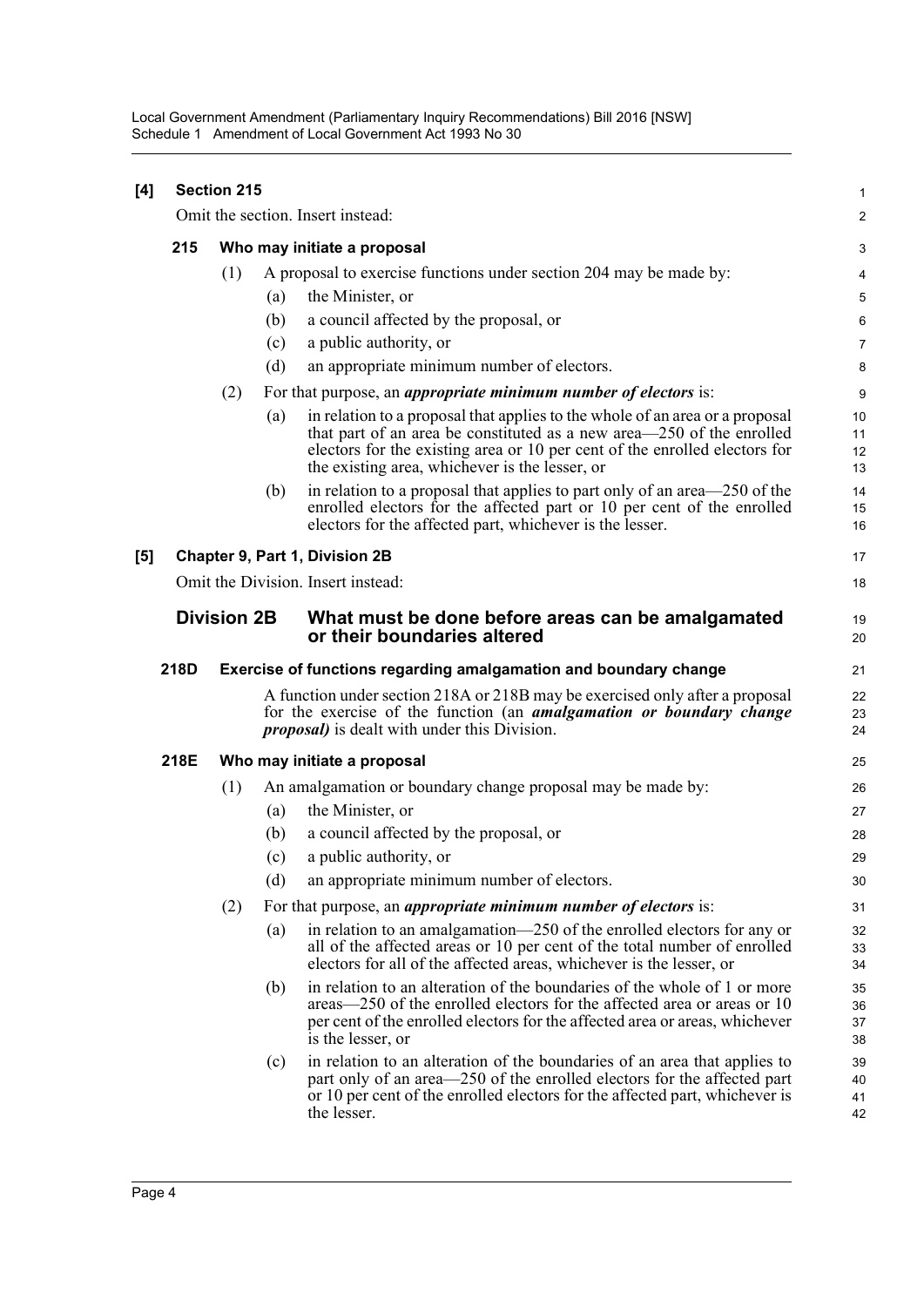**[4] Section 215**

Omit the section. Insert instead:

**215 Who may initiate a proposal**

(1) A proposal to exercise functions under section 204 may be made by:

(a) the Minister, or

(b) a council affected by the proposal, or

(c) a public authority, or

(d) an appropriate minimum number of electors.

(2) For that purpose, an ***appropriate minimum number of electors*** is:

(a) in relation to a proposal that applies to the whole of an area or a proposal that part of an area be constituted as a new area—250 of the enrolled electors for the existing area or 10 per cent of the enrolled electors for the existing area, whichever is the lesser, or

(b) in relation to a proposal that applies to part only of an area—250 of the enrolled electors for the affected part or 10 per cent of the enrolled electors for the affected part, whichever is the lesser.

**[5] Chapter 9, Part 1, Division 2B**

Omit the Division. Insert instead:

## Division 2B What must be done before areas can be amalgamated or their boundaries altered

**218D Exercise of functions regarding amalgamation and boundary change**

A function under section 218A or 218B may be exercised only after a proposal for the exercise of the function (an ***amalgamation or boundary change proposal)*** is dealt with under this Division.

**218E Who may initiate a proposal**

(1) An amalgamation or boundary change proposal may be made by:

(a) the Minister, or

(b) a council affected by the proposal, or

(c) a public authority, or

(d) an appropriate minimum number of electors.

(2) For that purpose, an ***appropriate minimum number of electors*** is:

(a) in relation to an amalgamation—250 of the enrolled electors for any or all of the affected areas or 10 per cent of the total number of enrolled electors for all of the affected areas, whichever is the lesser, or

(b) in relation to an alteration of the boundaries of the whole of 1 or more areas—250 of the enrolled electors for the affected area or areas or 10 per cent of the enrolled electors for the affected area or areas, whichever is the lesser, or

(c) in relation to an alteration of the boundaries of an area that applies to part only of an area—250 of the enrolled electors for the affected part or 10 per cent of the enrolled electors for the affected part, whichever is the lesser.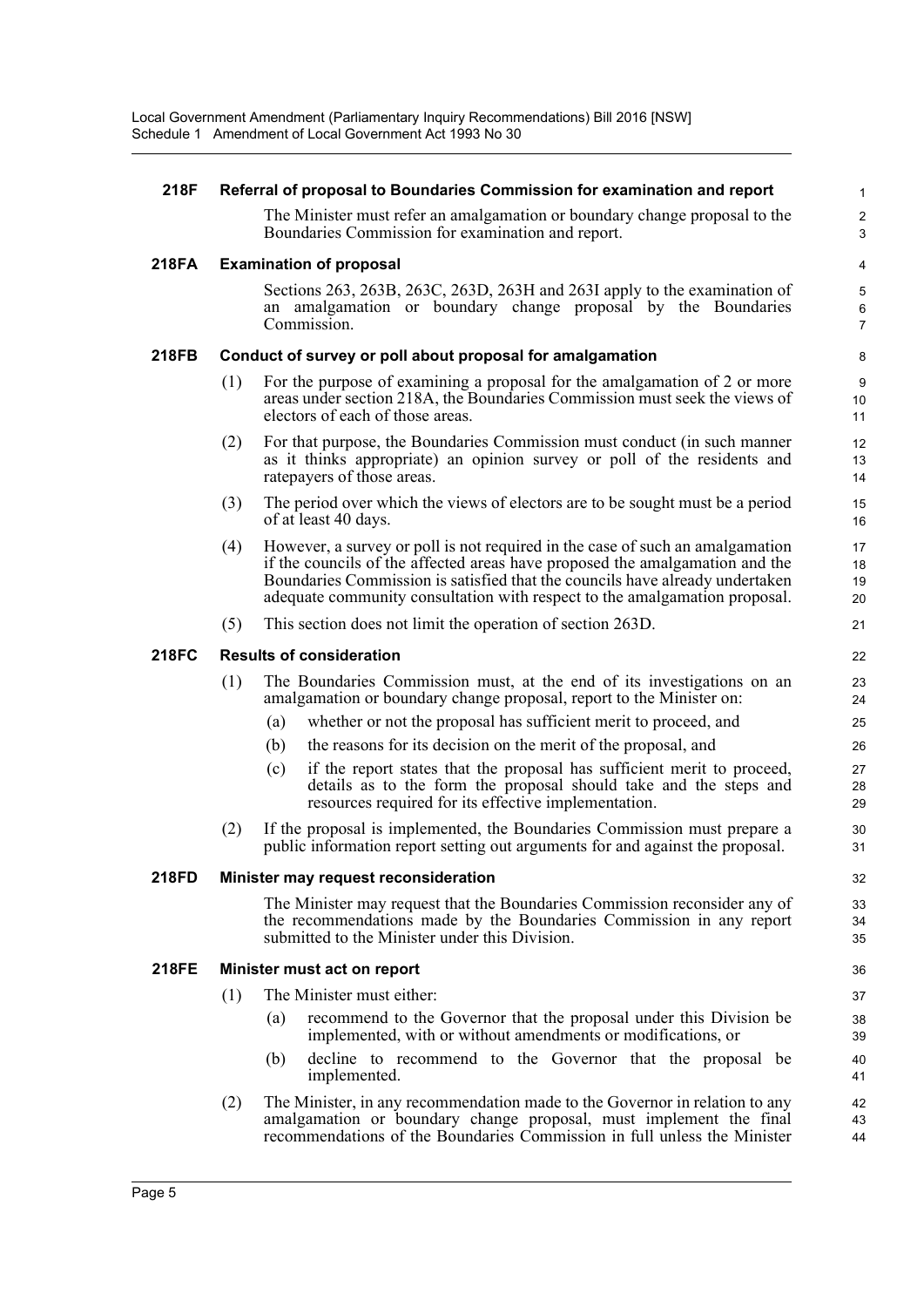**218F Referral of proposal to Boundaries Commission for examination and report**

The Minister must refer an amalgamation or boundary change proposal to the Boundaries Commission for examination and report.

**218FA Examination of proposal**

Sections 263, 263B, 263C, 263D, 263H and 263I apply to the examination of an amalgamation or boundary change proposal by the Boundaries Commission.

**218FB Conduct of survey or poll about proposal for amalgamation**

(1) For the purpose of examining a proposal for the amalgamation of 2 or more areas under section 218A, the Boundaries Commission must seek the views of electors of each of those areas.

(2) For that purpose, the Boundaries Commission must conduct (in such manner as it thinks appropriate) an opinion survey or poll of the residents and ratepayers of those areas.

(3) The period over which the views of electors are to be sought must be a period of at least 40 days.

(4) However, a survey or poll is not required in the case of such an amalgamation if the councils of the affected areas have proposed the amalgamation and the Boundaries Commission is satisfied that the councils have already undertaken adequate community consultation with respect to the amalgamation proposal.

(5) This section does not limit the operation of section 263D.

**218FC Results of consideration**

(1) The Boundaries Commission must, at the end of its investigations on an amalgamation or boundary change proposal, report to the Minister on:

(a) whether or not the proposal has sufficient merit to proceed, and

(b) the reasons for its decision on the merit of the proposal, and

(c) if the report states that the proposal has sufficient merit to proceed, details as to the form the proposal should take and the steps and resources required for its effective implementation.

(2) If the proposal is implemented, the Boundaries Commission must prepare a public information report setting out arguments for and against the proposal.

**218FD Minister may request reconsideration**

The Minister may request that the Boundaries Commission reconsider any of the recommendations made by the Boundaries Commission in any report submitted to the Minister under this Division.

**218FE Minister must act on report**

(1) The Minister must either:

(a) recommend to the Governor that the proposal under this Division be implemented, with or without amendments or modifications, or

(b) decline to recommend to the Governor that the proposal be implemented.

(2) The Minister, in any recommendation made to the Governor in relation to any amalgamation or boundary change proposal, must implement the final recommendations of the Boundaries Commission in full unless the Minister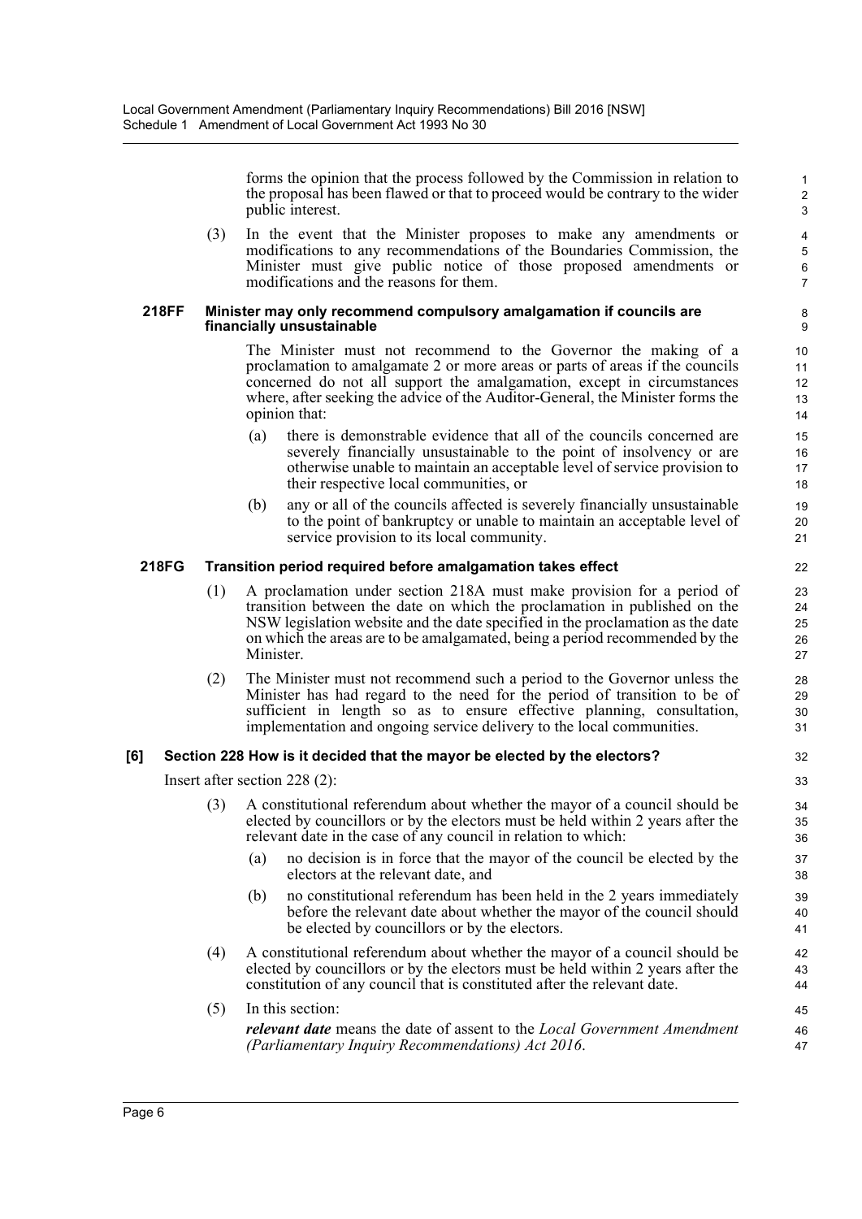forms the opinion that the process followed by the Commission in relation to the proposal has been flawed or that to proceed would be contrary to the wider public interest.

(3) In the event that the Minister proposes to make any amendments or modifications to any recommendations of the Boundaries Commission, the Minister must give public notice of those proposed amendments or modifications and the reasons for them.

**218FF Minister may only recommend compulsory amalgamation if councils are financially unsustainable**

The Minister must not recommend to the Governor the making of a proclamation to amalgamate 2 or more areas or parts of areas if the councils concerned do not all support the amalgamation, except in circumstances where, after seeking the advice of the Auditor-General, the Minister forms the opinion that:

(a) there is demonstrable evidence that all of the councils concerned are severely financially unsustainable to the point of insolvency or are otherwise unable to maintain an acceptable level of service provision to their respective local communities, or

(b) any or all of the councils affected is severely financially unsustainable to the point of bankruptcy or unable to maintain an acceptable level of service provision to its local community.

**218FG Transition period required before amalgamation takes effect**

(1) A proclamation under section 218A must make provision for a period of transition between the date on which the proclamation in published on the NSW legislation website and the date specified in the proclamation as the date on which the areas are to be amalgamated, being a period recommended by the Minister.

(2) The Minister must not recommend such a period to the Governor unless the Minister has had regard to the need for the period of transition to be of sufficient in length so as to ensure effective planning, consultation, implementation and ongoing service delivery to the local communities.

**[6] Section 228 How is it decided that the mayor be elected by the electors?**

Insert after section 228 (2):

(3) A constitutional referendum about whether the mayor of a council should be elected by councillors or by the electors must be held within 2 years after the relevant date in the case of any council in relation to which:

(a) no decision is in force that the mayor of the council be elected by the electors at the relevant date, and

(b) no constitutional referendum has been held in the 2 years immediately before the relevant date about whether the mayor of the council should be elected by councillors or by the electors.

(4) A constitutional referendum about whether the mayor of a council should be elected by councillors or by the electors must be held within 2 years after the constitution of any council that is constituted after the relevant date.

(5) In this section:

***relevant date*** means the date of assent to the *Local Government Amendment (Parliamentary Inquiry Recommendations) Act 2016*.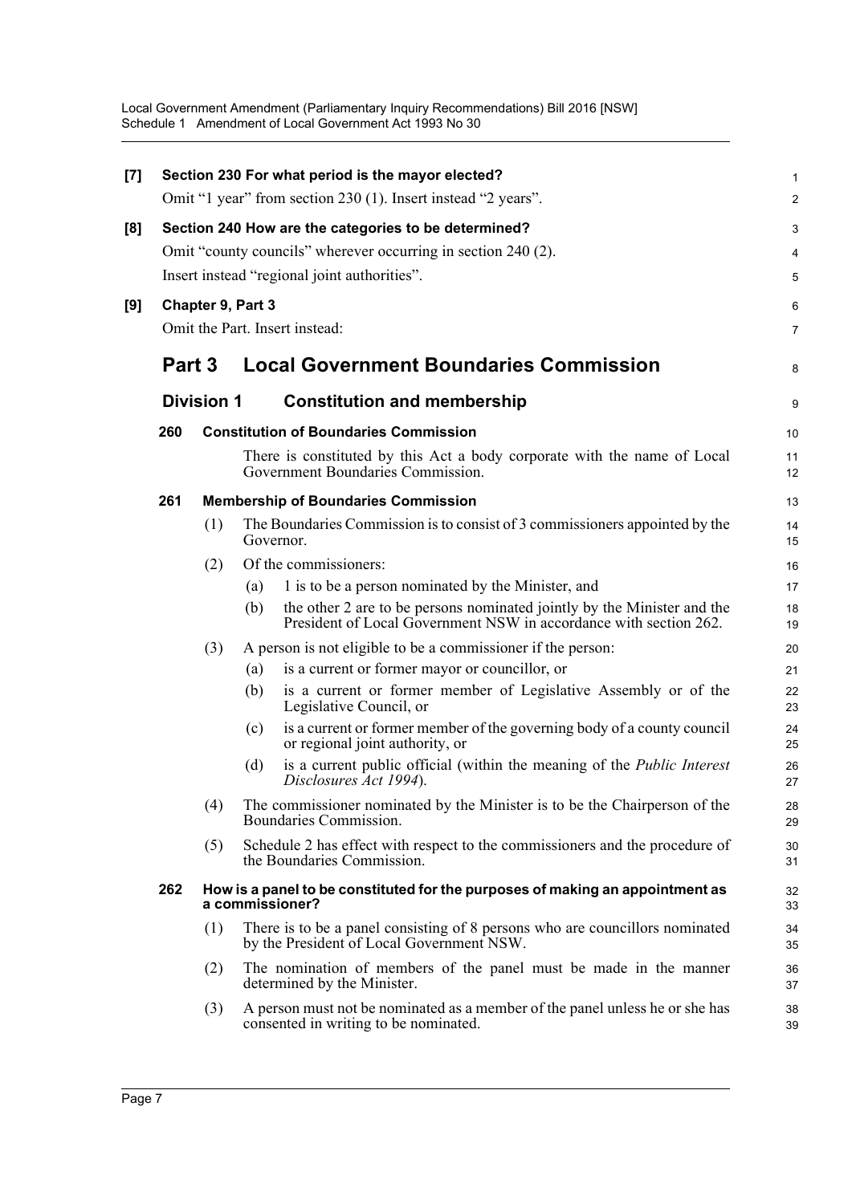**[7] Section 230 For what period is the mayor elected?**

Omit "1 year" from section 230 (1). Insert instead "2 years".

**[8] Section 240 How are the categories to be determined?**

Omit "county councils" wherever occurring in section 240 (2).

Insert instead "regional joint authorities".

**[9] Chapter 9, Part 3**

Omit the Part. Insert instead:

# Part 3 Local Government Boundaries Commission

## Division 1 Constitution and membership

### 260 Constitution of Boundaries Commission

There is constituted by this Act a body corporate with the name of Local Government Boundaries Commission.

### 261 Membership of Boundaries Commission

(1) The Boundaries Commission is to consist of 3 commissioners appointed by the Governor.

(2) Of the commissioners:

- (a) 1 is to be a person nominated by the Minister, and
- (b) the other 2 are to be persons nominated jointly by the Minister and the President of Local Government NSW in accordance with section 262.

(3) A person is not eligible to be a commissioner if the person:

- (a) is a current or former mayor or councillor, or
- (b) is a current or former member of Legislative Assembly or of the Legislative Council, or
- (c) is a current or former member of the governing body of a county council or regional joint authority, or
- (d) is a current public official (within the meaning of the *Public Interest Disclosures Act 1994*).

(4) The commissioner nominated by the Minister is to be the Chairperson of the Boundaries Commission.

(5) Schedule 2 has effect with respect to the commissioners and the procedure of the Boundaries Commission.

### 262 How is a panel to be constituted for the purposes of making an appointment as a commissioner?

(1) There is to be a panel consisting of 8 persons who are councillors nominated by the President of Local Government NSW.

(2) The nomination of members of the panel must be made in the manner determined by the Minister.

(3) A person must not be nominated as a member of the panel unless he or she has consented in writing to be nominated.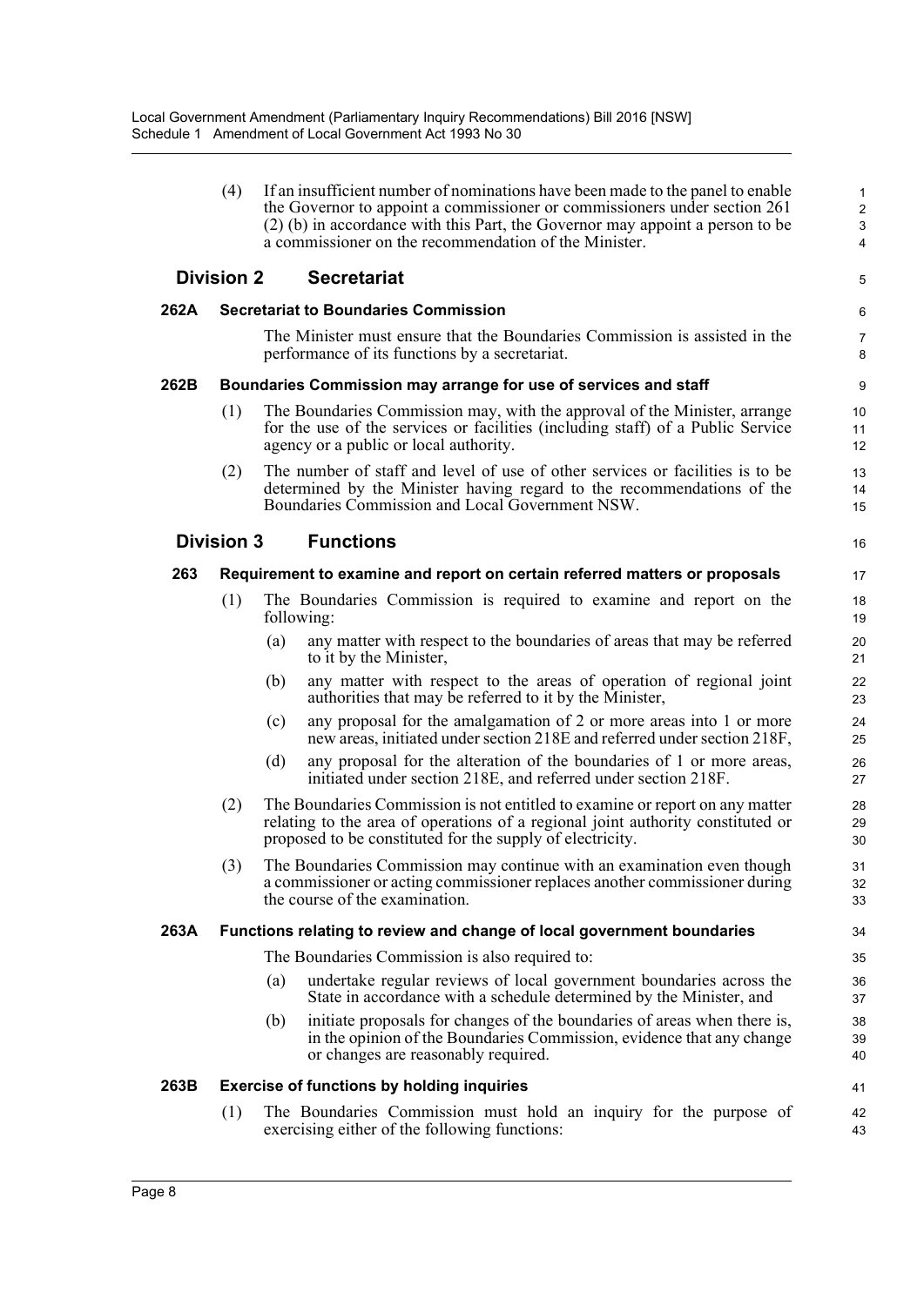(4) If an insufficient number of nominations have been made to the panel to enable the Governor to appoint a commissioner or commissioners under section 261 (2) (b) in accordance with this Part, the Governor may appoint a person to be a commissioner on the recommendation of the Minister.

## Division 2 Secretariat

### 262A Secretariat to Boundaries Commission

The Minister must ensure that the Boundaries Commission is assisted in the performance of its functions by a secretariat.

### 262B Boundaries Commission may arrange for use of services and staff

(1) The Boundaries Commission may, with the approval of the Minister, arrange for the use of the services or facilities (including staff) of a Public Service agency or a public or local authority.

(2) The number of staff and level of use of other services or facilities is to be determined by the Minister having regard to the recommendations of the Boundaries Commission and Local Government NSW.

## Division 3 Functions

### 263 Requirement to examine and report on certain referred matters or proposals

(1) The Boundaries Commission is required to examine and report on the following:

(a) any matter with respect to the boundaries of areas that may be referred to it by the Minister,

(b) any matter with respect to the areas of operation of regional joint authorities that may be referred to it by the Minister,

(c) any proposal for the amalgamation of 2 or more areas into 1 or more new areas, initiated under section 218E and referred under section 218F,

(d) any proposal for the alteration of the boundaries of 1 or more areas, initiated under section 218E, and referred under section 218F.

(2) The Boundaries Commission is not entitled to examine or report on any matter relating to the area of operations of a regional joint authority constituted or proposed to be constituted for the supply of electricity.

(3) The Boundaries Commission may continue with an examination even though a commissioner or acting commissioner replaces another commissioner during the course of the examination.

### 263A Functions relating to review and change of local government boundaries

The Boundaries Commission is also required to:

(a) undertake regular reviews of local government boundaries across the State in accordance with a schedule determined by the Minister, and

(b) initiate proposals for changes of the boundaries of areas when there is, in the opinion of the Boundaries Commission, evidence that any change or changes are reasonably required.

### 263B Exercise of functions by holding inquiries

(1) The Boundaries Commission must hold an inquiry for the purpose of exercising either of the following functions: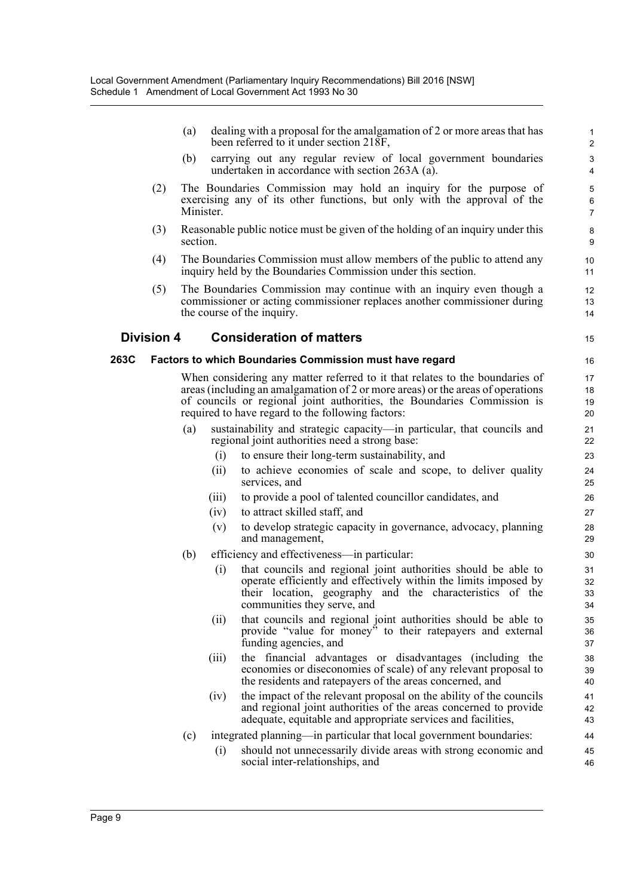(a) dealing with a proposal for the amalgamation of 2 or more areas that has been referred to it under section 218F,

(b) carrying out any regular review of local government boundaries undertaken in accordance with section 263A (a).

(2) The Boundaries Commission may hold an inquiry for the purpose of exercising any of its other functions, but only with the approval of the Minister.

(3) Reasonable public notice must be given of the holding of an inquiry under this section.

(4) The Boundaries Commission must allow members of the public to attend any inquiry held by the Boundaries Commission under this section.

(5) The Boundaries Commission may continue with an inquiry even though a commissioner or acting commissioner replaces another commissioner during the course of the inquiry.

## Division 4 Consideration of matters

### 263C Factors to which Boundaries Commission must have regard

When considering any matter referred to it that relates to the boundaries of areas (including an amalgamation of 2 or more areas) or the areas of operations of councils or regional joint authorities, the Boundaries Commission is required to have regard to the following factors:

(a) sustainability and strategic capacity—in particular, that councils and regional joint authorities need a strong base:

(i) to ensure their long-term sustainability, and

(ii) to achieve economies of scale and scope, to deliver quality services, and

(iii) to provide a pool of talented councillor candidates, and

(iv) to attract skilled staff, and

(v) to develop strategic capacity in governance, advocacy, planning and management,

(b) efficiency and effectiveness—in particular:

(i) that councils and regional joint authorities should be able to operate efficiently and effectively within the limits imposed by their location, geography and the characteristics of the communities they serve, and

(ii) that councils and regional joint authorities should be able to provide "value for money" to their ratepayers and external funding agencies, and

(iii) the financial advantages or disadvantages (including the economies or diseconomies of scale) of any relevant proposal to the residents and ratepayers of the areas concerned, and

(iv) the impact of the relevant proposal on the ability of the councils and regional joint authorities of the areas concerned to provide adequate, equitable and appropriate services and facilities,

(c) integrated planning—in particular that local government boundaries:

(i) should not unnecessarily divide areas with strong economic and social inter-relationships, and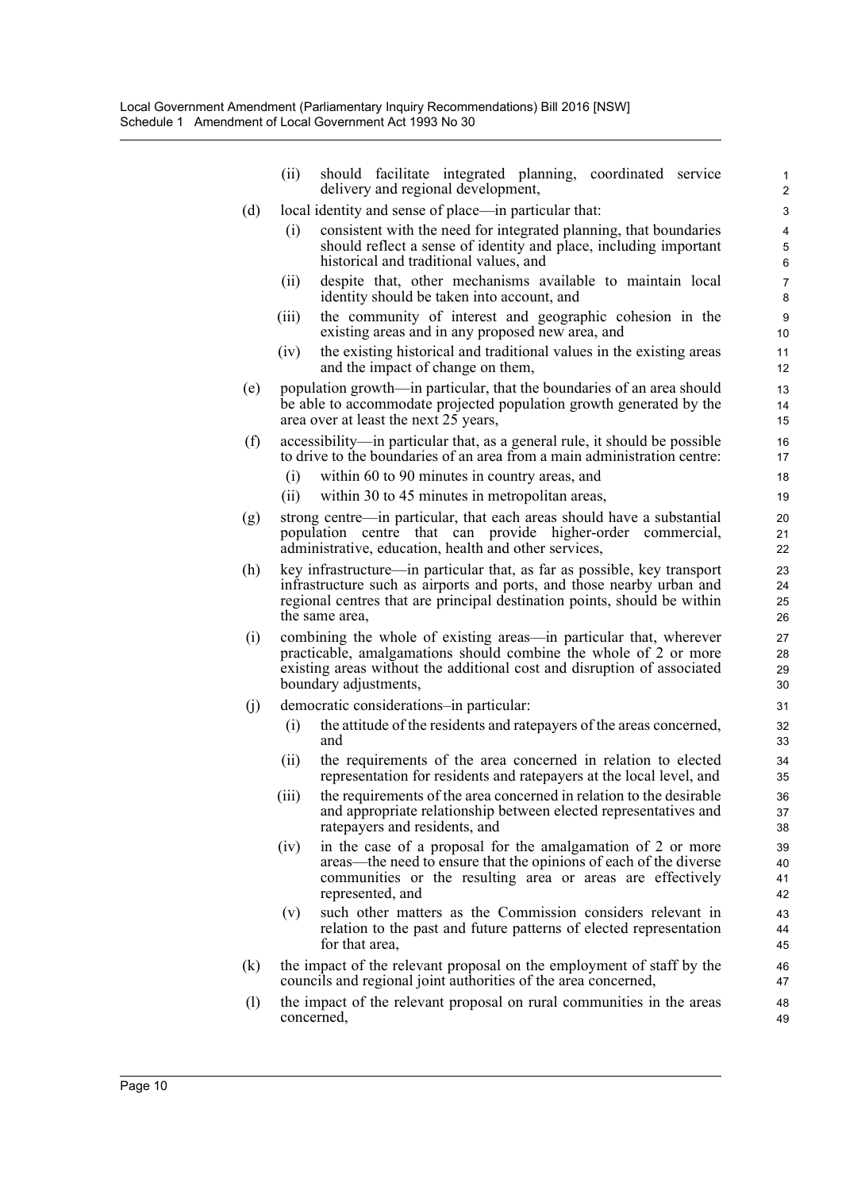(ii) should facilitate integrated planning, coordinated service delivery and regional development,

(d) local identity and sense of place—in particular that:

(i) consistent with the need for integrated planning, that boundaries should reflect a sense of identity and place, including important historical and traditional values, and

(ii) despite that, other mechanisms available to maintain local identity should be taken into account, and

(iii) the community of interest and geographic cohesion in the existing areas and in any proposed new area, and

(iv) the existing historical and traditional values in the existing areas and the impact of change on them,

(e) population growth—in particular, that the boundaries of an area should be able to accommodate projected population growth generated by the area over at least the next 25 years,

(f) accessibility—in particular that, as a general rule, it should be possible to drive to the boundaries of an area from a main administration centre:

(i) within 60 to 90 minutes in country areas, and

(ii) within 30 to 45 minutes in metropolitan areas,

(g) strong centre—in particular, that each areas should have a substantial population centre that can provide higher-order commercial, administrative, education, health and other services,

(h) key infrastructure—in particular that, as far as possible, key transport infrastructure such as airports and ports, and those nearby urban and regional centres that are principal destination points, should be within the same area,

(i) combining the whole of existing areas—in particular that, wherever practicable, amalgamations should combine the whole of 2 or more existing areas without the additional cost and disruption of associated boundary adjustments,

(j) democratic considerations–in particular:

(i) the attitude of the residents and ratepayers of the areas concerned, and

(ii) the requirements of the area concerned in relation to elected representation for residents and ratepayers at the local level, and

(iii) the requirements of the area concerned in relation to the desirable and appropriate relationship between elected representatives and ratepayers and residents, and

(iv) in the case of a proposal for the amalgamation of 2 or more areas—the need to ensure that the opinions of each of the diverse communities or the resulting area or areas are effectively represented, and

(v) such other matters as the Commission considers relevant in relation to the past and future patterns of elected representation for that area,

(k) the impact of the relevant proposal on the employment of staff by the councils and regional joint authorities of the area concerned,

(l) the impact of the relevant proposal on rural communities in the areas concerned,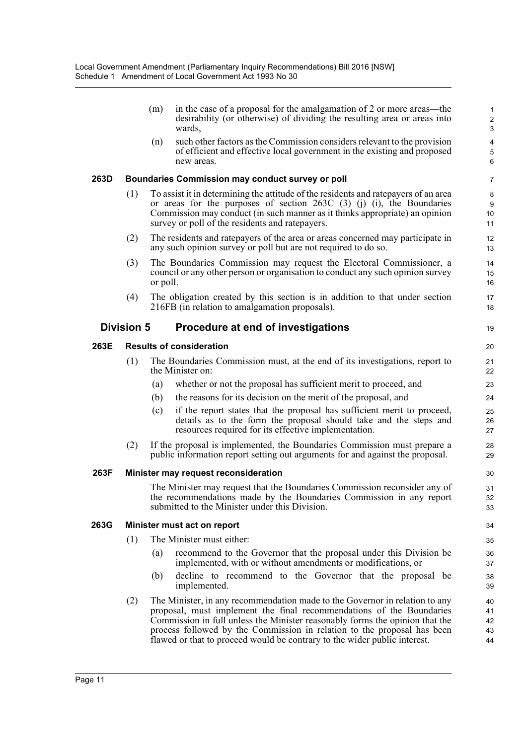(m) in the case of a proposal for the amalgamation of 2 or more areas—the desirability (or otherwise) of dividing the resulting area or areas into wards,

(n) such other factors as the Commission considers relevant to the provision of efficient and effective local government in the existing and proposed new areas.

### 263D Boundaries Commission may conduct survey or poll

(1) To assist it in determining the attitude of the residents and ratepayers of an area or areas for the purposes of section 263C (3) (j) (i), the Boundaries Commission may conduct (in such manner as it thinks appropriate) an opinion survey or poll of the residents and ratepayers.

(2) The residents and ratepayers of the area or areas concerned may participate in any such opinion survey or poll but are not required to do so.

(3) The Boundaries Commission may request the Electoral Commissioner, a council or any other person or organisation to conduct any such opinion survey or poll.

(4) The obligation created by this section is in addition to that under section 216FB (in relation to amalgamation proposals).

## Division 5 Procedure at end of investigations

### 263E Results of consideration

(1) The Boundaries Commission must, at the end of its investigations, report to the Minister on:

(a) whether or not the proposal has sufficient merit to proceed, and

(b) the reasons for its decision on the merit of the proposal, and

(c) if the report states that the proposal has sufficient merit to proceed, details as to the form the proposal should take and the steps and resources required for its effective implementation.

(2) If the proposal is implemented, the Boundaries Commission must prepare a public information report setting out arguments for and against the proposal.

### 263F Minister may request reconsideration

The Minister may request that the Boundaries Commission reconsider any of the recommendations made by the Boundaries Commission in any report submitted to the Minister under this Division.

### 263G Minister must act on report

(1) The Minister must either:

(a) recommend to the Governor that the proposal under this Division be implemented, with or without amendments or modifications, or

(b) decline to recommend to the Governor that the proposal be implemented.

(2) The Minister, in any recommendation made to the Governor in relation to any proposal, must implement the final recommendations of the Boundaries Commission in full unless the Minister reasonably forms the opinion that the process followed by the Commission in relation to the proposal has been flawed or that to proceed would be contrary to the wider public interest.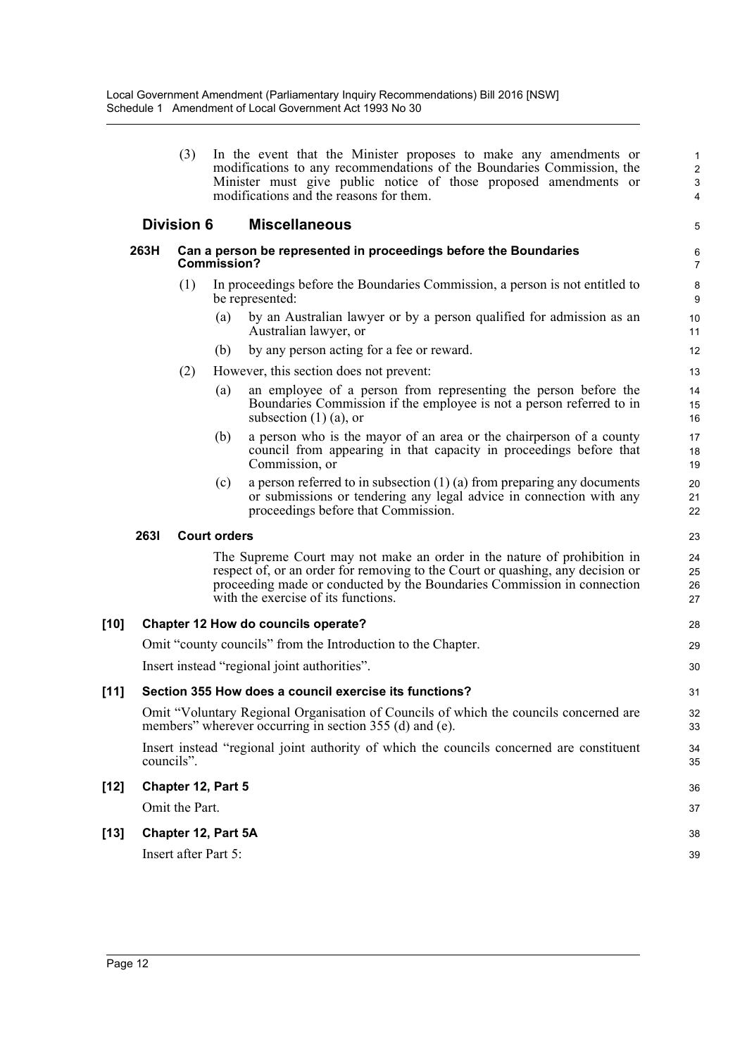(3) In the event that the Minister proposes to make any amendments or modifications to any recommendations of the Boundaries Commission, the Minister must give public notice of those proposed amendments or modifications and the reasons for them.

## Division 6 Miscellaneous

### 263H Can a person be represented in proceedings before the Boundaries Commission?

(1) In proceedings before the Boundaries Commission, a person is not entitled to be represented:

(a) by an Australian lawyer or by a person qualified for admission as an Australian lawyer, or

(b) by any person acting for a fee or reward.

(2) However, this section does not prevent:

(a) an employee of a person from representing the person before the Boundaries Commission if the employee is not a person referred to in subsection (1) (a), or

(b) a person who is the mayor of an area or the chairperson of a county council from appearing in that capacity in proceedings before that Commission, or

(c) a person referred to in subsection (1) (a) from preparing any documents or submissions or tendering any legal advice in connection with any proceedings before that Commission.

### 263I Court orders

The Supreme Court may not make an order in the nature of prohibition in respect of, or an order for removing to the Court or quashing, any decision or proceeding made or conducted by the Boundaries Commission in connection with the exercise of its functions.

### [10] Chapter 12 How do councils operate?

Omit "county councils" from the Introduction to the Chapter.

Insert instead "regional joint authorities".

### [11] Section 355 How does a council exercise its functions?

Omit "Voluntary Regional Organisation of Councils of which the councils concerned are members" wherever occurring in section 355 (d) and (e).

Insert instead "regional joint authority of which the councils concerned are constituent councils".

### [12] Chapter 12, Part 5

Omit the Part.

### [13] Chapter 12, Part 5A

Insert after Part 5: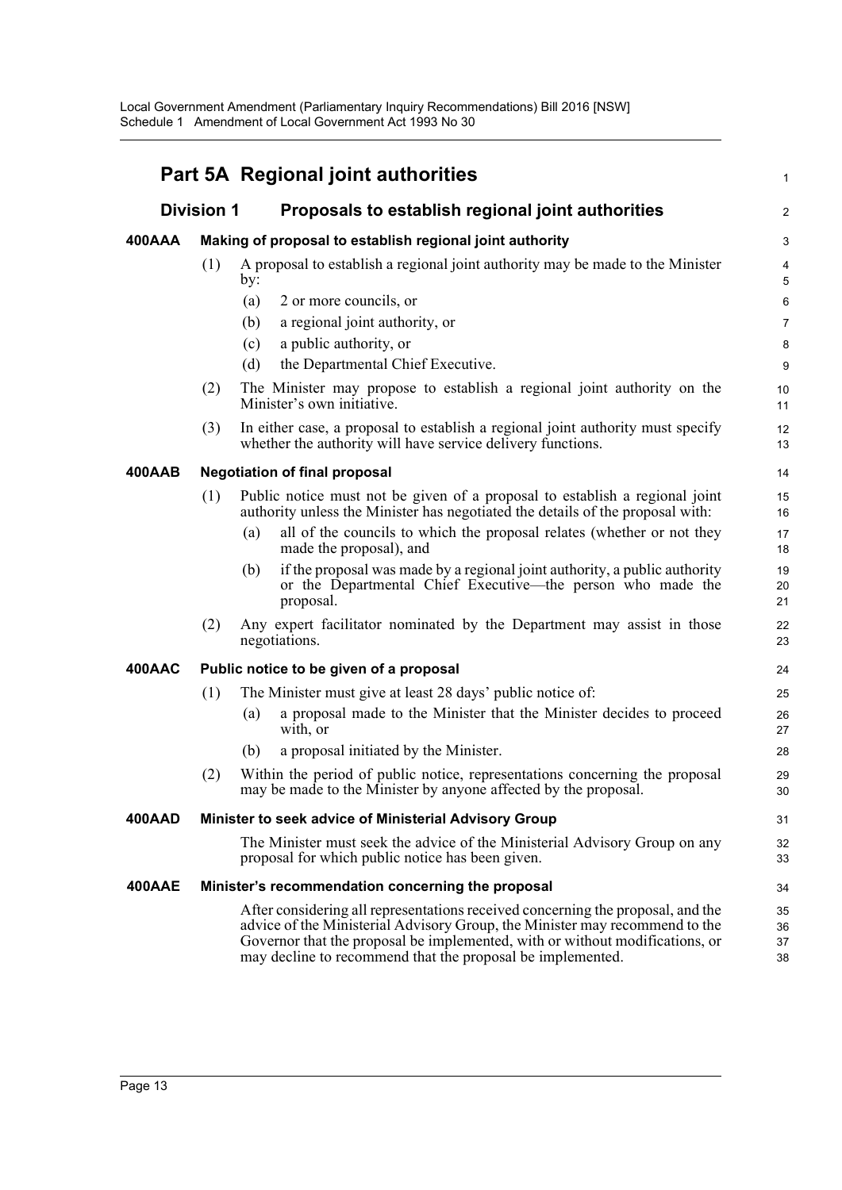# Part 5A Regional joint authorities

## Division 1 Proposals to establish regional joint authorities

### 400AAA Making of proposal to establish regional joint authority

(1) A proposal to establish a regional joint authority may be made to the Minister by:

(a) 2 or more councils, or

(b) a regional joint authority, or

(c) a public authority, or

(d) the Departmental Chief Executive.

(2) The Minister may propose to establish a regional joint authority on the Minister's own initiative.

(3) In either case, a proposal to establish a regional joint authority must specify whether the authority will have service delivery functions.

### 400AAB Negotiation of final proposal

(1) Public notice must not be given of a proposal to establish a regional joint authority unless the Minister has negotiated the details of the proposal with:

(a) all of the councils to which the proposal relates (whether or not they made the proposal), and

(b) if the proposal was made by a regional joint authority, a public authority or the Departmental Chief Executive—the person who made the proposal.

(2) Any expert facilitator nominated by the Department may assist in those negotiations.

### 400AAC Public notice to be given of a proposal

(1) The Minister must give at least 28 days' public notice of:

(a) a proposal made to the Minister that the Minister decides to proceed with, or

(b) a proposal initiated by the Minister.

(2) Within the period of public notice, representations concerning the proposal may be made to the Minister by anyone affected by the proposal.

### 400AAD Minister to seek advice of Ministerial Advisory Group

The Minister must seek the advice of the Ministerial Advisory Group on any proposal for which public notice has been given.

### 400AAE Minister's recommendation concerning the proposal

After considering all representations received concerning the proposal, and the advice of the Ministerial Advisory Group, the Minister may recommend to the Governor that the proposal be implemented, with or without modifications, or may decline to recommend that the proposal be implemented.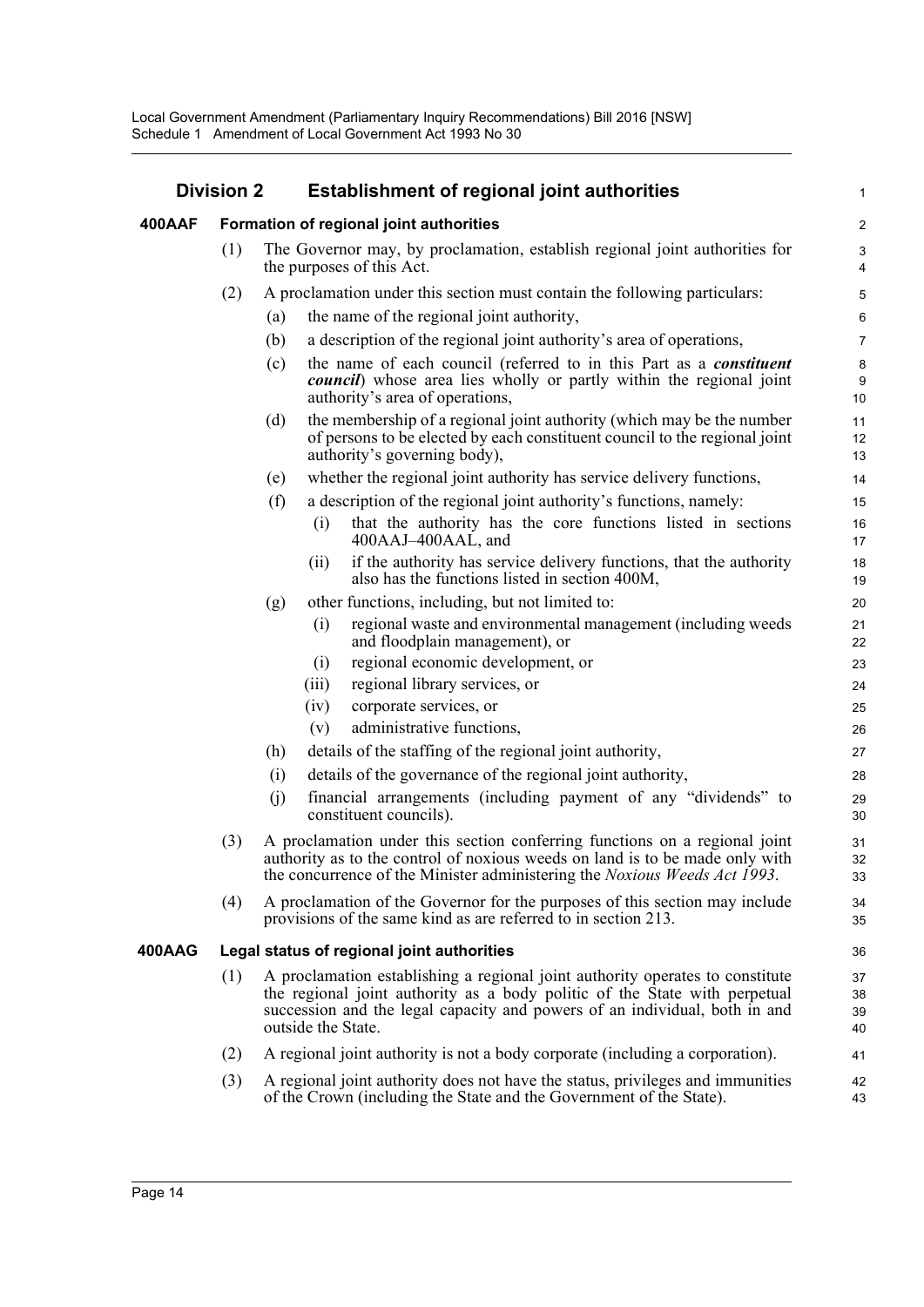## Division 2 Establishment of regional joint authorities

### 400AAF Formation of regional joint authorities

(1) The Governor may, by proclamation, establish regional joint authorities for the purposes of this Act.

(2) A proclamation under this section must contain the following particulars:

(a) the name of the regional joint authority,

(b) a description of the regional joint authority's area of operations,

(c) the name of each council (referred to in this Part as a ***constituent council***) whose area lies wholly or partly within the regional joint authority's area of operations,

(d) the membership of a regional joint authority (which may be the number of persons to be elected by each constituent council to the regional joint authority's governing body),

(e) whether the regional joint authority has service delivery functions,

(f) a description of the regional joint authority's functions, namely:

(i) that the authority has the core functions listed in sections 400AAJ–400AAL, and

(ii) if the authority has service delivery functions, that the authority also has the functions listed in section 400M,

(g) other functions, including, but not limited to:

(i) regional waste and environmental management (including weeds and floodplain management), or

(i) regional economic development, or

(iii) regional library services, or

(iv) corporate services, or

(v) administrative functions,

(h) details of the staffing of the regional joint authority,

(i) details of the governance of the regional joint authority,

(j) financial arrangements (including payment of any "dividends" to constituent councils).

(3) A proclamation under this section conferring functions on a regional joint authority as to the control of noxious weeds on land is to be made only with the concurrence of the Minister administering the *Noxious Weeds Act 1993*.

(4) A proclamation of the Governor for the purposes of this section may include provisions of the same kind as are referred to in section 213.

### 400AAG Legal status of regional joint authorities

(1) A proclamation establishing a regional joint authority operates to constitute the regional joint authority as a body politic of the State with perpetual succession and the legal capacity and powers of an individual, both in and outside the State.

(2) A regional joint authority is not a body corporate (including a corporation).

(3) A regional joint authority does not have the status, privileges and immunities of the Crown (including the State and the Government of the State).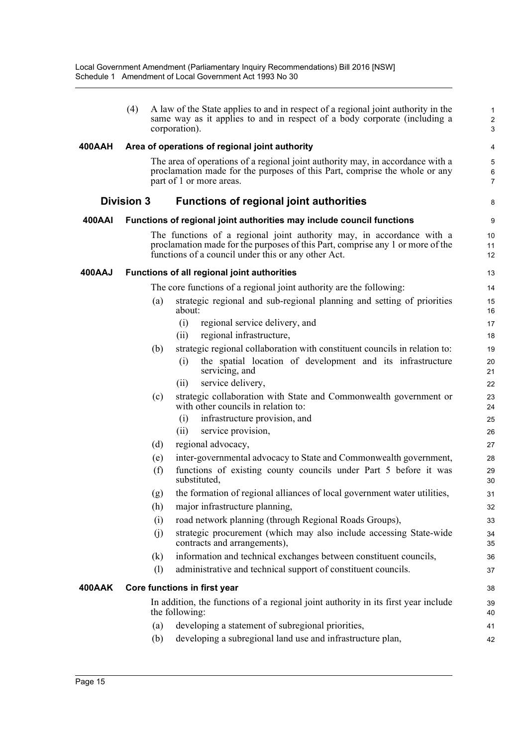(4) A law of the State applies to and in respect of a regional joint authority in the same way as it applies to and in respect of a body corporate (including a corporation).

#### 400AAH Area of operations of regional joint authority

The area of operations of a regional joint authority may, in accordance with a proclamation made for the purposes of this Part, comprise the whole or any part of 1 or more areas.

### Division 3 Functions of regional joint authorities

#### 400AAI Functions of regional joint authorities may include council functions

The functions of a regional joint authority may, in accordance with a proclamation made for the purposes of this Part, comprise any 1 or more of the functions of a council under this or any other Act.

#### 400AAJ Functions of all regional joint authorities

The core functions of a regional joint authority are the following:

(a) strategic regional and sub-regional planning and setting of priorities about:

- (i) regional service delivery, and
- (ii) regional infrastructure,

(b) strategic regional collaboration with constituent councils in relation to:

- (i) the spatial location of development and its infrastructure servicing, and
- (ii) service delivery,

(c) strategic collaboration with State and Commonwealth government or with other councils in relation to:

- (i) infrastructure provision, and
- (ii) service provision,

(d) regional advocacy,

(e) inter-governmental advocacy to State and Commonwealth government,

(f) functions of existing county councils under Part 5 before it was substituted,

(g) the formation of regional alliances of local government water utilities,

(h) major infrastructure planning,

(i) road network planning (through Regional Roads Groups),

(j) strategic procurement (which may also include accessing State-wide contracts and arrangements),

(k) information and technical exchanges between constituent councils,

(l) administrative and technical support of constituent councils.

#### 400AAK Core functions in first year

In addition, the functions of a regional joint authority in its first year include the following:

(a) developing a statement of subregional priorities,

(b) developing a subregional land use and infrastructure plan,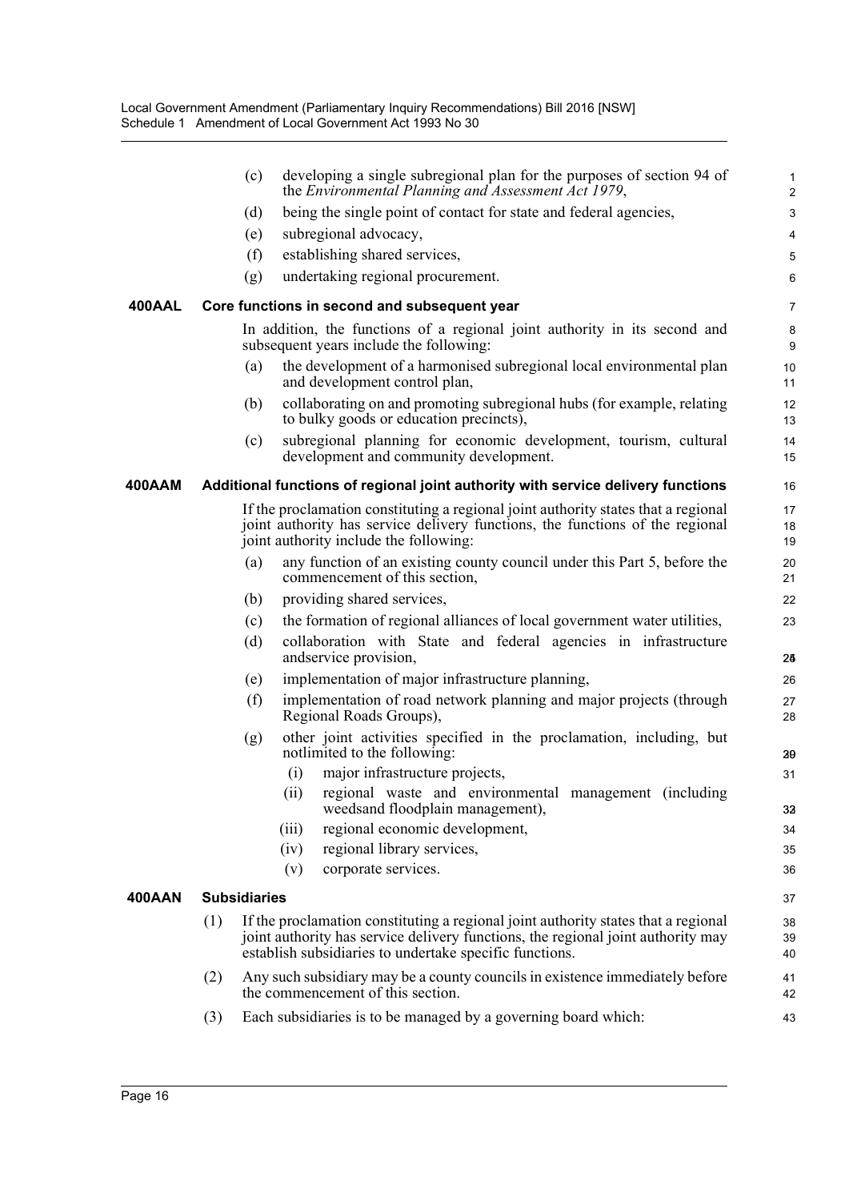(c) developing a single subregional plan for the purposes of section 94 of the *Environmental Planning and Assessment Act 1979*,

(d) being the single point of contact for state and federal agencies,

(e) subregional advocacy,

(f) establishing shared services,

(g) undertaking regional procurement.

**400AAL Core functions in second and subsequent year**

In addition, the functions of a regional joint authority in its second and subsequent years include the following:

(a) the development of a harmonised subregional local environmental plan and development control plan,

(b) collaborating on and promoting subregional hubs (for example, relating to bulky goods or education precincts),

(c) subregional planning for economic development, tourism, cultural development and community development.

**400AAM Additional functions of regional joint authority with service delivery functions**

If the proclamation constituting a regional joint authority states that a regional joint authority has service delivery functions, the functions of the regional joint authority include the following:

(a) any function of an existing county council under this Part 5, before the commencement of this section,

(b) providing shared services,

(c) the formation of regional alliances of local government water utilities,

(d) collaboration with State and federal agencies in infrastructure andservice provision,

(e) implementation of major infrastructure planning,

(f) implementation of road network planning and major projects (through Regional Roads Groups),

(g) other joint activities specified in the proclamation, including, but notlimited to the following:

(i) major infrastructure projects,

(ii) regional waste and environmental management (including weedsand floodplain management),

(iii) regional economic development,

(iv) regional library services,

(v) corporate services.

**400AAN Subsidiaries**

(1) If the proclamation constituting a regional joint authority states that a regional joint authority has service delivery functions, the regional joint authority may establish subsidiaries to undertake specific functions.

(2) Any such subsidiary may be a county councils in existence immediately before the commencement of this section.

(3) Each subsidiaries is to be managed by a governing board which: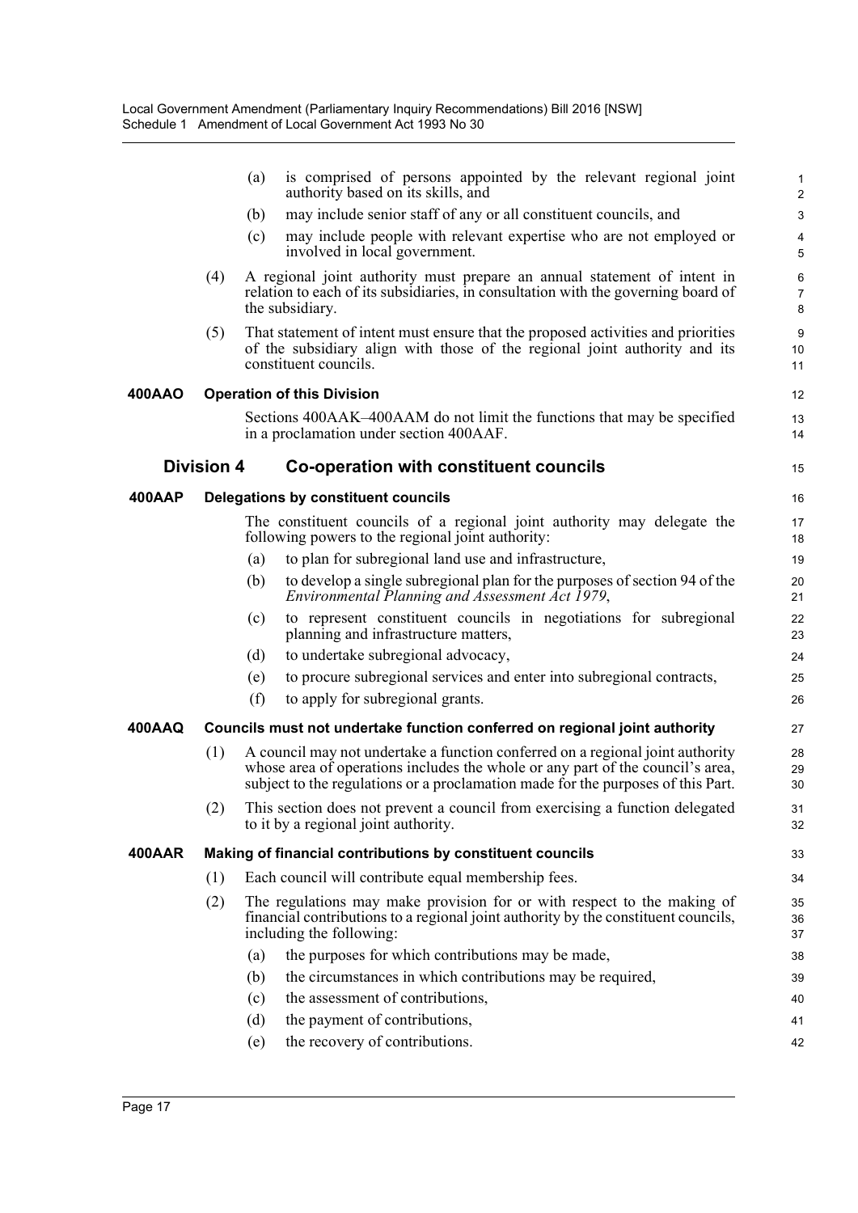(a) is comprised of persons appointed by the relevant regional joint authority based on its skills, and

(b) may include senior staff of any or all constituent councils, and

(c) may include people with relevant expertise who are not employed or involved in local government.

(4) A regional joint authority must prepare an annual statement of intent in relation to each of its subsidiaries, in consultation with the governing board of the subsidiary.

(5) That statement of intent must ensure that the proposed activities and priorities of the subsidiary align with those of the regional joint authority and its constituent councils.

**400AAO Operation of this Division**

Sections 400AAK–400AAM do not limit the functions that may be specified in a proclamation under section 400AAF.

## Division 4 Co-operation with constituent councils

**400AAP Delegations by constituent councils**

The constituent councils of a regional joint authority may delegate the following powers to the regional joint authority:

(a) to plan for subregional land use and infrastructure,

(b) to develop a single subregional plan for the purposes of section 94 of the *Environmental Planning and Assessment Act 1979*,

(c) to represent constituent councils in negotiations for subregional planning and infrastructure matters,

(d) to undertake subregional advocacy,

(e) to procure subregional services and enter into subregional contracts,

(f) to apply for subregional grants.

**400AAQ Councils must not undertake function conferred on regional joint authority**

(1) A council may not undertake a function conferred on a regional joint authority whose area of operations includes the whole or any part of the council's area, subject to the regulations or a proclamation made for the purposes of this Part.

(2) This section does not prevent a council from exercising a function delegated to it by a regional joint authority.

**400AAR Making of financial contributions by constituent councils**

(1) Each council will contribute equal membership fees.

(2) The regulations may make provision for or with respect to the making of financial contributions to a regional joint authority by the constituent councils, including the following:

(a) the purposes for which contributions may be made,

(b) the circumstances in which contributions may be required,

(c) the assessment of contributions,

(d) the payment of contributions,

(e) the recovery of contributions.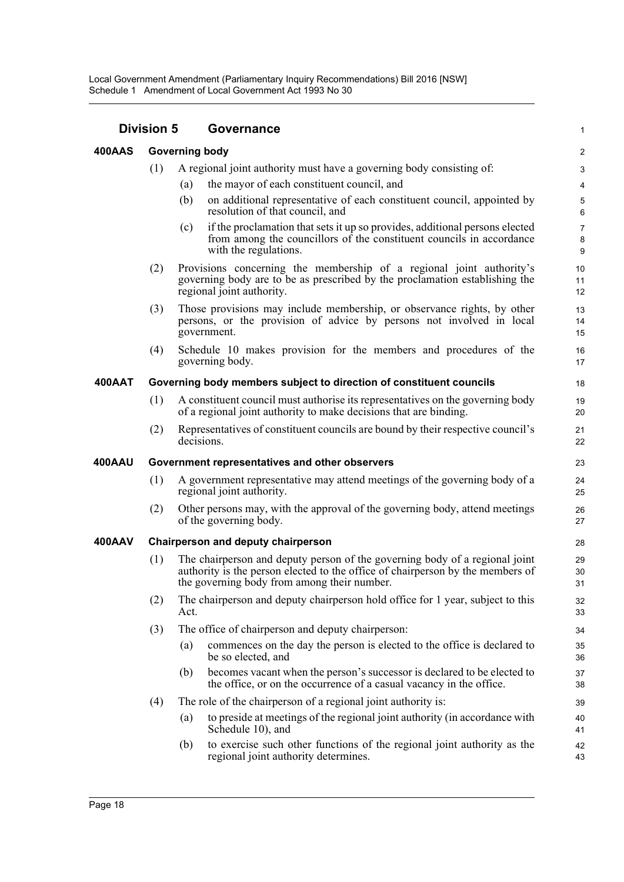## Division 5 Governance

### 400AAS Governing body

(1) A regional joint authority must have a governing body consisting of:

- (a) the mayor of each constituent council, and
- (b) on additional representative of each constituent council, appointed by resolution of that council, and
- (c) if the proclamation that sets it up so provides, additional persons elected from among the councillors of the constituent councils in accordance with the regulations.

(2) Provisions concerning the membership of a regional joint authority's governing body are to be as prescribed by the proclamation establishing the regional joint authority.

(3) Those provisions may include membership, or observance rights, by other persons, or the provision of advice by persons not involved in local government.

(4) Schedule 10 makes provision for the members and procedures of the governing body.

### 400AAT Governing body members subject to direction of constituent councils

(1) A constituent council must authorise its representatives on the governing body of a regional joint authority to make decisions that are binding.

(2) Representatives of constituent councils are bound by their respective council's decisions.

### 400AAU Government representatives and other observers

(1) A government representative may attend meetings of the governing body of a regional joint authority.

(2) Other persons may, with the approval of the governing body, attend meetings of the governing body.

### 400AAV Chairperson and deputy chairperson

(1) The chairperson and deputy person of the governing body of a regional joint authority is the person elected to the office of chairperson by the members of the governing body from among their number.

(2) The chairperson and deputy chairperson hold office for 1 year, subject to this Act.

(3) The office of chairperson and deputy chairperson:

- (a) commences on the day the person is elected to the office is declared to be so elected, and
- (b) becomes vacant when the person's successor is declared to be elected to the office, or on the occurrence of a casual vacancy in the office.

(4) The role of the chairperson of a regional joint authority is:

- (a) to preside at meetings of the regional joint authority (in accordance with Schedule 10), and
- (b) to exercise such other functions of the regional joint authority as the regional joint authority determines.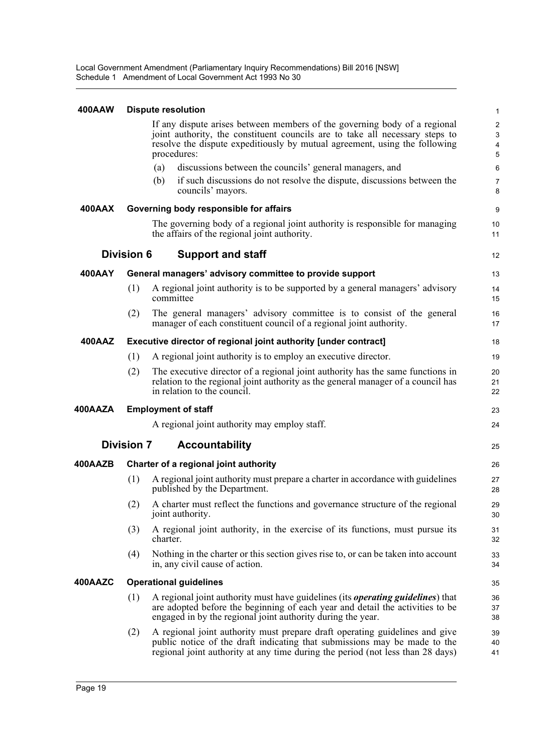#### 400AAW Dispute resolution

If any dispute arises between members of the governing body of a regional joint authority, the constituent councils are to take all necessary steps to resolve the dispute expeditiously by mutual agreement, using the following procedures:

(a) discussions between the councils' general managers, and

(b) if such discussions do not resolve the dispute, discussions between the councils' mayors.

#### 400AAX Governing body responsible for affairs

The governing body of a regional joint authority is responsible for managing the affairs of the regional joint authority.

### Division 6 Support and staff

#### 400AAY General managers' advisory committee to provide support

(1) A regional joint authority is to be supported by a general managers' advisory committee

(2) The general managers' advisory committee is to consist of the general manager of each constituent council of a regional joint authority.

#### 400AAZ Executive director of regional joint authority [under contract]

(1) A regional joint authority is to employ an executive director.

(2) The executive director of a regional joint authority has the same functions in relation to the regional joint authority as the general manager of a council has in relation to the council.

#### 400AAZA Employment of staff

A regional joint authority may employ staff.

### Division 7 Accountability

#### 400AAZB Charter of a regional joint authority

(1) A regional joint authority must prepare a charter in accordance with guidelines published by the Department.

(2) A charter must reflect the functions and governance structure of the regional joint authority.

(3) A regional joint authority, in the exercise of its functions, must pursue its charter.

(4) Nothing in the charter or this section gives rise to, or can be taken into account in, any civil cause of action.

#### 400AAZC Operational guidelines

(1) A regional joint authority must have guidelines (its ***operating guidelines***) that are adopted before the beginning of each year and detail the activities to be engaged in by the regional joint authority during the year.

(2) A regional joint authority must prepare draft operating guidelines and give public notice of the draft indicating that submissions may be made to the regional joint authority at any time during the period (not less than 28 days)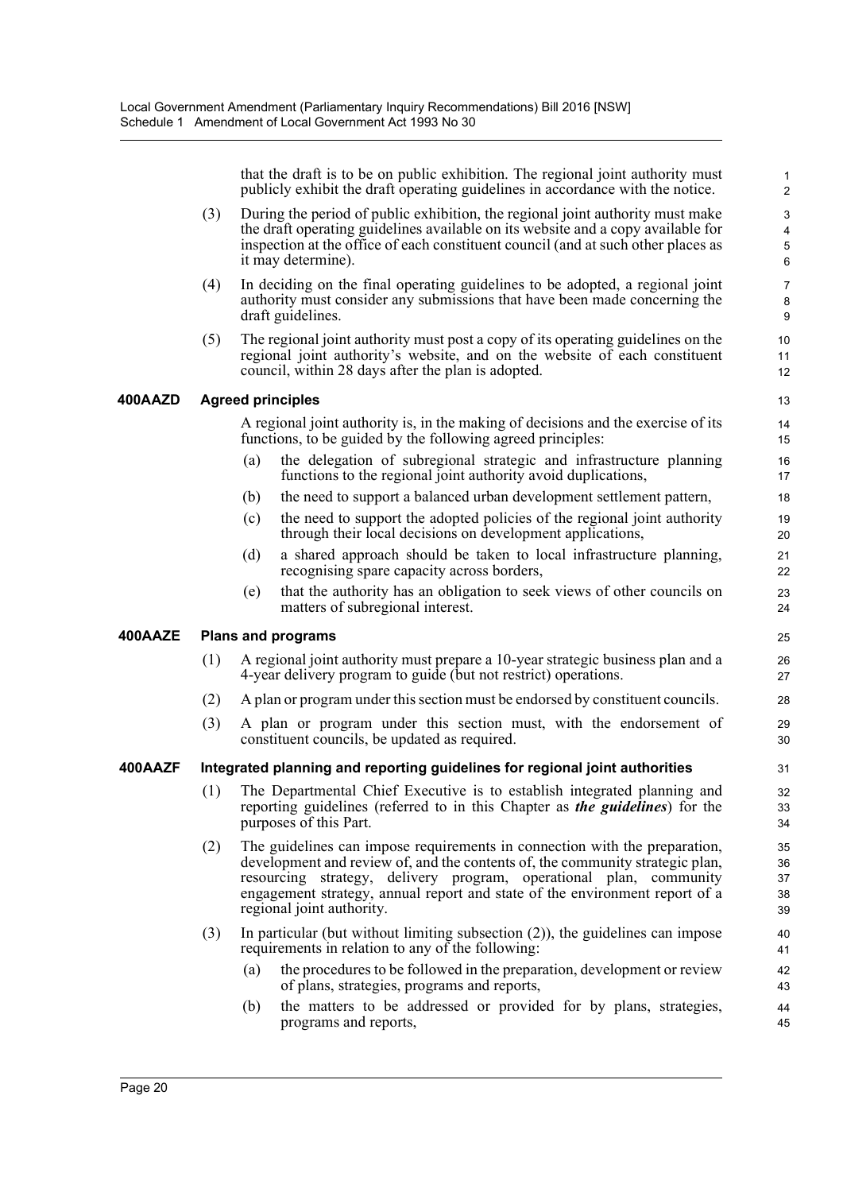that the draft is to be on public exhibition. The regional joint authority must publicly exhibit the draft operating guidelines in accordance with the notice.

(3) During the period of public exhibition, the regional joint authority must make the draft operating guidelines available on its website and a copy available for inspection at the office of each constituent council (and at such other places as it may determine).

(4) In deciding on the final operating guidelines to be adopted, a regional joint authority must consider any submissions that have been made concerning the draft guidelines.

(5) The regional joint authority must post a copy of its operating guidelines on the regional joint authority's website, and on the website of each constituent council, within 28 days after the plan is adopted.

**400AAZD Agreed principles**

A regional joint authority is, in the making of decisions and the exercise of its functions, to be guided by the following agreed principles:

(a) the delegation of subregional strategic and infrastructure planning functions to the regional joint authority avoid duplications,

(b) the need to support a balanced urban development settlement pattern,

(c) the need to support the adopted policies of the regional joint authority through their local decisions on development applications,

(d) a shared approach should be taken to local infrastructure planning, recognising spare capacity across borders,

(e) that the authority has an obligation to seek views of other councils on matters of subregional interest.

**400AAZE Plans and programs**

(1) A regional joint authority must prepare a 10-year strategic business plan and a 4-year delivery program to guide (but not restrict) operations.

(2) A plan or program under this section must be endorsed by constituent councils.

(3) A plan or program under this section must, with the endorsement of constituent councils, be updated as required.

**400AAZF Integrated planning and reporting guidelines for regional joint authorities**

(1) The Departmental Chief Executive is to establish integrated planning and reporting guidelines (referred to in this Chapter as ***the guidelines***) for the purposes of this Part.

(2) The guidelines can impose requirements in connection with the preparation, development and review of, and the contents of, the community strategic plan, resourcing strategy, delivery program, operational plan, community engagement strategy, annual report and state of the environment report of a regional joint authority.

(3) In particular (but without limiting subsection (2)), the guidelines can impose requirements in relation to any of the following:

(a) the procedures to be followed in the preparation, development or review of plans, strategies, programs and reports,

(b) the matters to be addressed or provided for by plans, strategies, programs and reports,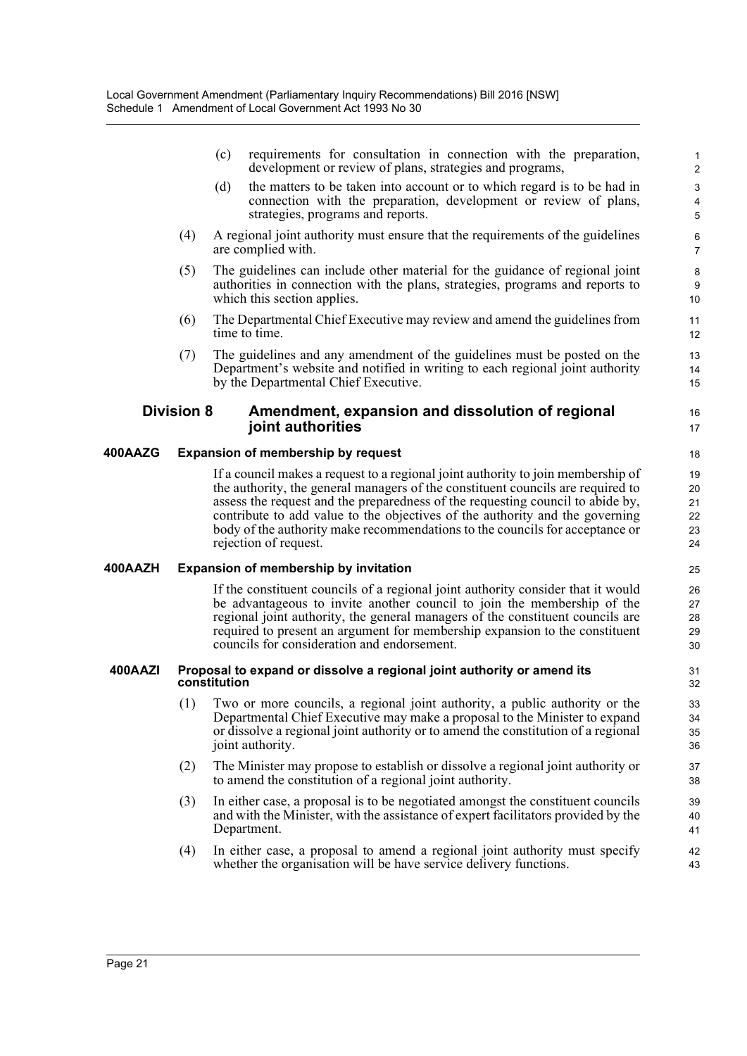(c) requirements for consultation in connection with the preparation, development or review of plans, strategies and programs,

(d) the matters to be taken into account or to which regard is to be had in connection with the preparation, development or review of plans, strategies, programs and reports.

(4) A regional joint authority must ensure that the requirements of the guidelines are complied with.

(5) The guidelines can include other material for the guidance of regional joint authorities in connection with the plans, strategies, programs and reports to which this section applies.

(6) The Departmental Chief Executive may review and amend the guidelines from time to time.

(7) The guidelines and any amendment of the guidelines must be posted on the Department's website and notified in writing to each regional joint authority by the Departmental Chief Executive.

## Division 8 Amendment, expansion and dissolution of regional joint authorities

### 400AAZG Expansion of membership by request

If a council makes a request to a regional joint authority to join membership of the authority, the general managers of the constituent councils are required to assess the request and the preparedness of the requesting council to abide by, contribute to add value to the objectives of the authority and the governing body of the authority make recommendations to the councils for acceptance or rejection of request.

### 400AAZH Expansion of membership by invitation

If the constituent councils of a regional joint authority consider that it would be advantageous to invite another council to join the membership of the regional joint authority, the general managers of the constituent councils are required to present an argument for membership expansion to the constituent councils for consideration and endorsement.

### 400AAZI Proposal to expand or dissolve a regional joint authority or amend its constitution

(1) Two or more councils, a regional joint authority, a public authority or the Departmental Chief Executive may make a proposal to the Minister to expand or dissolve a regional joint authority or to amend the constitution of a regional joint authority.

(2) The Minister may propose to establish or dissolve a regional joint authority or to amend the constitution of a regional joint authority.

(3) In either case, a proposal is to be negotiated amongst the constituent councils and with the Minister, with the assistance of expert facilitators provided by the Department.

(4) In either case, a proposal to amend a regional joint authority must specify whether the organisation will be have service delivery functions.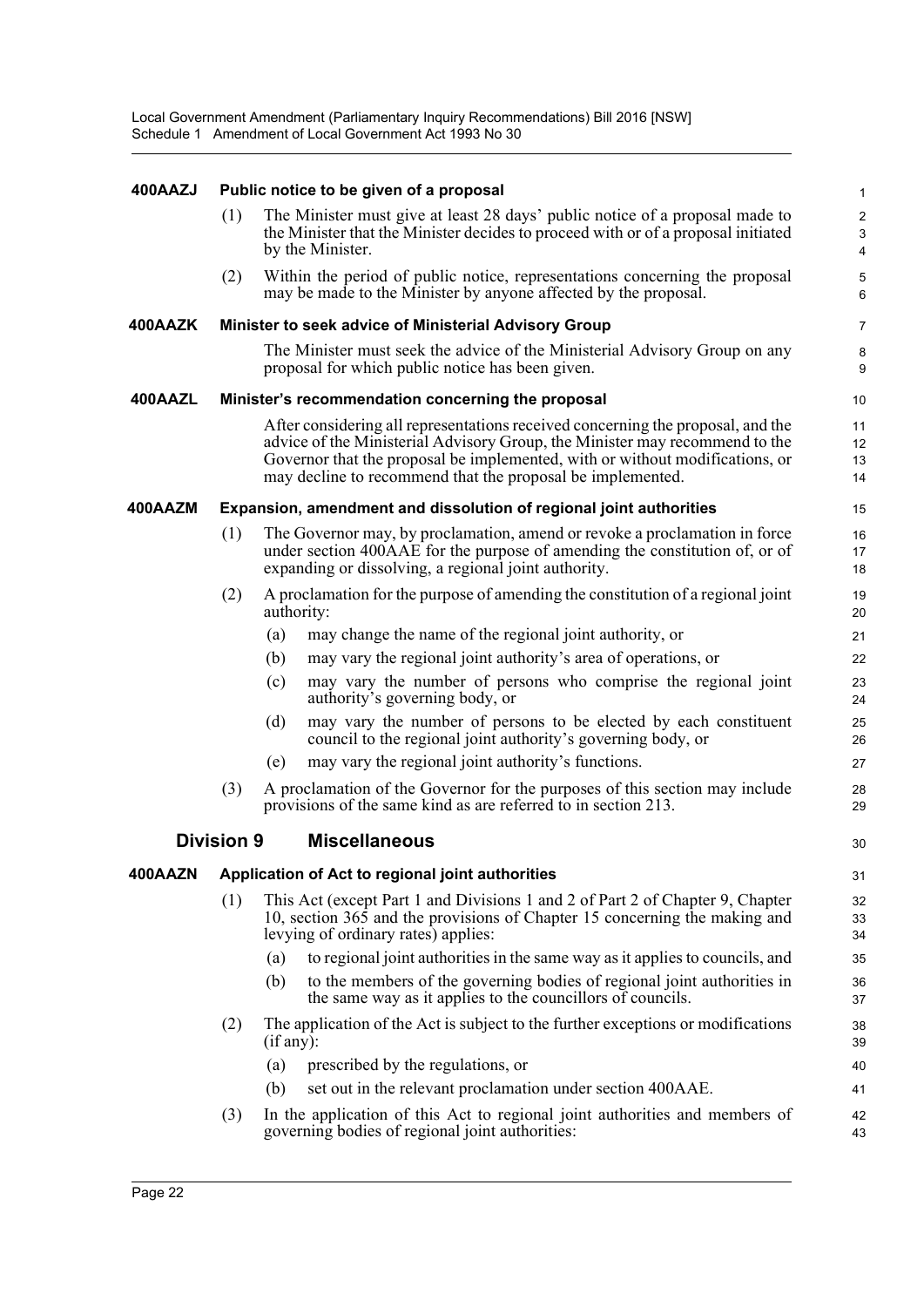**400AAZJ Public notice to be given of a proposal**

(1) The Minister must give at least 28 days' public notice of a proposal made to the Minister that the Minister decides to proceed with or of a proposal initiated by the Minister.

(2) Within the period of public notice, representations concerning the proposal may be made to the Minister by anyone affected by the proposal.

**400AAZK Minister to seek advice of Ministerial Advisory Group**

The Minister must seek the advice of the Ministerial Advisory Group on any proposal for which public notice has been given.

**400AAZL Minister's recommendation concerning the proposal**

After considering all representations received concerning the proposal, and the advice of the Ministerial Advisory Group, the Minister may recommend to the Governor that the proposal be implemented, with or without modifications, or may decline to recommend that the proposal be implemented.

**400AAZM Expansion, amendment and dissolution of regional joint authorities**

(1) The Governor may, by proclamation, amend or revoke a proclamation in force under section 400AAE for the purpose of amending the constitution of, or of expanding or dissolving, a regional joint authority.

(2) A proclamation for the purpose of amending the constitution of a regional joint authority:

- (a) may change the name of the regional joint authority, or
- (b) may vary the regional joint authority's area of operations, or
- (c) may vary the number of persons who comprise the regional joint authority's governing body, or
- (d) may vary the number of persons to be elected by each constituent council to the regional joint authority's governing body, or
- (e) may vary the regional joint authority's functions.

(3) A proclamation of the Governor for the purposes of this section may include provisions of the same kind as are referred to in section 213.

## Division 9 Miscellaneous

**400AAZN Application of Act to regional joint authorities**

(1) This Act (except Part 1 and Divisions 1 and 2 of Part 2 of Chapter 9, Chapter 10, section 365 and the provisions of Chapter 15 concerning the making and levying of ordinary rates) applies:

- (a) to regional joint authorities in the same way as it applies to councils, and
- (b) to the members of the governing bodies of regional joint authorities in the same way as it applies to the councillors of councils.

(2) The application of the Act is subject to the further exceptions or modifications (if any):

- (a) prescribed by the regulations, or
- (b) set out in the relevant proclamation under section 400AAE.

(3) In the application of this Act to regional joint authorities and members of governing bodies of regional joint authorities: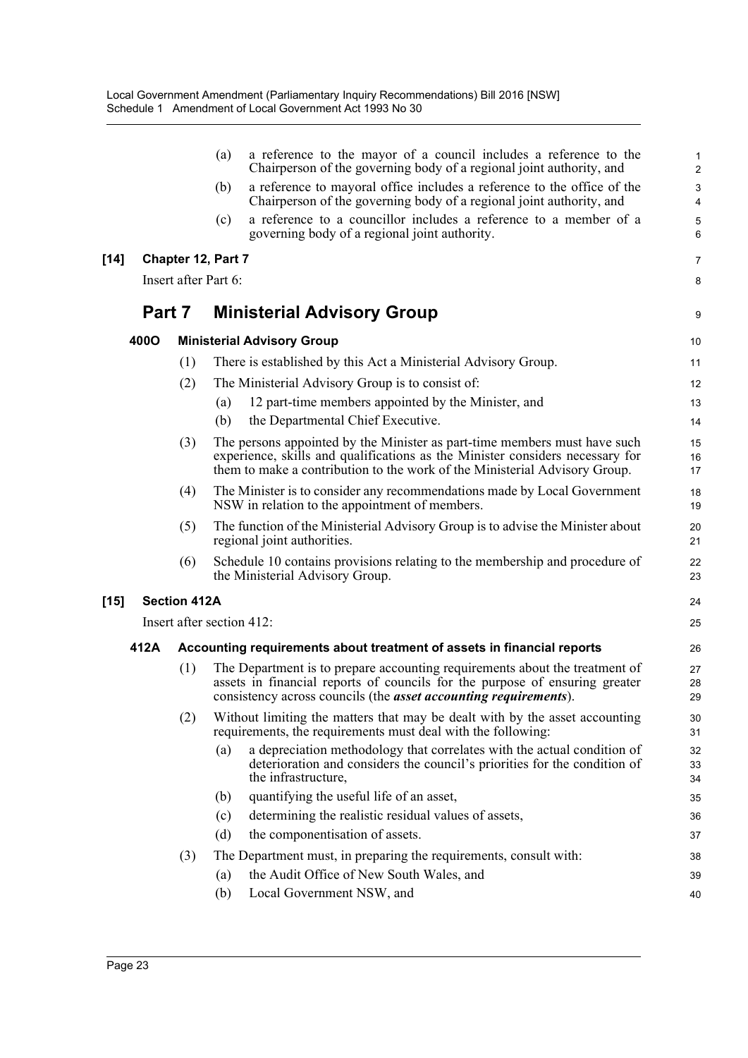(a) a reference to the mayor of a council includes a reference to the Chairperson of the governing body of a regional joint authority, and

(b) a reference to mayoral office includes a reference to the office of the Chairperson of the governing body of a regional joint authority, and

(c) a reference to a councillor includes a reference to a member of a governing body of a regional joint authority.

**[14] Chapter 12, Part 7**

Insert after Part 6:

## Part 7 Ministerial Advisory Group

**400O Ministerial Advisory Group**

(1) There is established by this Act a Ministerial Advisory Group.

(2) The Ministerial Advisory Group is to consist of:

(a) 12 part-time members appointed by the Minister, and

(b) the Departmental Chief Executive.

(3) The persons appointed by the Minister as part-time members must have such experience, skills and qualifications as the Minister considers necessary for them to make a contribution to the work of the Ministerial Advisory Group.

(4) The Minister is to consider any recommendations made by Local Government NSW in relation to the appointment of members.

(5) The function of the Ministerial Advisory Group is to advise the Minister about regional joint authorities.

(6) Schedule 10 contains provisions relating to the membership and procedure of the Ministerial Advisory Group.

**[15] Section 412A**

Insert after section 412:

**412A Accounting requirements about treatment of assets in financial reports**

(1) The Department is to prepare accounting requirements about the treatment of assets in financial reports of councils for the purpose of ensuring greater consistency across councils (the ***asset accounting requirements***).

(2) Without limiting the matters that may be dealt with by the asset accounting requirements, the requirements must deal with the following:

(a) a depreciation methodology that correlates with the actual condition of deterioration and considers the council's priorities for the condition of the infrastructure,

(b) quantifying the useful life of an asset,

(c) determining the realistic residual values of assets,

(d) the componentisation of assets.

(3) The Department must, in preparing the requirements, consult with:

(a) the Audit Office of New South Wales, and

(b) Local Government NSW, and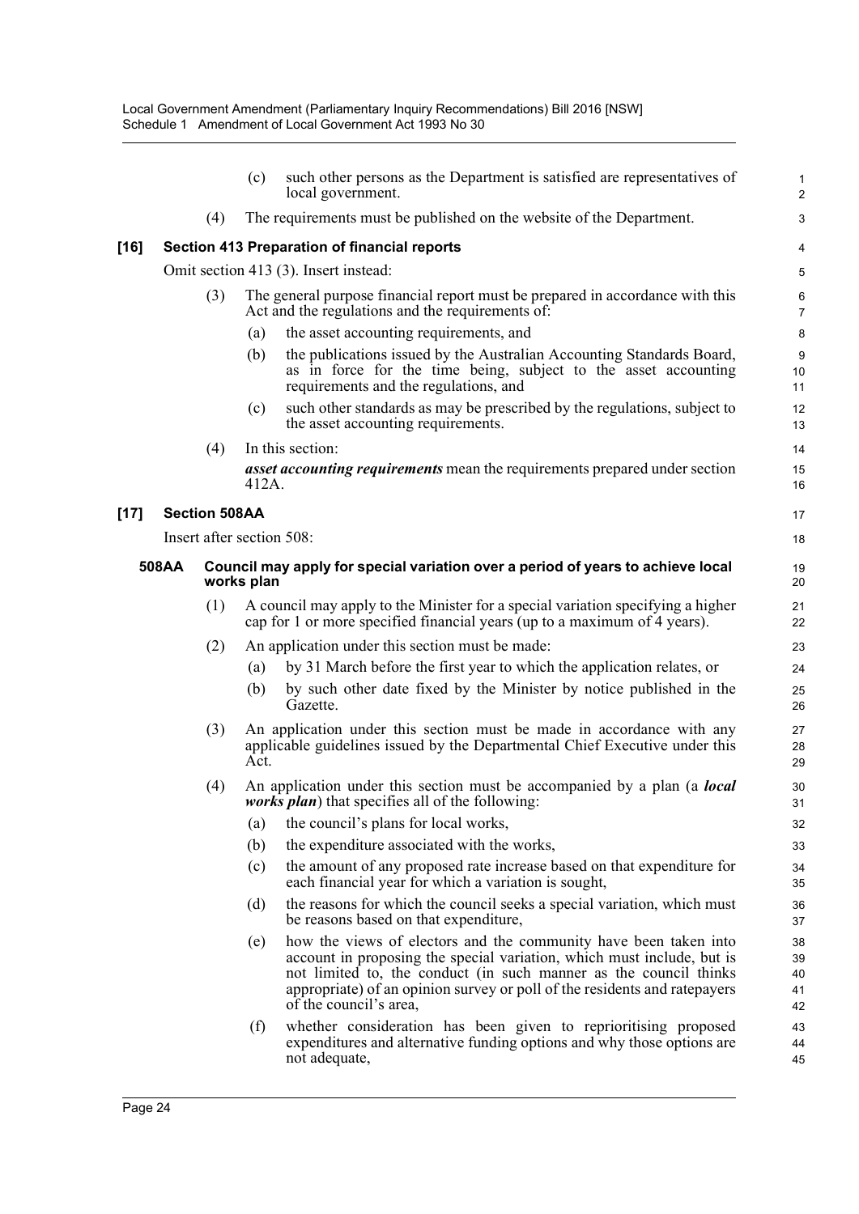(c) such other persons as the Department is satisfied are representatives of local government.

(4) The requirements must be published on the website of the Department.

**[16] Section 413 Preparation of financial reports**

Omit section 413 (3). Insert instead:

(3) The general purpose financial report must be prepared in accordance with this Act and the regulations and the requirements of:

(a) the asset accounting requirements, and

(b) the publications issued by the Australian Accounting Standards Board, as in force for the time being, subject to the asset accounting requirements and the regulations, and

(c) such other standards as may be prescribed by the regulations, subject to the asset accounting requirements.

(4) In this section:

***asset accounting requirements*** mean the requirements prepared under section 412A.

**[17] Section 508AA**

Insert after section 508:

**508AA Council may apply for special variation over a period of years to achieve local works plan**

(1) A council may apply to the Minister for a special variation specifying a higher cap for 1 or more specified financial years (up to a maximum of 4 years).

(2) An application under this section must be made:

(a) by 31 March before the first year to which the application relates, or

(b) by such other date fixed by the Minister by notice published in the Gazette.

(3) An application under this section must be made in accordance with any applicable guidelines issued by the Departmental Chief Executive under this Act.

(4) An application under this section must be accompanied by a plan (a ***local works plan***) that specifies all of the following:

(a) the council's plans for local works,

(b) the expenditure associated with the works,

(c) the amount of any proposed rate increase based on that expenditure for each financial year for which a variation is sought,

(d) the reasons for which the council seeks a special variation, which must be reasons based on that expenditure,

(e) how the views of electors and the community have been taken into account in proposing the special variation, which must include, but is not limited to, the conduct (in such manner as the council thinks appropriate) of an opinion survey or poll of the residents and ratepayers of the council's area,

(f) whether consideration has been given to reprioritising proposed expenditures and alternative funding options and why those options are not adequate,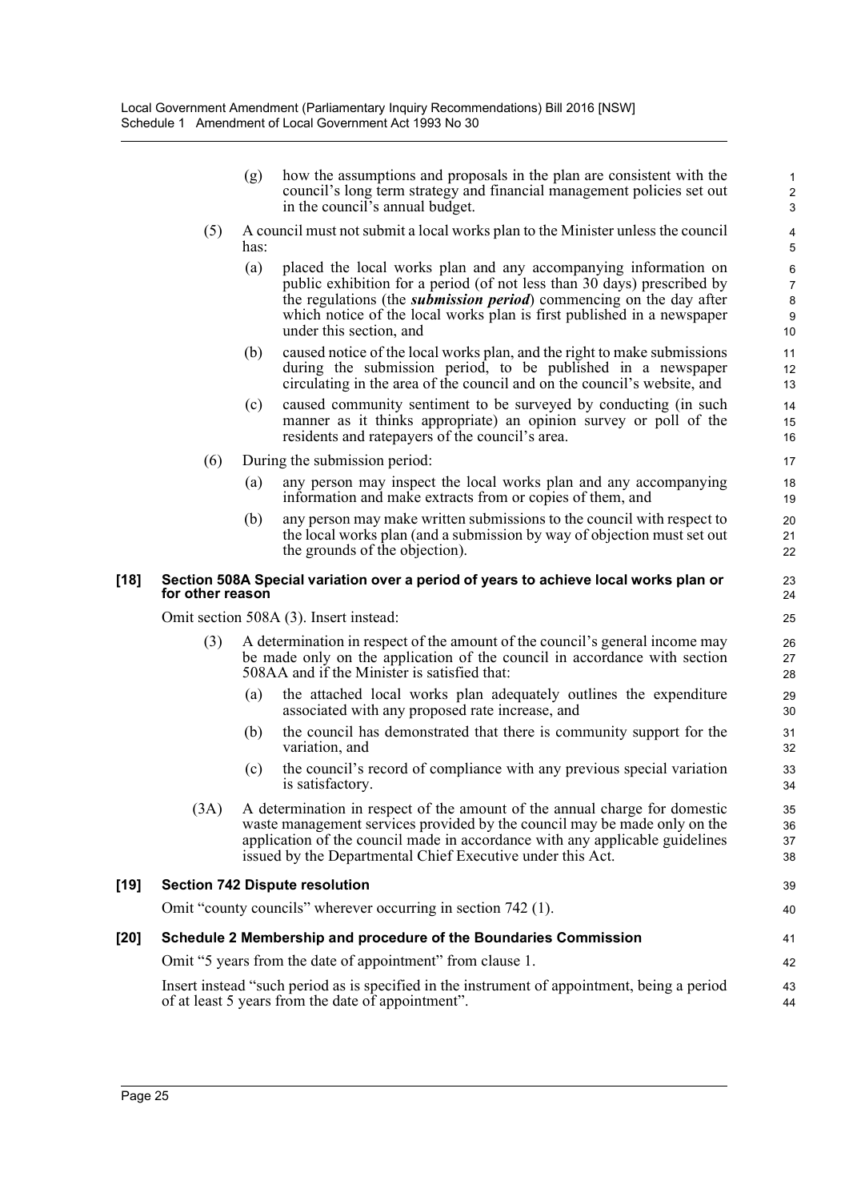(g) how the assumptions and proposals in the plan are consistent with the council's long term strategy and financial management policies set out in the council's annual budget.

(5) A council must not submit a local works plan to the Minister unless the council has:

(a) placed the local works plan and any accompanying information on public exhibition for a period (of not less than 30 days) prescribed by the regulations (the ***submission period***) commencing on the day after which notice of the local works plan is first published in a newspaper under this section, and

(b) caused notice of the local works plan, and the right to make submissions during the submission period, to be published in a newspaper circulating in the area of the council and on the council's website, and

(c) caused community sentiment to be surveyed by conducting (in such manner as it thinks appropriate) an opinion survey or poll of the residents and ratepayers of the council's area.

(6) During the submission period:

(a) any person may inspect the local works plan and any accompanying information and make extracts from or copies of them, and

(b) any person may make written submissions to the council with respect to the local works plan (and a submission by way of objection must set out the grounds of the objection).

**[18] Section 508A Special variation over a period of years to achieve local works plan or for other reason**

Omit section 508A (3). Insert instead:

(3) A determination in respect of the amount of the council's general income may be made only on the application of the council in accordance with section 508AA and if the Minister is satisfied that:

(a) the attached local works plan adequately outlines the expenditure associated with any proposed rate increase, and

(b) the council has demonstrated that there is community support for the variation, and

(c) the council's record of compliance with any previous special variation is satisfactory.

(3A) A determination in respect of the amount of the annual charge for domestic waste management services provided by the council may be made only on the application of the council made in accordance with any applicable guidelines issued by the Departmental Chief Executive under this Act.

**[19] Section 742 Dispute resolution**

Omit "county councils" wherever occurring in section 742 (1).

**[20] Schedule 2 Membership and procedure of the Boundaries Commission**

Omit "5 years from the date of appointment" from clause 1.

Insert instead "such period as is specified in the instrument of appointment, being a period of at least 5 years from the date of appointment".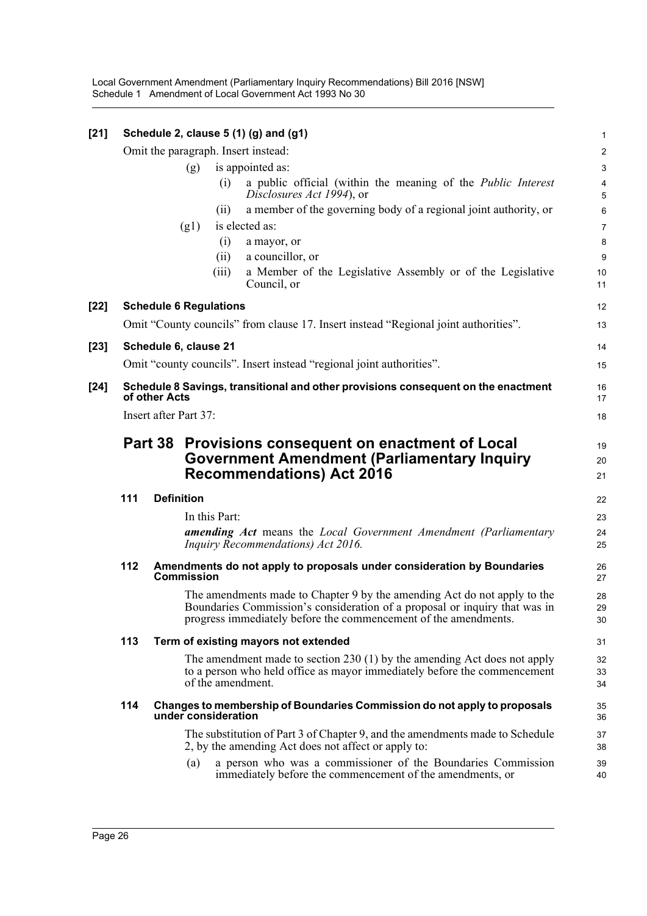**[21] Schedule 2, clause 5 (1) (g) and (g1)**

Omit the paragraph. Insert instead:

(g) is appointed as:

(i) a public official (within the meaning of the *Public Interest Disclosures Act 1994*), or

(ii) a member of the governing body of a regional joint authority, or

(g1) is elected as:

(i) a mayor, or

(ii) a councillor, or

(iii) a Member of the Legislative Assembly or of the Legislative Council, or

**[22] Schedule 6 Regulations**

Omit "County councils" from clause 17. Insert instead "Regional joint authorities".

**[23] Schedule 6, clause 21**

Omit "county councils". Insert instead "regional joint authorities".

**[24] Schedule 8 Savings, transitional and other provisions consequent on the enactment of other Acts**

Insert after Part 37:

## Part 38 Provisions consequent on enactment of Local Government Amendment (Parliamentary Inquiry Recommendations) Act 2016

### 111 Definition

In this Part:

***amending Act*** means the *Local Government Amendment (Parliamentary Inquiry Recommendations) Act 2016.*

### 112 Amendments do not apply to proposals under consideration by Boundaries Commission

The amendments made to Chapter 9 by the amending Act do not apply to the Boundaries Commission's consideration of a proposal or inquiry that was in progress immediately before the commencement of the amendments.

### 113 Term of existing mayors not extended

The amendment made to section 230 (1) by the amending Act does not apply to a person who held office as mayor immediately before the commencement of the amendment.

### 114 Changes to membership of Boundaries Commission do not apply to proposals under consideration

The substitution of Part 3 of Chapter 9, and the amendments made to Schedule 2, by the amending Act does not affect or apply to:

(a) a person who was a commissioner of the Boundaries Commission immediately before the commencement of the amendments, or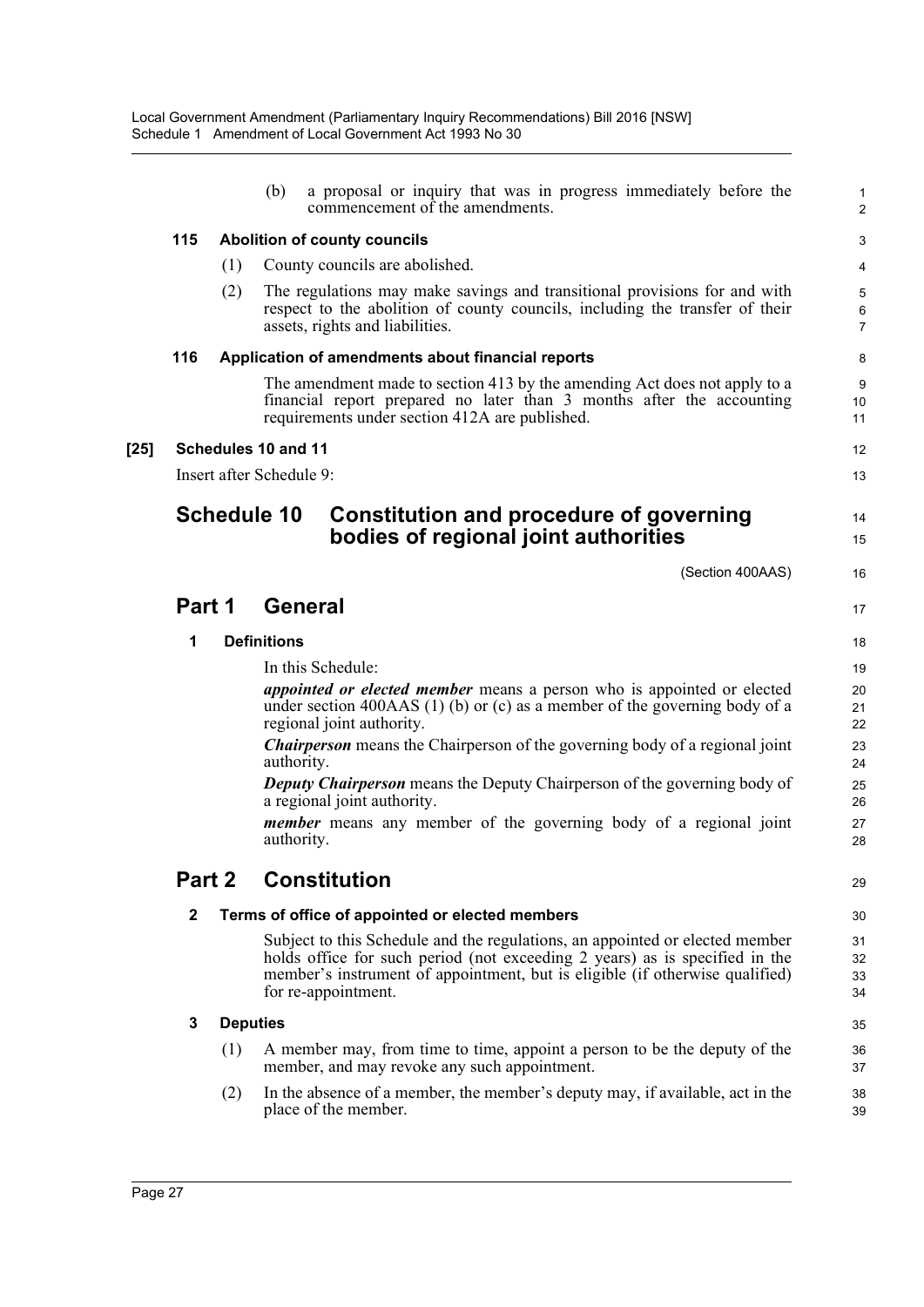(b) a proposal or inquiry that was in progress immediately before the commencement of the amendments.

**115 Abolition of county councils**

(1) County councils are abolished.

(2) The regulations may make savings and transitional provisions for and with respect to the abolition of county councils, including the transfer of their assets, rights and liabilities.

**116 Application of amendments about financial reports**

The amendment made to section 413 by the amending Act does not apply to a financial report prepared no later than 3 months after the accounting requirements under section 412A are published.

**[25] Schedules 10 and 11**

Insert after Schedule 9:

# Schedule 10 Constitution and procedure of governing bodies of regional joint authorities

(Section 400AAS)

## Part 1 General

**1 Definitions**

In this Schedule:

***appointed or elected member*** means a person who is appointed or elected under section 400AAS (1) (b) or (c) as a member of the governing body of a regional joint authority.

***Chairperson*** means the Chairperson of the governing body of a regional joint authority.

***Deputy Chairperson*** means the Deputy Chairperson of the governing body of a regional joint authority.

***member*** means any member of the governing body of a regional joint authority.

## Part 2 Constitution

**2 Terms of office of appointed or elected members**

Subject to this Schedule and the regulations, an appointed or elected member holds office for such period (not exceeding 2 years) as is specified in the member's instrument of appointment, but is eligible (if otherwise qualified) for re-appointment.

**3 Deputies**

(1) A member may, from time to time, appoint a person to be the deputy of the member, and may revoke any such appointment.

(2) In the absence of a member, the member's deputy may, if available, act in the place of the member.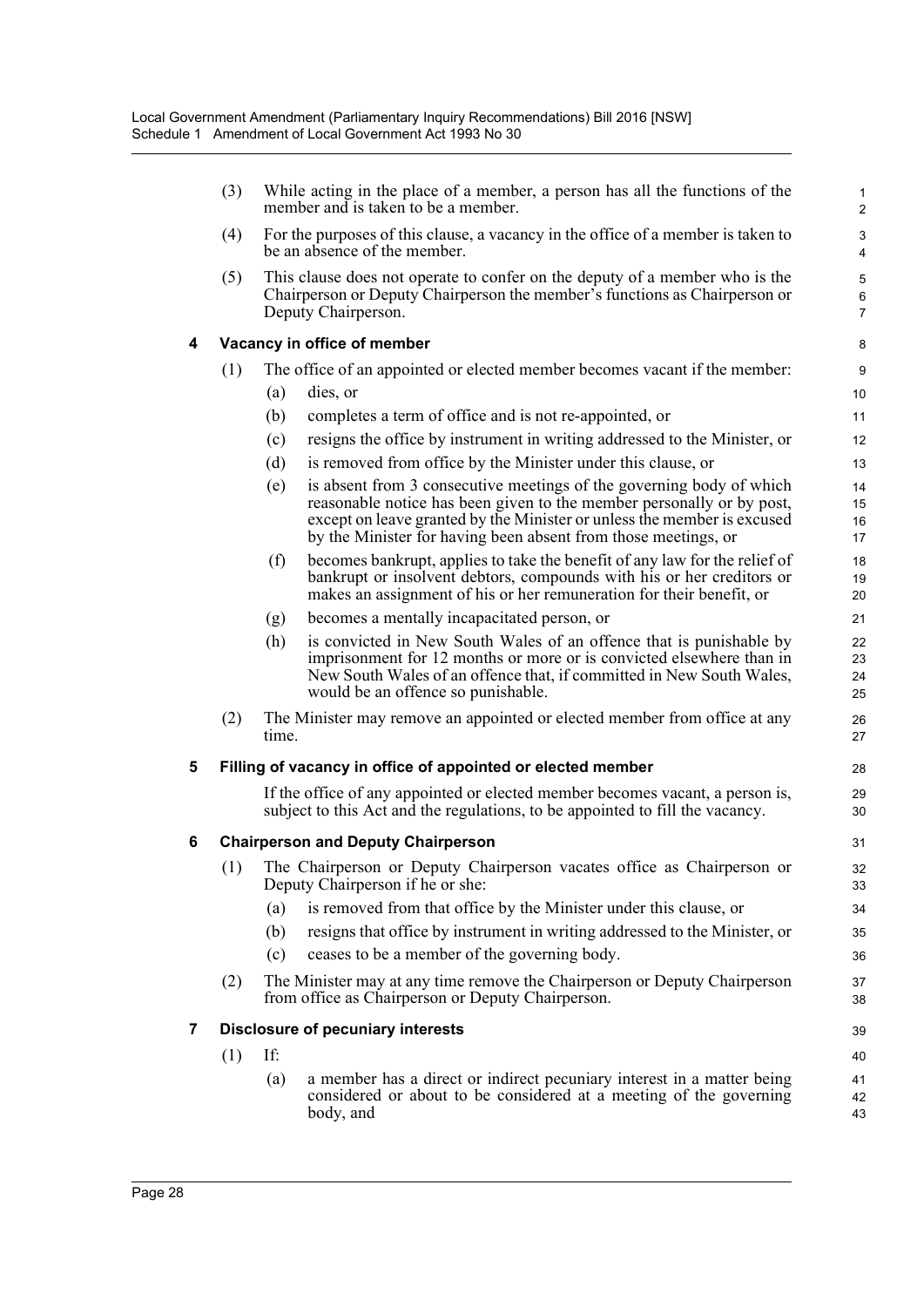(3) While acting in the place of a member, a person has all the functions of the member and is taken to be a member.

(4) For the purposes of this clause, a vacancy in the office of a member is taken to be an absence of the member.

(5) This clause does not operate to confer on the deputy of a member who is the Chairperson or Deputy Chairperson the member's functions as Chairperson or Deputy Chairperson.

### 4 Vacancy in office of member

(1) The office of an appointed or elected member becomes vacant if the member:

- (a) dies, or
- (b) completes a term of office and is not re-appointed, or
- (c) resigns the office by instrument in writing addressed to the Minister, or
- (d) is removed from office by the Minister under this clause, or
- (e) is absent from 3 consecutive meetings of the governing body of which reasonable notice has been given to the member personally or by post, except on leave granted by the Minister or unless the member is excused by the Minister for having been absent from those meetings, or
- (f) becomes bankrupt, applies to take the benefit of any law for the relief of bankrupt or insolvent debtors, compounds with his or her creditors or makes an assignment of his or her remuneration for their benefit, or
- (g) becomes a mentally incapacitated person, or
- (h) is convicted in New South Wales of an offence that is punishable by imprisonment for 12 months or more or is convicted elsewhere than in New South Wales of an offence that, if committed in New South Wales, would be an offence so punishable.

(2) The Minister may remove an appointed or elected member from office at any time.

### 5 Filling of vacancy in office of appointed or elected member

If the office of any appointed or elected member becomes vacant, a person is, subject to this Act and the regulations, to be appointed to fill the vacancy.

### 6 Chairperson and Deputy Chairperson

(1) The Chairperson or Deputy Chairperson vacates office as Chairperson or Deputy Chairperson if he or she:

- (a) is removed from that office by the Minister under this clause, or
- (b) resigns that office by instrument in writing addressed to the Minister, or
- (c) ceases to be a member of the governing body.

(2) The Minister may at any time remove the Chairperson or Deputy Chairperson from office as Chairperson or Deputy Chairperson.

### 7 Disclosure of pecuniary interests

(1) If:

- (a) a member has a direct or indirect pecuniary interest in a matter being considered or about to be considered at a meeting of the governing body, and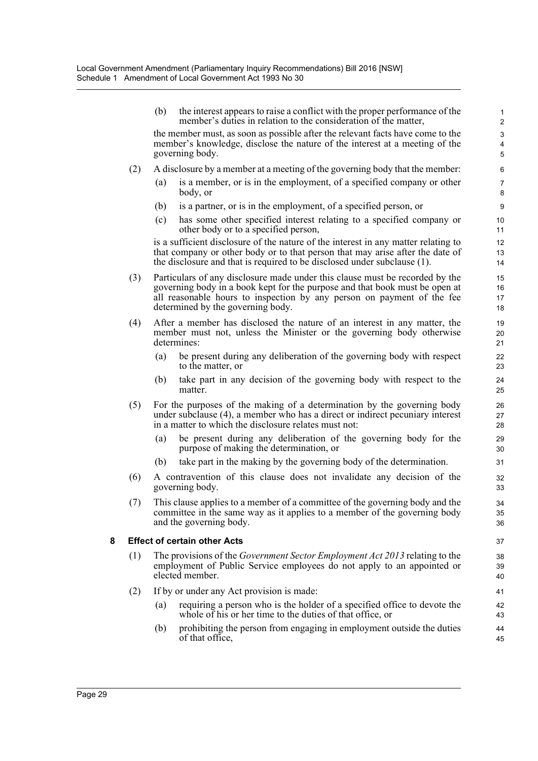(b) the interest appears to raise a conflict with the proper performance of the member's duties in relation to the consideration of the matter,

the member must, as soon as possible after the relevant facts have come to the member's knowledge, disclose the nature of the interest at a meeting of the governing body.

(2) A disclosure by a member at a meeting of the governing body that the member:

(a) is a member, or is in the employment, of a specified company or other body, or

(b) is a partner, or is in the employment, of a specified person, or

(c) has some other specified interest relating to a specified company or other body or to a specified person,

is a sufficient disclosure of the nature of the interest in any matter relating to that company or other body or to that person that may arise after the date of the disclosure and that is required to be disclosed under subclause (1).

(3) Particulars of any disclosure made under this clause must be recorded by the governing body in a book kept for the purpose and that book must be open at all reasonable hours to inspection by any person on payment of the fee determined by the governing body.

(4) After a member has disclosed the nature of an interest in any matter, the member must not, unless the Minister or the governing body otherwise determines:

(a) be present during any deliberation of the governing body with respect to the matter, or

(b) take part in any decision of the governing body with respect to the matter.

(5) For the purposes of the making of a determination by the governing body under subclause (4), a member who has a direct or indirect pecuniary interest in a matter to which the disclosure relates must not:

(a) be present during any deliberation of the governing body for the purpose of making the determination, or

(b) take part in the making by the governing body of the determination.

(6) A contravention of this clause does not invalidate any decision of the governing body.

(7) This clause applies to a member of a committee of the governing body and the committee in the same way as it applies to a member of the governing body and the governing body.

### 8 Effect of certain other Acts

(1) The provisions of the *Government Sector Employment Act 2013* relating to the employment of Public Service employees do not apply to an appointed or elected member.

(2) If by or under any Act provision is made:

(a) requiring a person who is the holder of a specified office to devote the whole of his or her time to the duties of that office, or

(b) prohibiting the person from engaging in employment outside the duties of that office,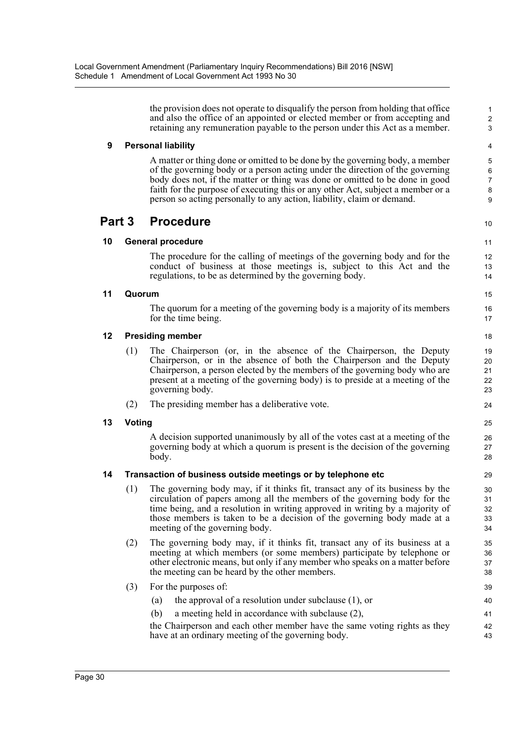the provision does not operate to disqualify the person from holding that office and also the office of an appointed or elected member or from accepting and retaining any remuneration payable to the person under this Act as a member.

**9 Personal liability**

A matter or thing done or omitted to be done by the governing body, a member of the governing body or a person acting under the direction of the governing body does not, if the matter or thing was done or omitted to be done in good faith for the purpose of executing this or any other Act, subject a member or a person so acting personally to any action, liability, claim or demand.

## Part 3 Procedure

**10 General procedure**

The procedure for the calling of meetings of the governing body and for the conduct of business at those meetings is, subject to this Act and the regulations, to be as determined by the governing body.

**11 Quorum**

The quorum for a meeting of the governing body is a majority of its members for the time being.

**12 Presiding member**

(1) The Chairperson (or, in the absence of the Chairperson, the Deputy Chairperson, or in the absence of both the Chairperson and the Deputy Chairperson, a person elected by the members of the governing body who are present at a meeting of the governing body) is to preside at a meeting of the governing body.

(2) The presiding member has a deliberative vote.

**13 Voting**

A decision supported unanimously by all of the votes cast at a meeting of the governing body at which a quorum is present is the decision of the governing body.

**14 Transaction of business outside meetings or by telephone etc**

(1) The governing body may, if it thinks fit, transact any of its business by the circulation of papers among all the members of the governing body for the time being, and a resolution in writing approved in writing by a majority of those members is taken to be a decision of the governing body made at a meeting of the governing body.

(2) The governing body may, if it thinks fit, transact any of its business at a meeting at which members (or some members) participate by telephone or other electronic means, but only if any member who speaks on a matter before the meeting can be heard by the other members.

(3) For the purposes of:

(a) the approval of a resolution under subclause (1), or

(b) a meeting held in accordance with subclause (2),

the Chairperson and each other member have the same voting rights as they have at an ordinary meeting of the governing body.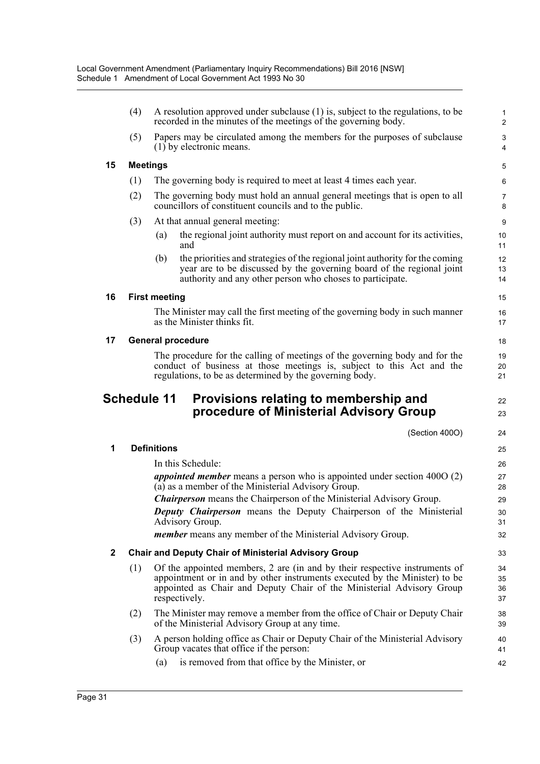(4) A resolution approved under subclause (1) is, subject to the regulations, to be recorded in the minutes of the meetings of the governing body.

(5) Papers may be circulated among the members for the purposes of subclause (1) by electronic means.

**15 Meetings**

(1) The governing body is required to meet at least 4 times each year.

(2) The governing body must hold an annual general meetings that is open to all councillors of constituent councils and to the public.

(3) At that annual general meeting:

(a) the regional joint authority must report on and account for its activities, and

(b) the priorities and strategies of the regional joint authority for the coming year are to be discussed by the governing board of the regional joint authority and any other person who choses to participate.

**16 First meeting**

The Minister may call the first meeting of the governing body in such manner as the Minister thinks fit.

**17 General procedure**

The procedure for the calling of meetings of the governing body and for the conduct of business at those meetings is, subject to this Act and the regulations, to be as determined by the governing body.

# Schedule 11 Provisions relating to membership and procedure of Ministerial Advisory Group

(Section 400O)

**1 Definitions**

In this Schedule:

***appointed member*** means a person who is appointed under section 400O (2) (a) as a member of the Ministerial Advisory Group.

***Chairperson*** means the Chairperson of the Ministerial Advisory Group.

***Deputy Chairperson*** means the Deputy Chairperson of the Ministerial Advisory Group.

***member*** means any member of the Ministerial Advisory Group.

**2 Chair and Deputy Chair of Ministerial Advisory Group**

(1) Of the appointed members, 2 are (in and by their respective instruments of appointment or in and by other instruments executed by the Minister) to be appointed as Chair and Deputy Chair of the Ministerial Advisory Group respectively.

(2) The Minister may remove a member from the office of Chair or Deputy Chair of the Ministerial Advisory Group at any time.

(3) A person holding office as Chair or Deputy Chair of the Ministerial Advisory Group vacates that office if the person:

(a) is removed from that office by the Minister, or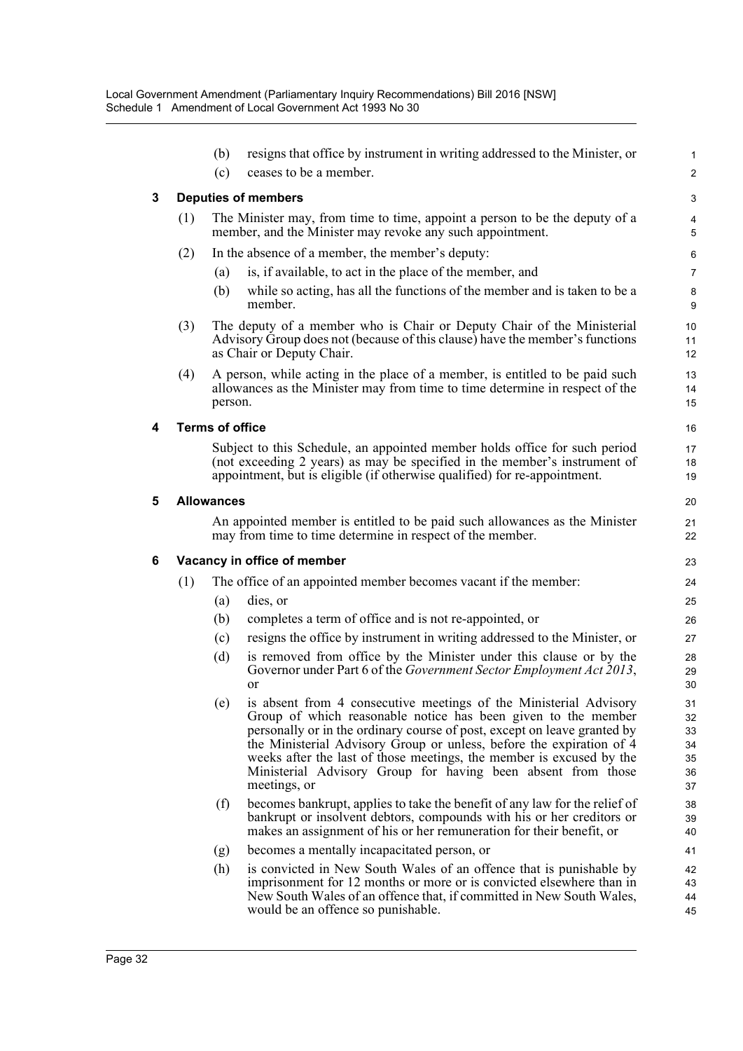(b) resigns that office by instrument in writing addressed to the Minister, or

(c) ceases to be a member.

### 3 Deputies of members

(1) The Minister may, from time to time, appoint a person to be the deputy of a member, and the Minister may revoke any such appointment.

(2) In the absence of a member, the member's deputy:

(a) is, if available, to act in the place of the member, and

(b) while so acting, has all the functions of the member and is taken to be a member.

(3) The deputy of a member who is Chair or Deputy Chair of the Ministerial Advisory Group does not (because of this clause) have the member's functions as Chair or Deputy Chair.

(4) A person, while acting in the place of a member, is entitled to be paid such allowances as the Minister may from time to time determine in respect of the person.

### 4 Terms of office

Subject to this Schedule, an appointed member holds office for such period (not exceeding 2 years) as may be specified in the member's instrument of appointment, but is eligible (if otherwise qualified) for re-appointment.

### 5 Allowances

An appointed member is entitled to be paid such allowances as the Minister may from time to time determine in respect of the member.

### 6 Vacancy in office of member

(1) The office of an appointed member becomes vacant if the member:

(a) dies, or

(b) completes a term of office and is not re-appointed, or

(c) resigns the office by instrument in writing addressed to the Minister, or

(d) is removed from office by the Minister under this clause or by the Governor under Part 6 of the *Government Sector Employment Act 2013*, or

(e) is absent from 4 consecutive meetings of the Ministerial Advisory Group of which reasonable notice has been given to the member personally or in the ordinary course of post, except on leave granted by the Ministerial Advisory Group or unless, before the expiration of 4 weeks after the last of those meetings, the member is excused by the Ministerial Advisory Group for having been absent from those meetings, or

(f) becomes bankrupt, applies to take the benefit of any law for the relief of bankrupt or insolvent debtors, compounds with his or her creditors or makes an assignment of his or her remuneration for their benefit, or

(g) becomes a mentally incapacitated person, or

(h) is convicted in New South Wales of an offence that is punishable by imprisonment for 12 months or more or is convicted elsewhere than in New South Wales of an offence that, if committed in New South Wales, would be an offence so punishable.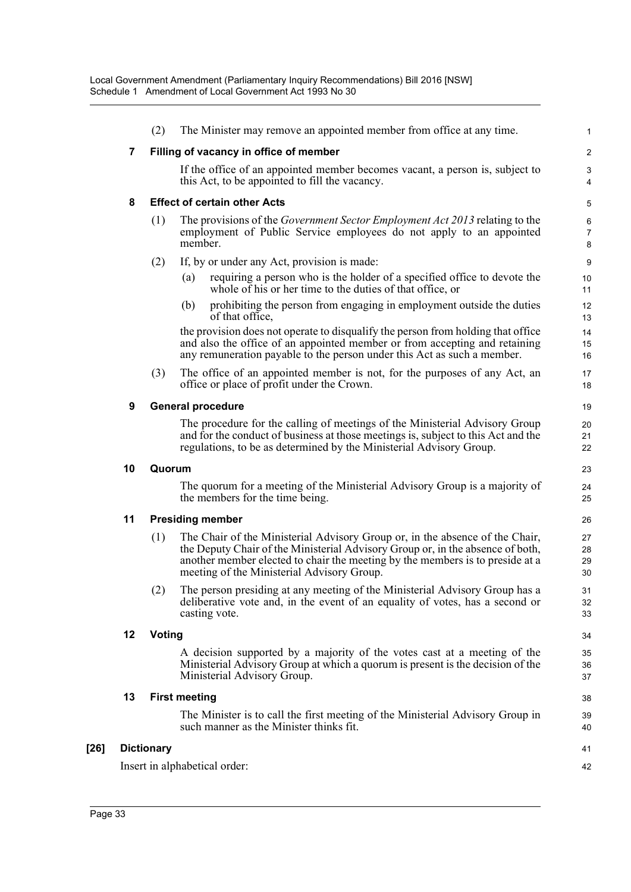(2) The Minister may remove an appointed member from office at any time.

**7 Filling of vacancy in office of member**

If the office of an appointed member becomes vacant, a person is, subject to this Act, to be appointed to fill the vacancy.

**8 Effect of certain other Acts**

(1) The provisions of the *Government Sector Employment Act 2013* relating to the employment of Public Service employees do not apply to an appointed member.

(2) If, by or under any Act, provision is made:

(a) requiring a person who is the holder of a specified office to devote the whole of his or her time to the duties of that office, or

(b) prohibiting the person from engaging in employment outside the duties of that office,

the provision does not operate to disqualify the person from holding that office and also the office of an appointed member or from accepting and retaining any remuneration payable to the person under this Act as such a member.

(3) The office of an appointed member is not, for the purposes of any Act, an office or place of profit under the Crown.

**9 General procedure**

The procedure for the calling of meetings of the Ministerial Advisory Group and for the conduct of business at those meetings is, subject to this Act and the regulations, to be as determined by the Ministerial Advisory Group.

**10 Quorum**

The quorum for a meeting of the Ministerial Advisory Group is a majority of the members for the time being.

**11 Presiding member**

(1) The Chair of the Ministerial Advisory Group or, in the absence of the Chair, the Deputy Chair of the Ministerial Advisory Group or, in the absence of both, another member elected to chair the meeting by the members is to preside at a meeting of the Ministerial Advisory Group.

(2) The person presiding at any meeting of the Ministerial Advisory Group has a deliberative vote and, in the event of an equality of votes, has a second or casting vote.

**12 Voting**

A decision supported by a majority of the votes cast at a meeting of the Ministerial Advisory Group at which a quorum is present is the decision of the Ministerial Advisory Group.

**13 First meeting**

The Minister is to call the first meeting of the Ministerial Advisory Group in such manner as the Minister thinks fit.

**[26] Dictionary**

Insert in alphabetical order: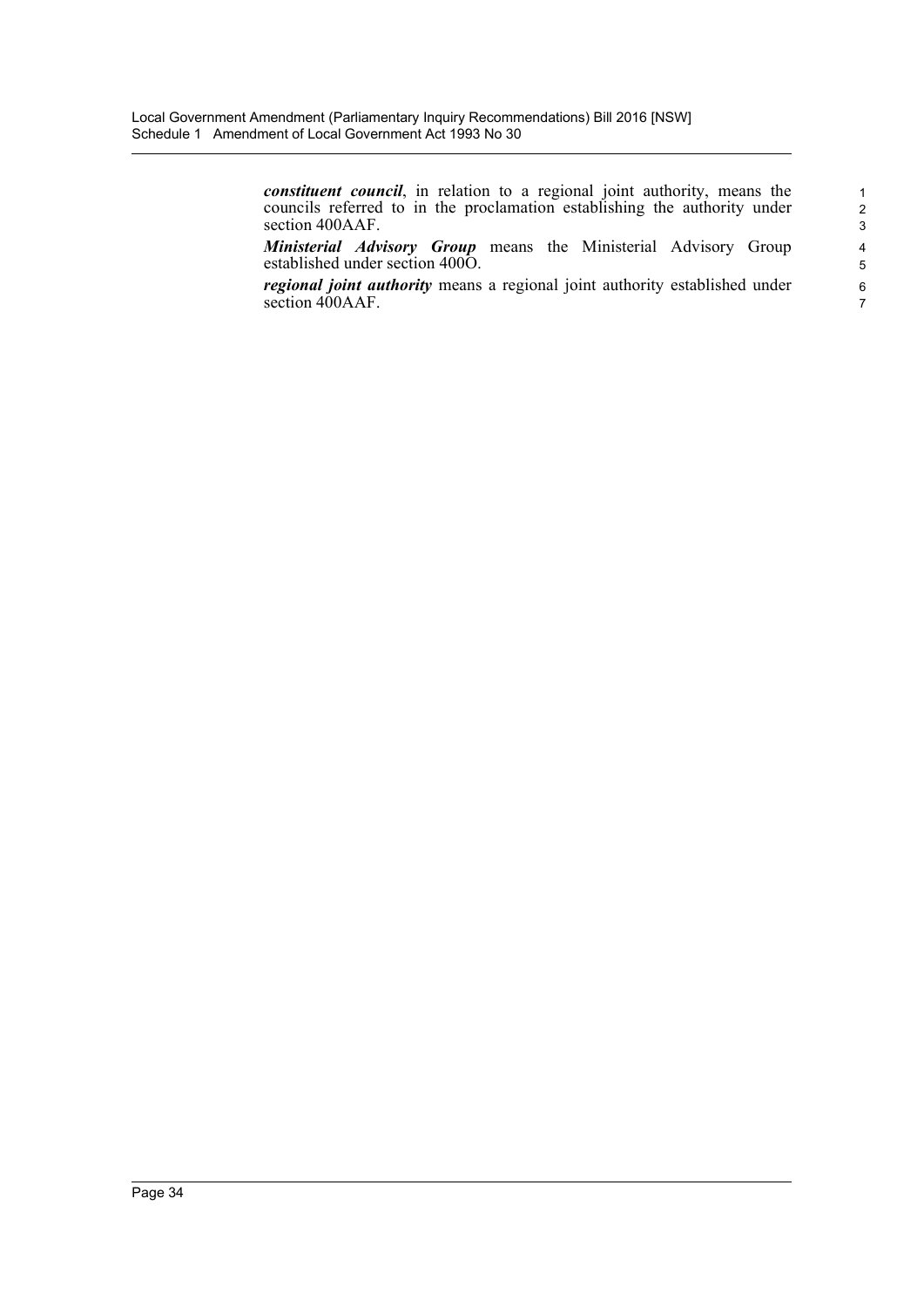***constituent council***, in relation to a regional joint authority, means the councils referred to in the proclamation establishing the authority under section 400AAF.

***Ministerial Advisory Group*** means the Ministerial Advisory Group established under section 400O.

***regional joint authority*** means a regional joint authority established under section 400AAF.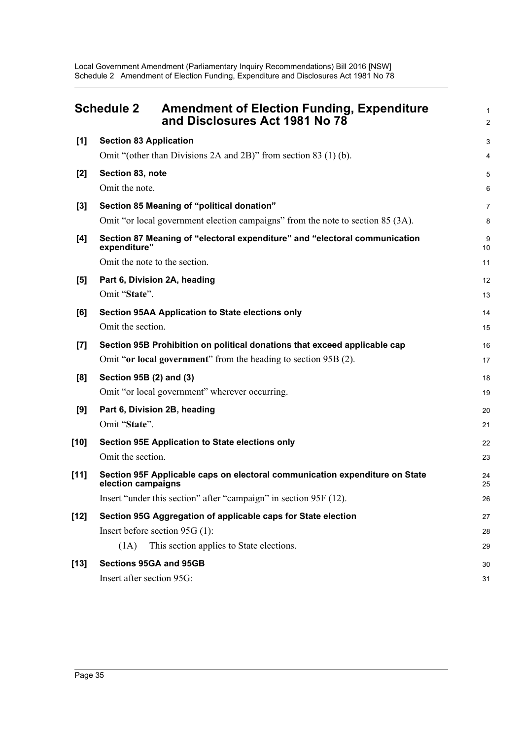# Schedule 2 Amendment of Election Funding, Expenditure and Disclosures Act 1981 No 78

**[1] Section 83 Application**

Omit "(other than Divisions 2A and 2B)" from section 83 (1) (b).

**[2] Section 83, note**

Omit the note.

**[3] Section 85 Meaning of "political donation"**

Omit "or local government election campaigns" from the note to section 85 (3A).

**[4] Section 87 Meaning of "electoral expenditure" and "electoral communication expenditure"**

Omit the note to the section.

**[5] Part 6, Division 2A, heading**

Omit "**State**".

**[6] Section 95AA Application to State elections only**

Omit the section.

**[7] Section 95B Prohibition on political donations that exceed applicable cap**

Omit "**or local government**" from the heading to section 95B (2).

**[8] Section 95B (2) and (3)**

Omit "or local government" wherever occurring.

**[9] Part 6, Division 2B, heading**

Omit "**State**".

**[10] Section 95E Application to State elections only**

Omit the section.

**[11] Section 95F Applicable caps on electoral communication expenditure on State election campaigns**

Insert "under this section" after "campaign" in section 95F (12).

**[12] Section 95G Aggregation of applicable caps for State election**

Insert before section 95G (1):

(1A) This section applies to State elections.

**[13] Sections 95GA and 95GB**

Insert after section 95G: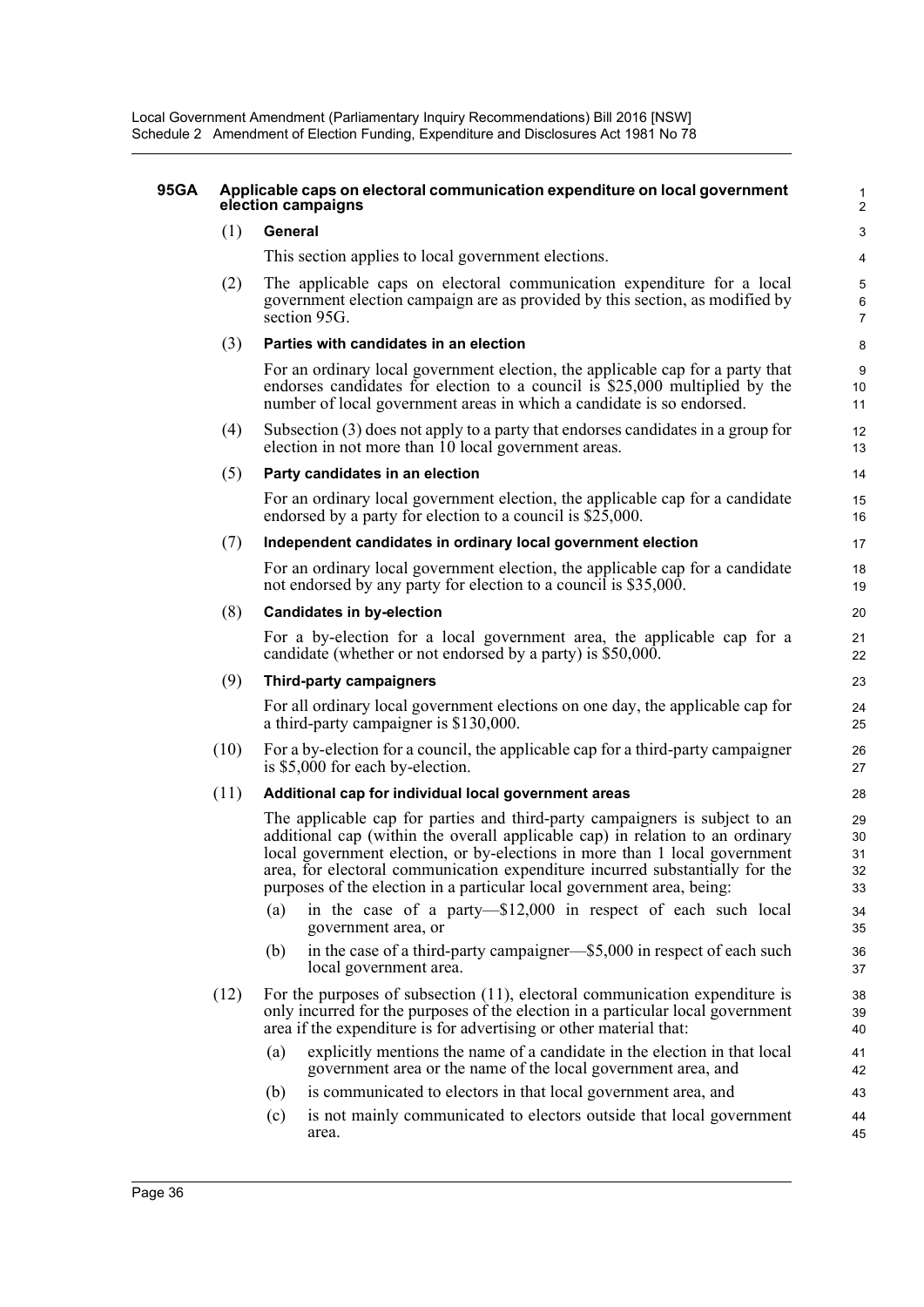### 95GA Applicable caps on electoral communication expenditure on local government election campaigns

(1) **General**

This section applies to local government elections.

(2) The applicable caps on electoral communication expenditure for a local government election campaign are as provided by this section, as modified by section 95G.

(3) **Parties with candidates in an election**

For an ordinary local government election, the applicable cap for a party that endorses candidates for election to a council is $25,000 multiplied by the number of local government areas in which a candidate is so endorsed.

(4) Subsection (3) does not apply to a party that endorses candidates in a group for election in not more than 10 local government areas.

(5) **Party candidates in an election**

For an ordinary local government election, the applicable cap for a candidate endorsed by a party for election to a council is $25,000.

(7) **Independent candidates in ordinary local government election**

For an ordinary local government election, the applicable cap for a candidate not endorsed by any party for election to a council is $35,000.

(8) **Candidates in by-election**

For a by-election for a local government area, the applicable cap for a candidate (whether or not endorsed by a party) is $50,000.

(9) **Third-party campaigners**

For all ordinary local government elections on one day, the applicable cap for a third-party campaigner is $130,000.

(10) For a by-election for a council, the applicable cap for a third-party campaigner is $5,000 for each by-election.

(11) **Additional cap for individual local government areas**

The applicable cap for parties and third-party campaigners is subject to an additional cap (within the overall applicable cap) in relation to an ordinary local government election, or by-elections in more than 1 local government area, for electoral communication expenditure incurred substantially for the purposes of the election in a particular local government area, being:

- (a) in the case of a party—$12,000 in respect of each such local government area, or
- (b) in the case of a third-party campaigner—$5,000 in respect of each such local government area.

(12) For the purposes of subsection (11), electoral communication expenditure is only incurred for the purposes of the election in a particular local government area if the expenditure is for advertising or other material that:

- (a) explicitly mentions the name of a candidate in the election in that local government area or the name of the local government area, and
- (b) is communicated to electors in that local government area, and
- (c) is not mainly communicated to electors outside that local government area.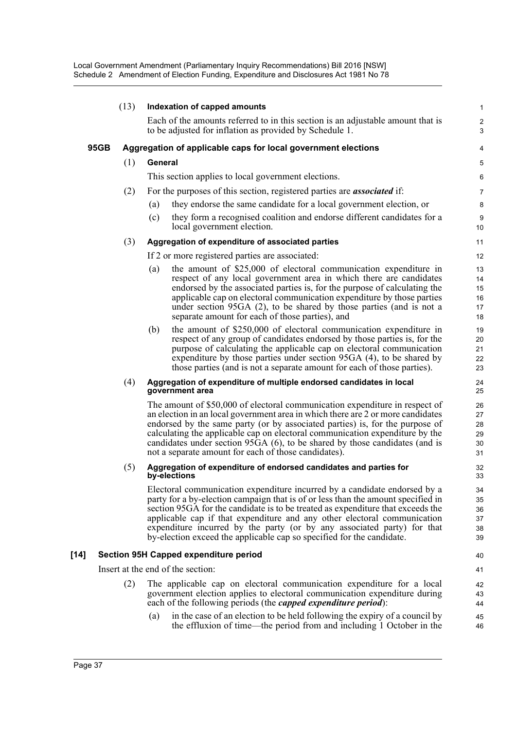(13) **Indexation of capped amounts**

Each of the amounts referred to in this section is an adjustable amount that is to be adjusted for inflation as provided by Schedule 1.

### 95GB Aggregation of applicable caps for local government elections

(1) **General**

This section applies to local government elections.

(2) For the purposes of this section, registered parties are ***associated*** if:

- (a) they endorse the same candidate for a local government election, or
- (c) they form a recognised coalition and endorse different candidates for a local government election.

(3) **Aggregation of expenditure of associated parties**

If 2 or more registered parties are associated:

- (a) the amount of $25,000 of electoral communication expenditure in respect of any local government area in which there are candidates endorsed by the associated parties is, for the purpose of calculating the applicable cap on electoral communication expenditure by those parties under section 95GA (2), to be shared by those parties (and is not a separate amount for each of those parties), and
- (b) the amount of $250,000 of electoral communication expenditure in respect of any group of candidates endorsed by those parties is, for the purpose of calculating the applicable cap on electoral communication expenditure by those parties under section 95GA (4), to be shared by those parties (and is not a separate amount for each of those parties).

(4) **Aggregation of expenditure of multiple endorsed candidates in local government area**

The amount of $50,000 of electoral communication expenditure in respect of an election in an local government area in which there are 2 or more candidates endorsed by the same party (or by associated parties) is, for the purpose of calculating the applicable cap on electoral communication expenditure by the candidates under section 95GA (6), to be shared by those candidates (and is not a separate amount for each of those candidates).

(5) **Aggregation of expenditure of endorsed candidates and parties for by-elections**

Electoral communication expenditure incurred by a candidate endorsed by a party for a by-election campaign that is of or less than the amount specified in section 95GA for the candidate is to be treated as expenditure that exceeds the applicable cap if that expenditure and any other electoral communication expenditure incurred by the party (or by any associated party) for that by-election exceed the applicable cap so specified for the candidate.

**[14] Section 95H Capped expenditure period**

Insert at the end of the section:

(2) The applicable cap on electoral communication expenditure for a local government election applies to electoral communication expenditure during each of the following periods (the ***capped expenditure period***):

- (a) in the case of an election to be held following the expiry of a council by the effluxion of time—the period from and including 1 October in the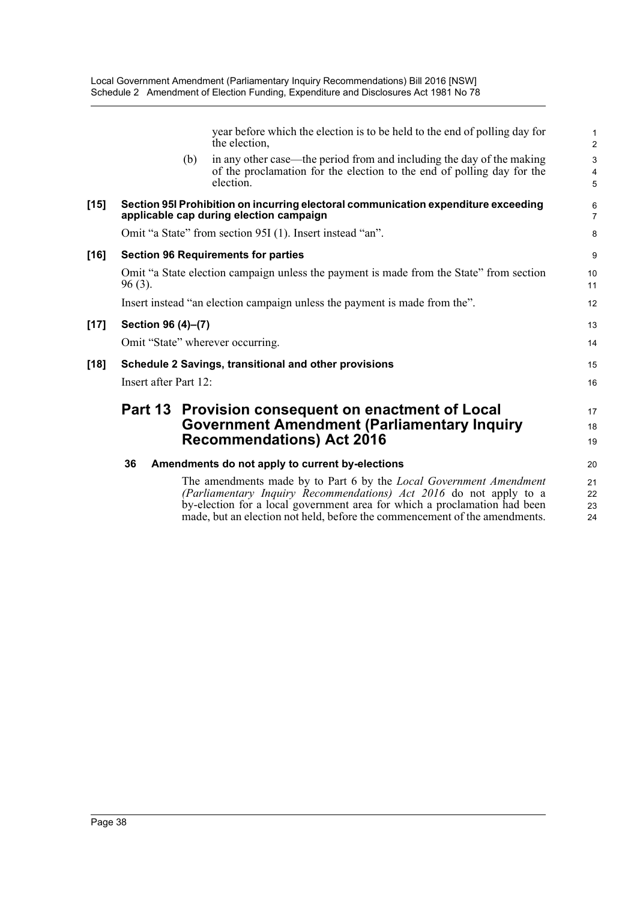year before which the election is to be held to the end of polling day for the election,

(b) in any other case—the period from and including the day of the making of the proclamation for the election to the end of polling day for the election.

**[15] Section 95I Prohibition on incurring electoral communication expenditure exceeding applicable cap during election campaign**

Omit "a State" from section 95I (1). Insert instead "an".

**[16] Section 96 Requirements for parties**

Omit "a State election campaign unless the payment is made from the State" from section 96 (3).

Insert instead "an election campaign unless the payment is made from the".

**[17] Section 96 (4)–(7)**

Omit "State" wherever occurring.

**[18] Schedule 2 Savings, transitional and other provisions**

Insert after Part 12:

## Part 13 Provision consequent on enactment of Local Government Amendment (Parliamentary Inquiry Recommendations) Act 2016

**36 Amendments do not apply to current by-elections**

The amendments made by to Part 6 by the *Local Government Amendment (Parliamentary Inquiry Recommendations) Act 2016* do not apply to a by-election for a local government area for which a proclamation had been made, but an election not held, before the commencement of the amendments.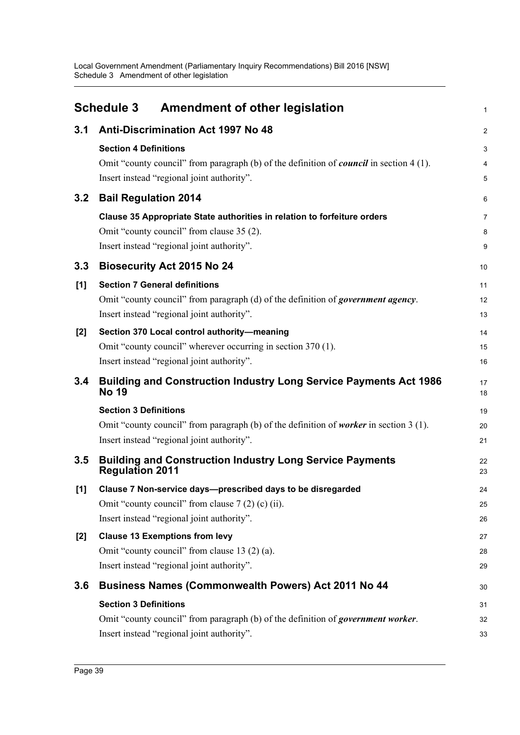# Schedule 3 Amendment of other legislation

## 3.1 Anti-Discrimination Act 1997 No 48

**Section 4 Definitions**

Omit "county council" from paragraph (b) of the definition of ***council*** in section 4 (1).

Insert instead "regional joint authority".

## 3.2 Bail Regulation 2014

**Clause 35 Appropriate State authorities in relation to forfeiture orders**

Omit "county council" from clause 35 (2).

Insert instead "regional joint authority".

## 3.3 Biosecurity Act 2015 No 24

**[1] Section 7 General definitions**

Omit "county council" from paragraph (d) of the definition of ***government agency***.

Insert instead "regional joint authority".

**[2] Section 370 Local control authority—meaning**

Omit "county council" wherever occurring in section 370 (1).

Insert instead "regional joint authority".

## 3.4 Building and Construction Industry Long Service Payments Act 1986 No 19

**Section 3 Definitions**

Omit "county council" from paragraph (b) of the definition of ***worker*** in section 3 (1).

Insert instead "regional joint authority".

## 3.5 Building and Construction Industry Long Service Payments Regulation 2011

**[1] Clause 7 Non-service days—prescribed days to be disregarded**

Omit "county council" from clause 7 (2) (c) (ii).

Insert instead "regional joint authority".

**[2] Clause 13 Exemptions from levy**

Omit "county council" from clause 13 (2) (a).

Insert instead "regional joint authority".

## 3.6 Business Names (Commonwealth Powers) Act 2011 No 44

**Section 3 Definitions**

Omit "county council" from paragraph (b) of the definition of ***government worker***.

Insert instead "regional joint authority".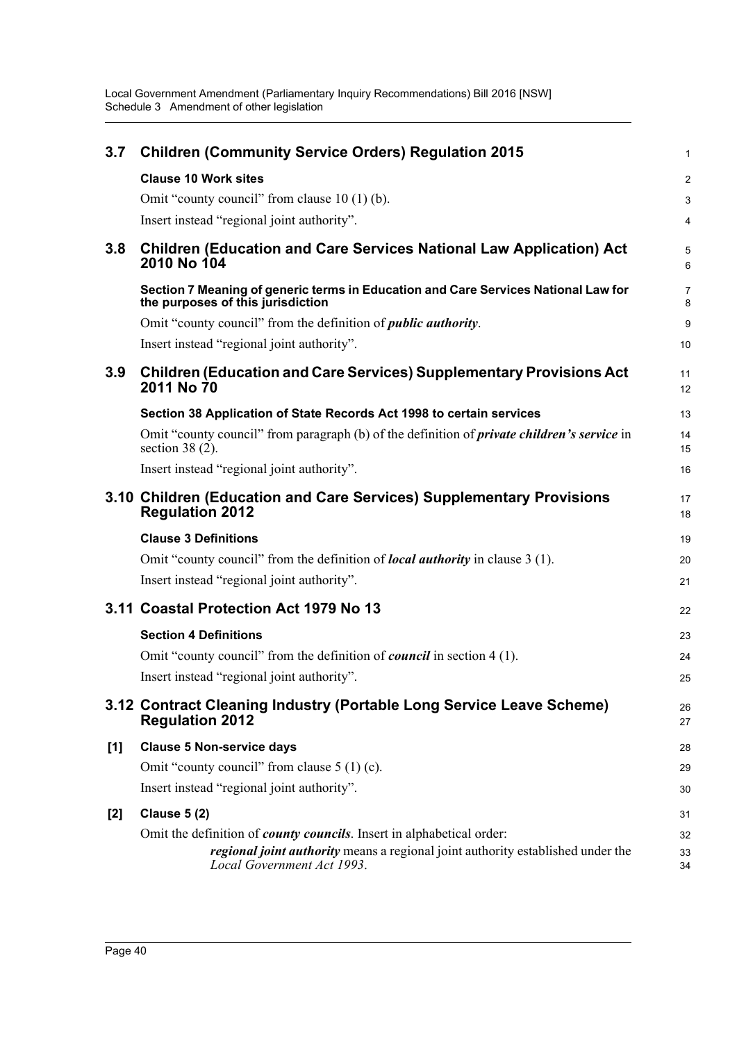## 3.7 Children (Community Service Orders) Regulation 2015

**Clause 10 Work sites**

Omit "county council" from clause 10 (1) (b).

Insert instead "regional joint authority".

## 3.8 Children (Education and Care Services National Law Application) Act 2010 No 104

**Section 7 Meaning of generic terms in Education and Care Services National Law for the purposes of this jurisdiction**

Omit "county council" from the definition of ***public authority***.

Insert instead "regional joint authority".

## 3.9 Children (Education and Care Services) Supplementary Provisions Act 2011 No 70

**Section 38 Application of State Records Act 1998 to certain services**

Omit "county council" from paragraph (b) of the definition of ***private children's service*** in section 38 (2).

Insert instead "regional joint authority".

## 3.10 Children (Education and Care Services) Supplementary Provisions Regulation 2012

**Clause 3 Definitions**

Omit "county council" from the definition of ***local authority*** in clause 3 (1).

Insert instead "regional joint authority".

## 3.11 Coastal Protection Act 1979 No 13

**Section 4 Definitions**

Omit "county council" from the definition of ***council*** in section 4 (1).

Insert instead "regional joint authority".

## 3.12 Contract Cleaning Industry (Portable Long Service Leave Scheme) Regulation 2012

**[1] Clause 5 Non-service days**

Omit "county council" from clause 5 (1) (c).

Insert instead "regional joint authority".

**[2] Clause 5 (2)**

Omit the definition of ***county councils***. Insert in alphabetical order:

> ***regional joint authority*** means a regional joint authority established under the *Local Government Act 1993*.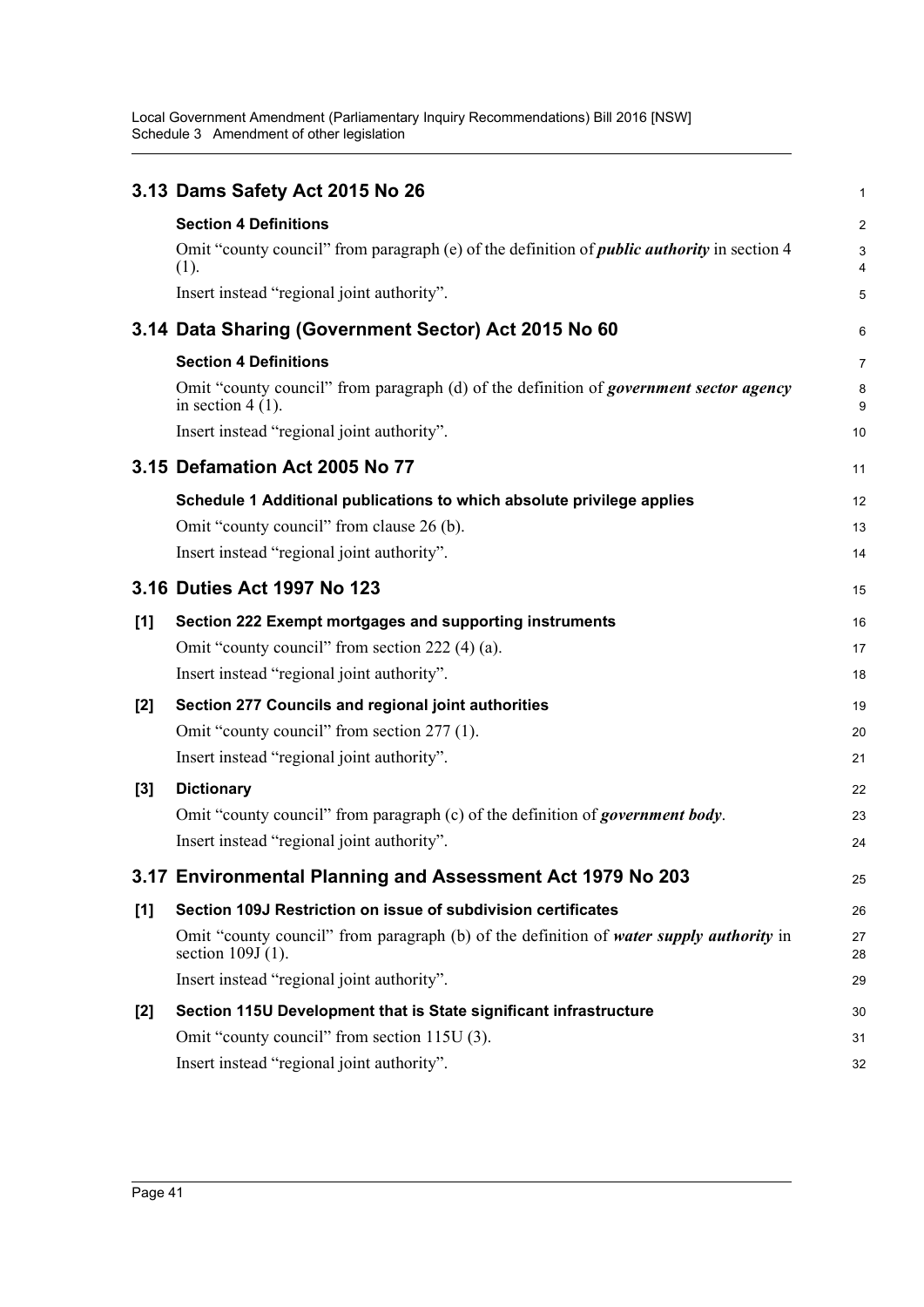## 3.13 Dams Safety Act 2015 No 26

**Section 4 Definitions**

Omit "county council" from paragraph (e) of the definition of ***public authority*** in section 4 (1).

Insert instead "regional joint authority".

## 3.14 Data Sharing (Government Sector) Act 2015 No 60

**Section 4 Definitions**

Omit "county council" from paragraph (d) of the definition of ***government sector agency*** in section 4 (1).

Insert instead "regional joint authority".

## 3.15 Defamation Act 2005 No 77

**Schedule 1 Additional publications to which absolute privilege applies**

Omit "county council" from clause 26 (b).

Insert instead "regional joint authority".

## 3.16 Duties Act 1997 No 123

**[1] Section 222 Exempt mortgages and supporting instruments**

Omit "county council" from section 222 (4) (a).

Insert instead "regional joint authority".

**[2] Section 277 Councils and regional joint authorities**

Omit "county council" from section 277 (1).

Insert instead "regional joint authority".

**[3] Dictionary**

Omit "county council" from paragraph (c) of the definition of ***government body***.

Insert instead "regional joint authority".

## 3.17 Environmental Planning and Assessment Act 1979 No 203

**[1] Section 109J Restriction on issue of subdivision certificates**

Omit "county council" from paragraph (b) of the definition of ***water supply authority*** in section 109J (1).

Insert instead "regional joint authority".

**[2] Section 115U Development that is State significant infrastructure**

Omit "county council" from section 115U (3).

Insert instead "regional joint authority".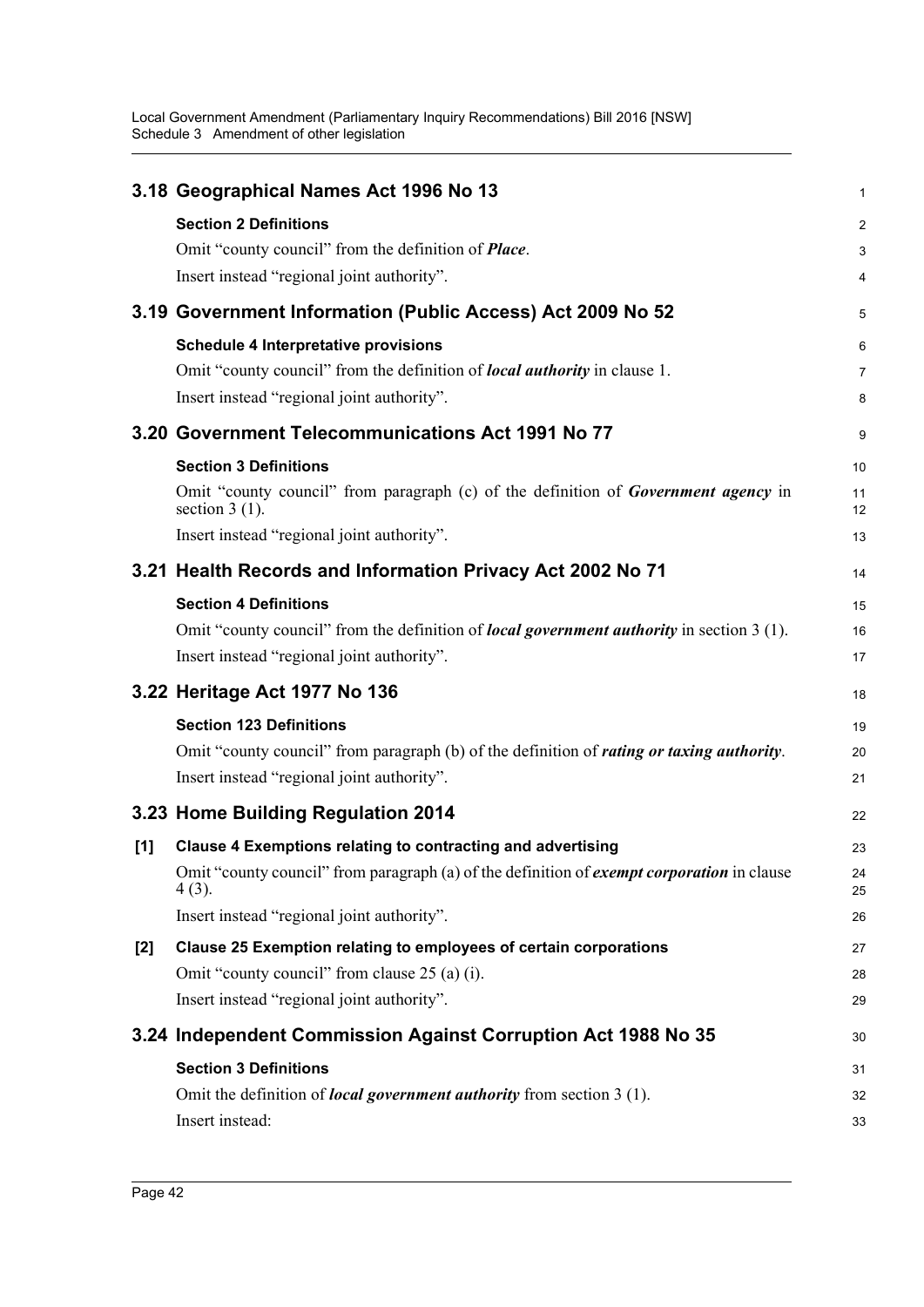## 3.18 Geographical Names Act 1996 No 13

**Section 2 Definitions**

Omit "county council" from the definition of ***Place***.

Insert instead "regional joint authority".

## 3.19 Government Information (Public Access) Act 2009 No 52

**Schedule 4 Interpretative provisions**

Omit "county council" from the definition of ***local authority*** in clause 1.

Insert instead "regional joint authority".

## 3.20 Government Telecommunications Act 1991 No 77

**Section 3 Definitions**

Omit "county council" from paragraph (c) of the definition of ***Government agency*** in section 3 (1).

Insert instead "regional joint authority".

## 3.21 Health Records and Information Privacy Act 2002 No 71

**Section 4 Definitions**

Omit "county council" from the definition of ***local government authority*** in section 3 (1).

Insert instead "regional joint authority".

## 3.22 Heritage Act 1977 No 136

**Section 123 Definitions**

Omit "county council" from paragraph (b) of the definition of ***rating or taxing authority***.

Insert instead "regional joint authority".

## 3.23 Home Building Regulation 2014

**[1] Clause 4 Exemptions relating to contracting and advertising**

Omit "county council" from paragraph (a) of the definition of ***exempt corporation*** in clause 4 (3).

Insert instead "regional joint authority".

**[2] Clause 25 Exemption relating to employees of certain corporations**

Omit "county council" from clause 25 (a) (i).

Insert instead "regional joint authority".

## 3.24 Independent Commission Against Corruption Act 1988 No 35

**Section 3 Definitions**

Omit the definition of ***local government authority*** from section 3 (1).

Insert instead: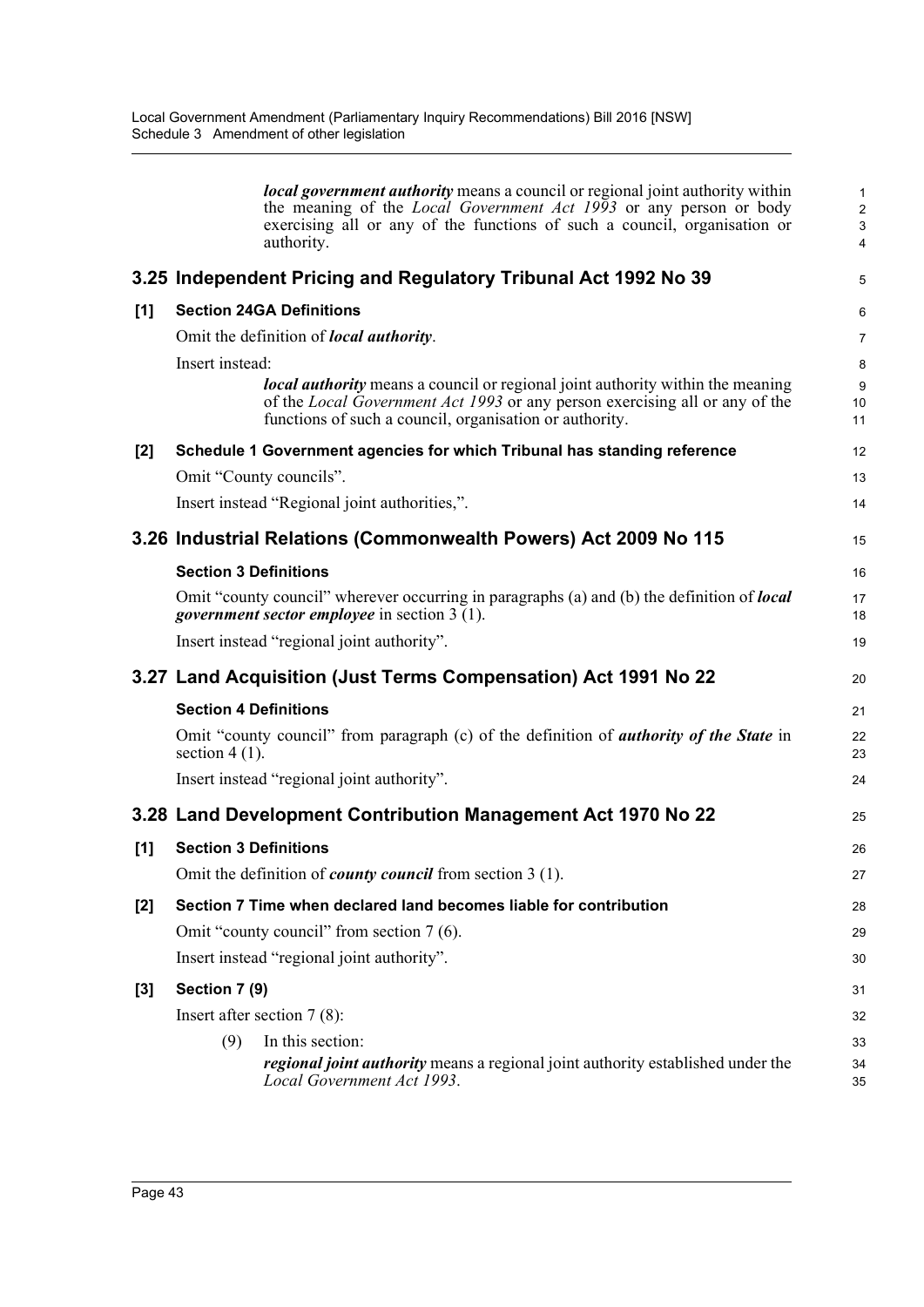***local government authority*** means a council or regional joint authority within the meaning of the *Local Government Act 1993* or any person or body exercising all or any of the functions of such a council, organisation or authority.

## 3.25 Independent Pricing and Regulatory Tribunal Act 1992 No 39

### [1] Section 24GA Definitions

Omit the definition of ***local authority***.

Insert instead:

> ***local authority*** means a council or regional joint authority within the meaning of the *Local Government Act 1993* or any person exercising all or any of the functions of such a council, organisation or authority.

### [2] Schedule 1 Government agencies for which Tribunal has standing reference

Omit "County councils".

Insert instead "Regional joint authorities,".

## 3.26 Industrial Relations (Commonwealth Powers) Act 2009 No 115

### Section 3 Definitions

Omit "county council" wherever occurring in paragraphs (a) and (b) the definition of ***local government sector employee*** in section 3 (1).

Insert instead "regional joint authority".

## 3.27 Land Acquisition (Just Terms Compensation) Act 1991 No 22

### Section 4 Definitions

Omit "county council" from paragraph (c) of the definition of ***authority of the State*** in section 4 (1).

Insert instead "regional joint authority".

## 3.28 Land Development Contribution Management Act 1970 No 22

### [1] Section 3 Definitions

Omit the definition of ***county council*** from section 3 (1).

### [2] Section 7 Time when declared land becomes liable for contribution

Omit "county council" from section 7 (6).

Insert instead "regional joint authority".

### [3] Section 7 (9)

Insert after section 7 (8):

> (9) In this section:
>
> ***regional joint authority*** means a regional joint authority established under the *Local Government Act 1993*.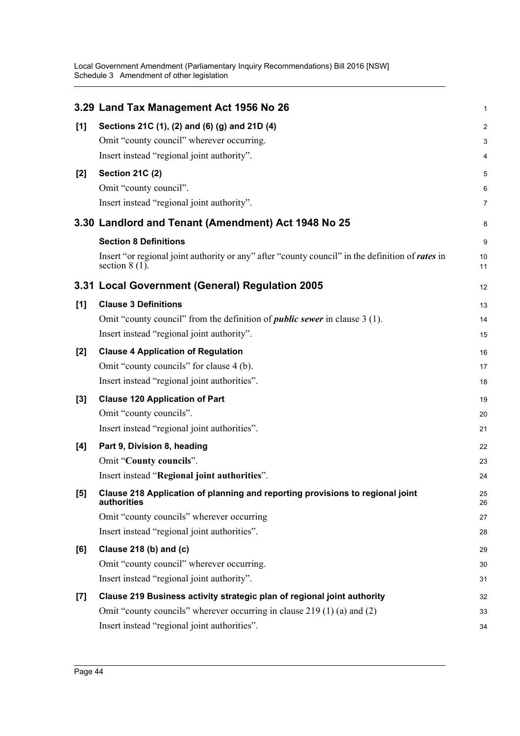## 3.29 Land Tax Management Act 1956 No 26

**[1] Sections 21C (1), (2) and (6) (g) and 21D (4)**

Omit "county council" wherever occurring.

Insert instead "regional joint authority".

**[2] Section 21C (2)**

Omit "county council".

Insert instead "regional joint authority".

## 3.30 Landlord and Tenant (Amendment) Act 1948 No 25

**Section 8 Definitions**

Insert "or regional joint authority or any" after "county council" in the definition of ***rates*** in section 8 (1).

## 3.31 Local Government (General) Regulation 2005

**[1] Clause 3 Definitions**

Omit "county council" from the definition of ***public sewer*** in clause 3 (1).

Insert instead "regional joint authority".

**[2] Clause 4 Application of Regulation**

Omit "county councils" for clause 4 (b).

Insert instead "regional joint authorities".

**[3] Clause 120 Application of Part**

Omit "county councils".

Insert instead "regional joint authorities".

**[4] Part 9, Division 8, heading**

Omit "**County councils**".

Insert instead "**Regional joint authorities**".

**[5] Clause 218 Application of planning and reporting provisions to regional joint authorities**

Omit "county councils" wherever occurring

Insert instead "regional joint authorities".

**[6] Clause 218 (b) and (c)**

Omit "county council" wherever occurring.

Insert instead "regional joint authority".

**[7] Clause 219 Business activity strategic plan of regional joint authority**

Omit "county councils" wherever occurring in clause 219 (1) (a) and (2)

Insert instead "regional joint authorities".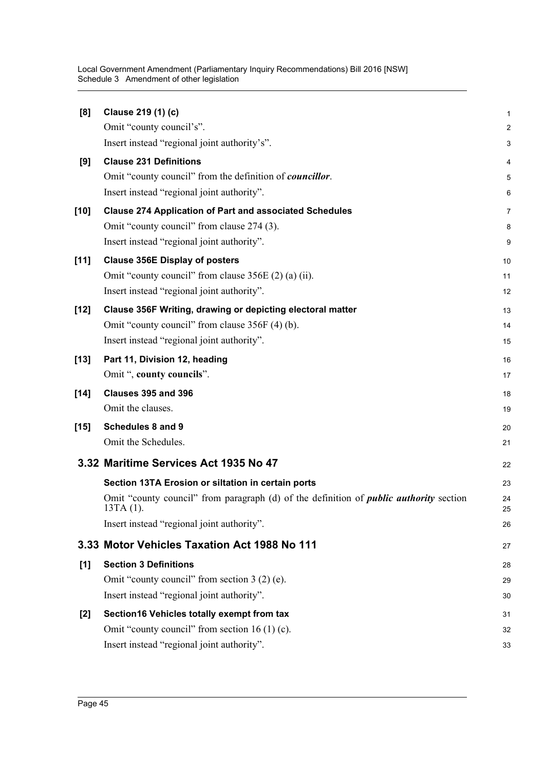**[8] Clause 219 (1) (c)**

Omit "county council's".

Insert instead "regional joint authority's".

**[9] Clause 231 Definitions**

Omit "county council" from the definition of ***councillor***.

Insert instead "regional joint authority".

**[10] Clause 274 Application of Part and associated Schedules**

Omit "county council" from clause 274 (3).

Insert instead "regional joint authority".

**[11] Clause 356E Display of posters**

Omit "county council" from clause 356E (2) (a) (ii).

Insert instead "regional joint authority".

**[12] Clause 356F Writing, drawing or depicting electoral matter**

Omit "county council" from clause 356F (4) (b).

Insert instead "regional joint authority".

**[13] Part 11, Division 12, heading**

Omit ", **county councils**".

**[14] Clauses 395 and 396**

Omit the clauses.

**[15] Schedules 8 and 9**

Omit the Schedules.

## 3.32 Maritime Services Act 1935 No 47

**Section 13TA Erosion or siltation in certain ports**

Omit "county council" from paragraph (d) of the definition of ***public authority*** section 13TA (1).

Insert instead "regional joint authority".

## 3.33 Motor Vehicles Taxation Act 1988 No 111

**[1] Section 3 Definitions**

Omit "county council" from section 3 (2) (e).

Insert instead "regional joint authority".

**[2] Section16 Vehicles totally exempt from tax**

Omit "county council" from section 16 (1) (c).

Insert instead "regional joint authority".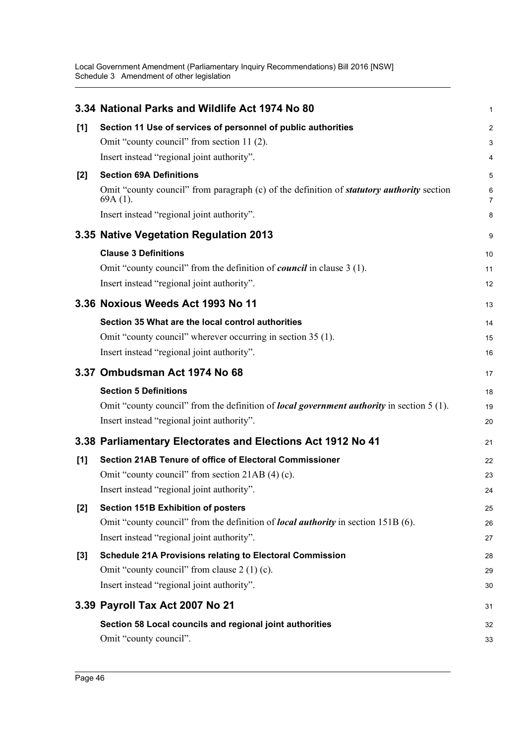## 3.34 National Parks and Wildlife Act 1974 No 80

**[1] Section 11 Use of services of personnel of public authorities**

Omit "county council" from section 11 (2).

Insert instead "regional joint authority".

**[2] Section 69A Definitions**

Omit "county council" from paragraph (c) of the definition of ***statutory authority*** section 69A (1).

Insert instead "regional joint authority".

## 3.35 Native Vegetation Regulation 2013

**Clause 3 Definitions**

Omit "county council" from the definition of ***council*** in clause 3 (1).

Insert instead "regional joint authority".

## 3.36 Noxious Weeds Act 1993 No 11

**Section 35 What are the local control authorities**

Omit "county council" wherever occurring in section 35 (1).

Insert instead "regional joint authority".

## 3.37 Ombudsman Act 1974 No 68

**Section 5 Definitions**

Omit "county council" from the definition of ***local government authority*** in section 5 (1).

Insert instead "regional joint authority".

## 3.38 Parliamentary Electorates and Elections Act 1912 No 41

**[1] Section 21AB Tenure of office of Electoral Commissioner**

Omit "county council" from section 21AB (4) (c).

Insert instead "regional joint authority".

**[2] Section 151B Exhibition of posters**

Omit "county council" from the definition of ***local authority*** in section 151B (6).

Insert instead "regional joint authority".

**[3] Schedule 21A Provisions relating to Electoral Commission**

Omit "county council" from clause 2 (1) (c).

Insert instead "regional joint authority".

## 3.39 Payroll Tax Act 2007 No 21

**Section 58 Local councils and regional joint authorities**

Omit "county council".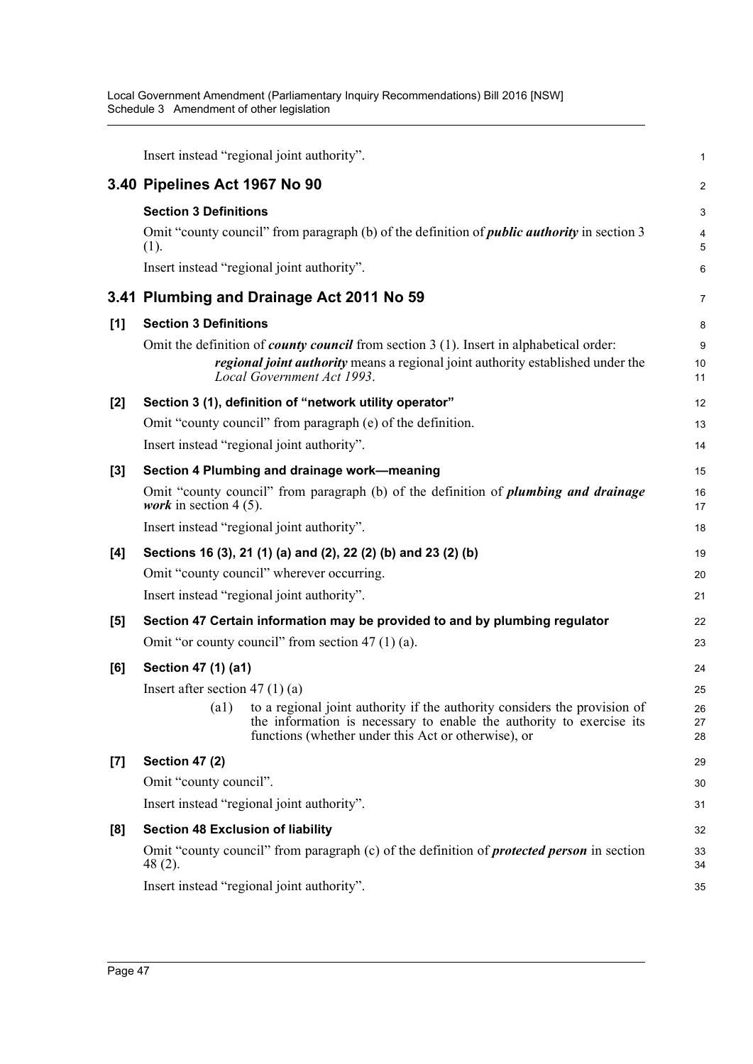Insert instead "regional joint authority".

## 3.40 Pipelines Act 1967 No 90

### Section 3 Definitions

Omit "county council" from paragraph (b) of the definition of ***public authority*** in section 3 (1).

Insert instead "regional joint authority".

## 3.41 Plumbing and Drainage Act 2011 No 59

### [1] Section 3 Definitions

Omit the definition of ***county council*** from section 3 (1). Insert in alphabetical order:

> ***regional joint authority*** means a regional joint authority established under the *Local Government Act 1993*.

### [2] Section 3 (1), definition of "network utility operator"

Omit "county council" from paragraph (e) of the definition.

Insert instead "regional joint authority".

### [3] Section 4 Plumbing and drainage work—meaning

Omit "county council" from paragraph (b) of the definition of ***plumbing and drainage work*** in section 4 (5).

Insert instead "regional joint authority".

### [4] Sections 16 (3), 21 (1) (a) and (2), 22 (2) (b) and 23 (2) (b)

Omit "county council" wherever occurring.

Insert instead "regional joint authority".

### [5] Section 47 Certain information may be provided to and by plumbing regulator

Omit "or county council" from section 47 (1) (a).

### [6] Section 47 (1) (a1)

Insert after section 47 (1) (a)

> (a1) to a regional joint authority if the authority considers the provision of the information is necessary to enable the authority to exercise its functions (whether under this Act or otherwise), or

### [7] Section 47 (2)

Omit "county council".

Insert instead "regional joint authority".

### [8] Section 48 Exclusion of liability

Omit "county council" from paragraph (c) of the definition of ***protected person*** in section 48 (2).

Insert instead "regional joint authority".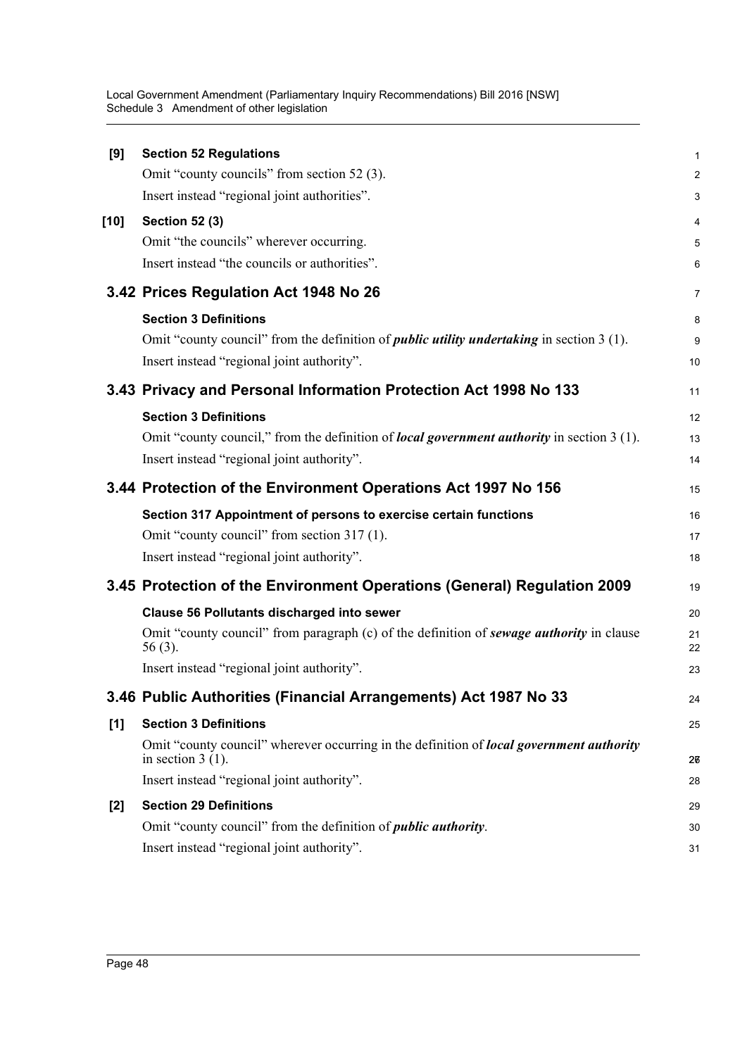**[9] Section 52 Regulations**

Omit "county councils" from section 52 (3).

Insert instead "regional joint authorities".

**[10] Section 52 (3)**

Omit "the councils" wherever occurring.

Insert instead "the councils or authorities".

## 3.42 Prices Regulation Act 1948 No 26

**Section 3 Definitions**

Omit "county council" from the definition of ***public utility undertaking*** in section 3 (1).

Insert instead "regional joint authority".

## 3.43 Privacy and Personal Information Protection Act 1998 No 133

**Section 3 Definitions**

Omit "county council," from the definition of ***local government authority*** in section 3 (1).

Insert instead "regional joint authority".

## 3.44 Protection of the Environment Operations Act 1997 No 156

**Section 317 Appointment of persons to exercise certain functions**

Omit "county council" from section 317 (1).

Insert instead "regional joint authority".

## 3.45 Protection of the Environment Operations (General) Regulation 2009

**Clause 56 Pollutants discharged into sewer**

Omit "county council" from paragraph (c) of the definition of ***sewage authority*** in clause 56 (3).

Insert instead "regional joint authority".

## 3.46 Public Authorities (Financial Arrangements) Act 1987 No 33

**[1] Section 3 Definitions**

Omit "county council" wherever occurring in the definition of ***local government authority*** in section 3 (1).

Insert instead "regional joint authority".

**[2] Section 29 Definitions**

Omit "county council" from the definition of ***public authority***.

Insert instead "regional joint authority".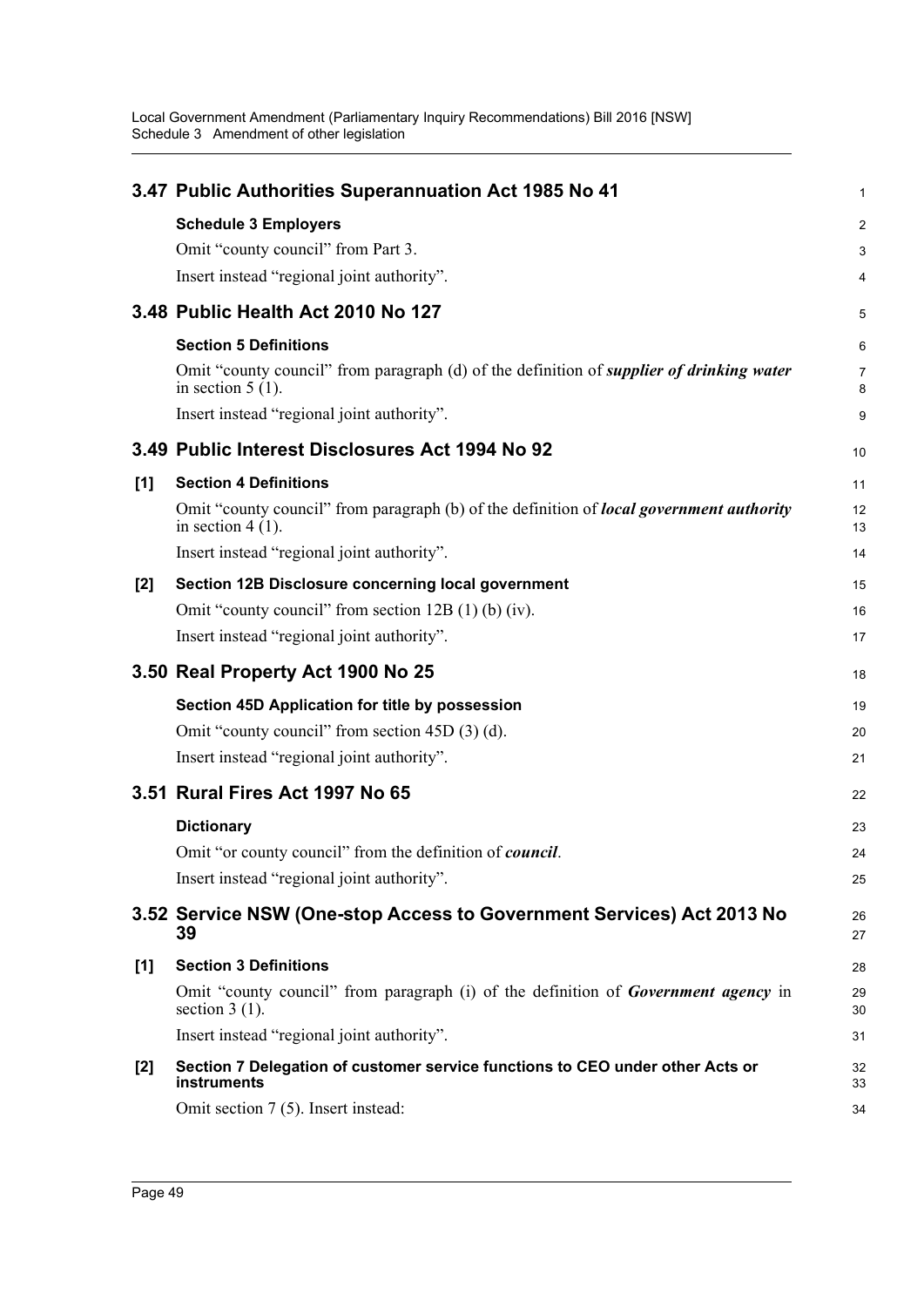## 3.47 Public Authorities Superannuation Act 1985 No 41

**Schedule 3 Employers**

Omit "county council" from Part 3.

Insert instead "regional joint authority".

## 3.48 Public Health Act 2010 No 127

**Section 5 Definitions**

Omit "county council" from paragraph (d) of the definition of ***supplier of drinking water*** in section 5 (1).

Insert instead "regional joint authority".

## 3.49 Public Interest Disclosures Act 1994 No 92

**[1] Section 4 Definitions**

Omit "county council" from paragraph (b) of the definition of ***local government authority*** in section 4 (1).

Insert instead "regional joint authority".

**[2] Section 12B Disclosure concerning local government**

Omit "county council" from section 12B (1) (b) (iv).

Insert instead "regional joint authority".

## 3.50 Real Property Act 1900 No 25

**Section 45D Application for title by possession**

Omit "county council" from section 45D (3) (d).

Insert instead "regional joint authority".

## 3.51 Rural Fires Act 1997 No 65

**Dictionary**

Omit "or county council" from the definition of ***council***.

Insert instead "regional joint authority".

## 3.52 Service NSW (One-stop Access to Government Services) Act 2013 No 39

**[1] Section 3 Definitions**

Omit "county council" from paragraph (i) of the definition of ***Government agency*** in section 3 (1).

Insert instead "regional joint authority".

**[2] Section 7 Delegation of customer service functions to CEO under other Acts or instruments**

Omit section 7 (5). Insert instead: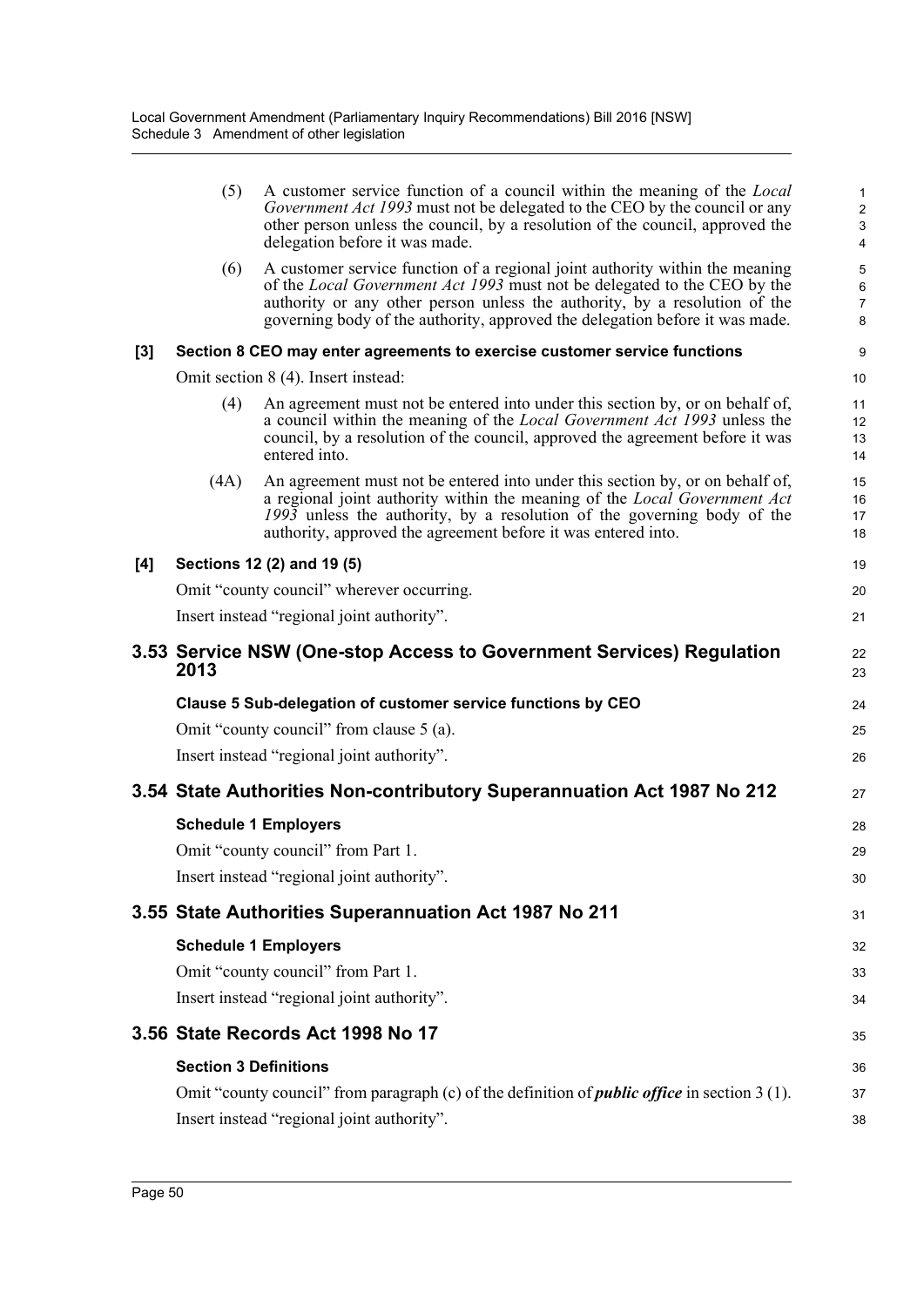(5) A customer service function of a council within the meaning of the *Local Government Act 1993* must not be delegated to the CEO by the council or any other person unless the council, by a resolution of the council, approved the delegation before it was made.

(6) A customer service function of a regional joint authority within the meaning of the *Local Government Act 1993* must not be delegated to the CEO by the authority or any other person unless the authority, by a resolution of the governing body of the authority, approved the delegation before it was made.

**[3] Section 8 CEO may enter agreements to exercise customer service functions**

Omit section 8 (4). Insert instead:

(4) An agreement must not be entered into under this section by, or on behalf of, a council within the meaning of the *Local Government Act 1993* unless the council, by a resolution of the council, approved the agreement before it was entered into.

(4A) An agreement must not be entered into under this section by, or on behalf of, a regional joint authority within the meaning of the *Local Government Act 1993* unless the authority, by a resolution of the governing body of the authority, approved the agreement before it was entered into.

**[4] Sections 12 (2) and 19 (5)**

Omit "county council" wherever occurring.

Insert instead "regional joint authority".

## 3.53 Service NSW (One-stop Access to Government Services) Regulation 2013

**Clause 5 Sub-delegation of customer service functions by CEO**

Omit "county council" from clause 5 (a).

Insert instead "regional joint authority".

## 3.54 State Authorities Non-contributory Superannuation Act 1987 No 212

**Schedule 1 Employers**

Omit "county council" from Part 1.

Insert instead "regional joint authority".

## 3.55 State Authorities Superannuation Act 1987 No 211

**Schedule 1 Employers**

Omit "county council" from Part 1.

Insert instead "regional joint authority".

## 3.56 State Records Act 1998 No 17

**Section 3 Definitions**

Omit "county council" from paragraph (c) of the definition of ***public office*** in section 3 (1).

Insert instead "regional joint authority".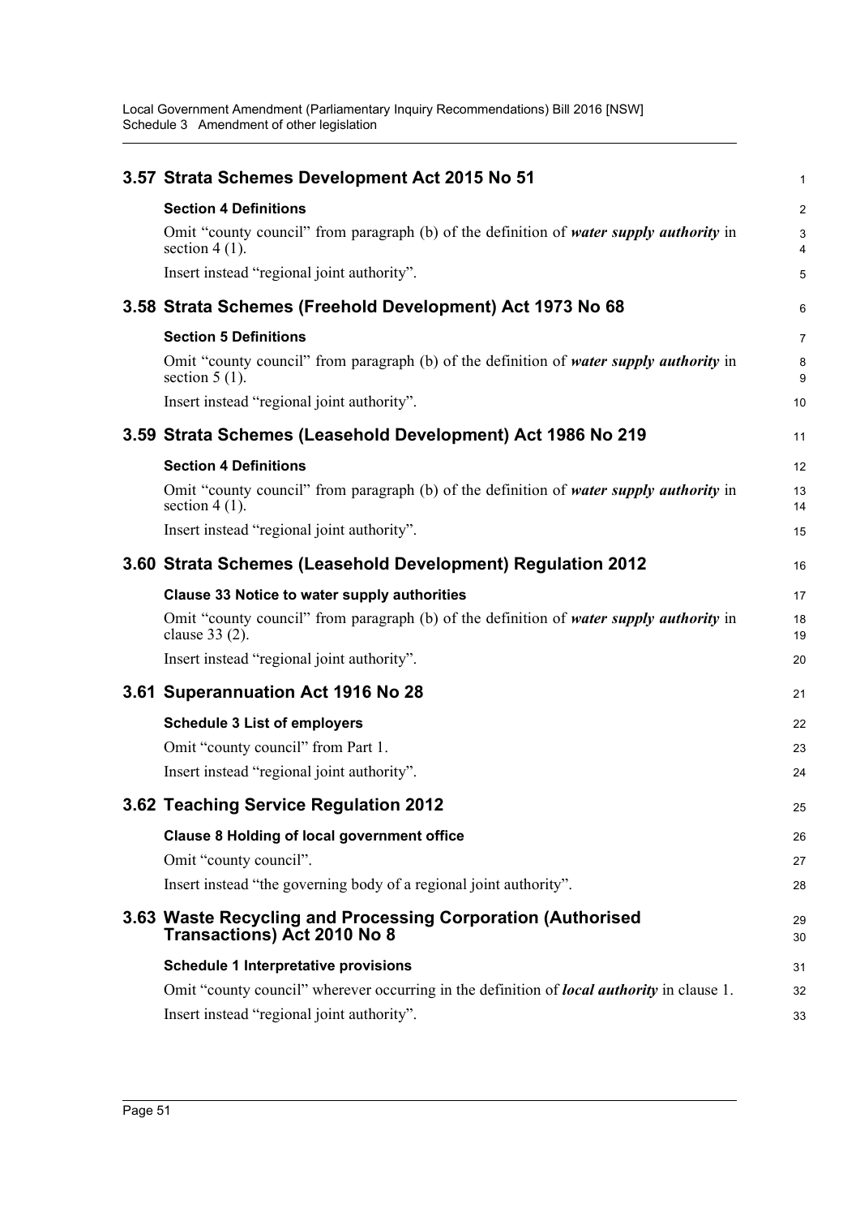## 3.57 Strata Schemes Development Act 2015 No 51

### Section 4 Definitions

Omit "county council" from paragraph (b) of the definition of ***water supply authority*** in section 4 (1).

Insert instead "regional joint authority".

## 3.58 Strata Schemes (Freehold Development) Act 1973 No 68

### Section 5 Definitions

Omit "county council" from paragraph (b) of the definition of ***water supply authority*** in section 5 (1).

Insert instead "regional joint authority".

## 3.59 Strata Schemes (Leasehold Development) Act 1986 No 219

### Section 4 Definitions

Omit "county council" from paragraph (b) of the definition of ***water supply authority*** in section 4 (1).

Insert instead "regional joint authority".

## 3.60 Strata Schemes (Leasehold Development) Regulation 2012

### Clause 33 Notice to water supply authorities

Omit "county council" from paragraph (b) of the definition of ***water supply authority*** in clause 33 (2).

Insert instead "regional joint authority".

## 3.61 Superannuation Act 1916 No 28

### Schedule 3 List of employers

Omit "county council" from Part 1.

Insert instead "regional joint authority".

## 3.62 Teaching Service Regulation 2012

### Clause 8 Holding of local government office

Omit "county council".

Insert instead "the governing body of a regional joint authority".

## 3.63 Waste Recycling and Processing Corporation (Authorised Transactions) Act 2010 No 8

### Schedule 1 Interpretative provisions

Omit "county council" wherever occurring in the definition of ***local authority*** in clause 1.

Insert instead "regional joint authority".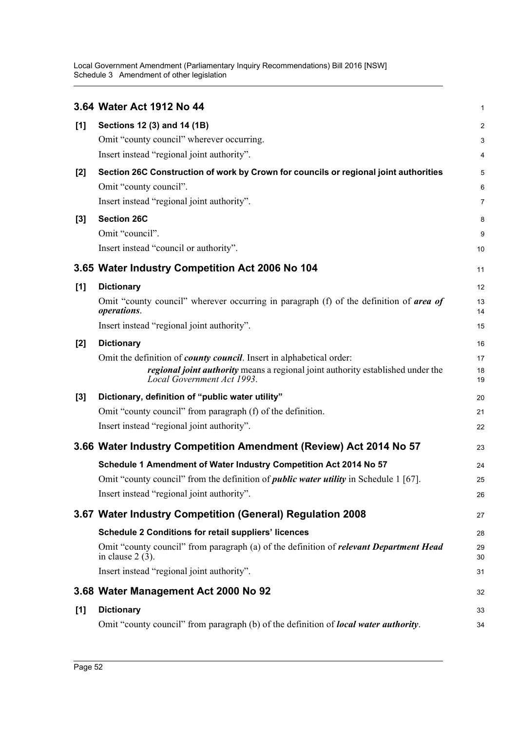## 3.64 Water Act 1912 No 44

**[1] Sections 12 (3) and 14 (1B)**

Omit "county council" wherever occurring.

Insert instead "regional joint authority".

**[2] Section 26C Construction of work by Crown for councils or regional joint authorities**

Omit "county council".

Insert instead "regional joint authority".

**[3] Section 26C**

Omit "council".

Insert instead "council or authority".

## 3.65 Water Industry Competition Act 2006 No 104

**[1] Dictionary**

Omit "county council" wherever occurring in paragraph (f) of the definition of ***area of operations***.

Insert instead "regional joint authority".

**[2] Dictionary**

Omit the definition of ***county council***. Insert in alphabetical order:

> ***regional joint authority*** means a regional joint authority established under the *Local Government Act 1993*.

**[3] Dictionary, definition of "public water utility"**

Omit "county council" from paragraph (f) of the definition.

Insert instead "regional joint authority".

## 3.66 Water Industry Competition Amendment (Review) Act 2014 No 57

**Schedule 1 Amendment of Water Industry Competition Act 2014 No 57**

Omit "county council" from the definition of ***public water utility*** in Schedule 1 [67].

Insert instead "regional joint authority".

## 3.67 Water Industry Competition (General) Regulation 2008

**Schedule 2 Conditions for retail suppliers' licences**

Omit "county council" from paragraph (a) of the definition of ***relevant Department Head*** in clause 2 (3).

Insert instead "regional joint authority".

## 3.68 Water Management Act 2000 No 92

**[1] Dictionary**

Omit "county council" from paragraph (b) of the definition of ***local water authority***.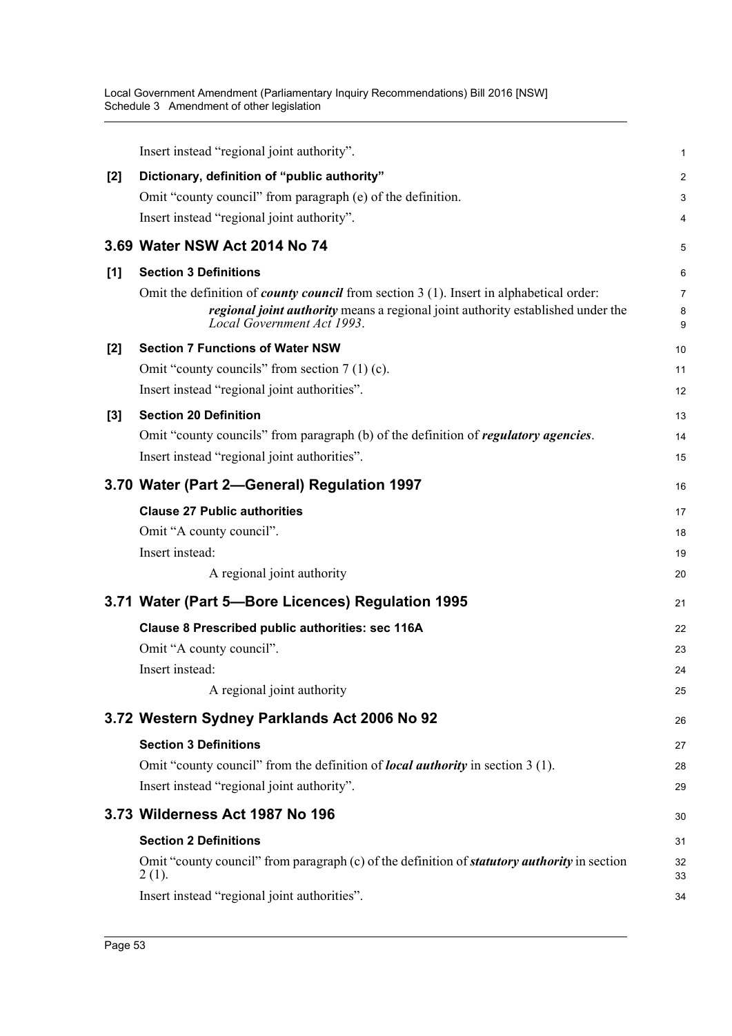Insert instead "regional joint authority".

**[2] Dictionary, definition of "public authority"**

Omit "county council" from paragraph (e) of the definition.

Insert instead "regional joint authority".

## 3.69 Water NSW Act 2014 No 74

**[1] Section 3 Definitions**

Omit the definition of ***county council*** from section 3 (1). Insert in alphabetical order:

> ***regional joint authority*** means a regional joint authority established under the *Local Government Act 1993*.

**[2] Section 7 Functions of Water NSW**

Omit "county councils" from section 7 (1) (c).

Insert instead "regional joint authorities".

**[3] Section 20 Definition**

Omit "county councils" from paragraph (b) of the definition of ***regulatory agencies***.

Insert instead "regional joint authorities".

## 3.70 Water (Part 2—General) Regulation 1997

**Clause 27 Public authorities**

Omit "A county council".

Insert instead:

> A regional joint authority

## 3.71 Water (Part 5—Bore Licences) Regulation 1995

**Clause 8 Prescribed public authorities: sec 116A**

Omit "A county council".

Insert instead:

> A regional joint authority

## 3.72 Western Sydney Parklands Act 2006 No 92

**Section 3 Definitions**

Omit "county council" from the definition of ***local authority*** in section 3 (1).

Insert instead "regional joint authority".

## 3.73 Wilderness Act 1987 No 196

**Section 2 Definitions**

Omit "county council" from paragraph (c) of the definition of ***statutory authority*** in section 2 (1).

Insert instead "regional joint authorities".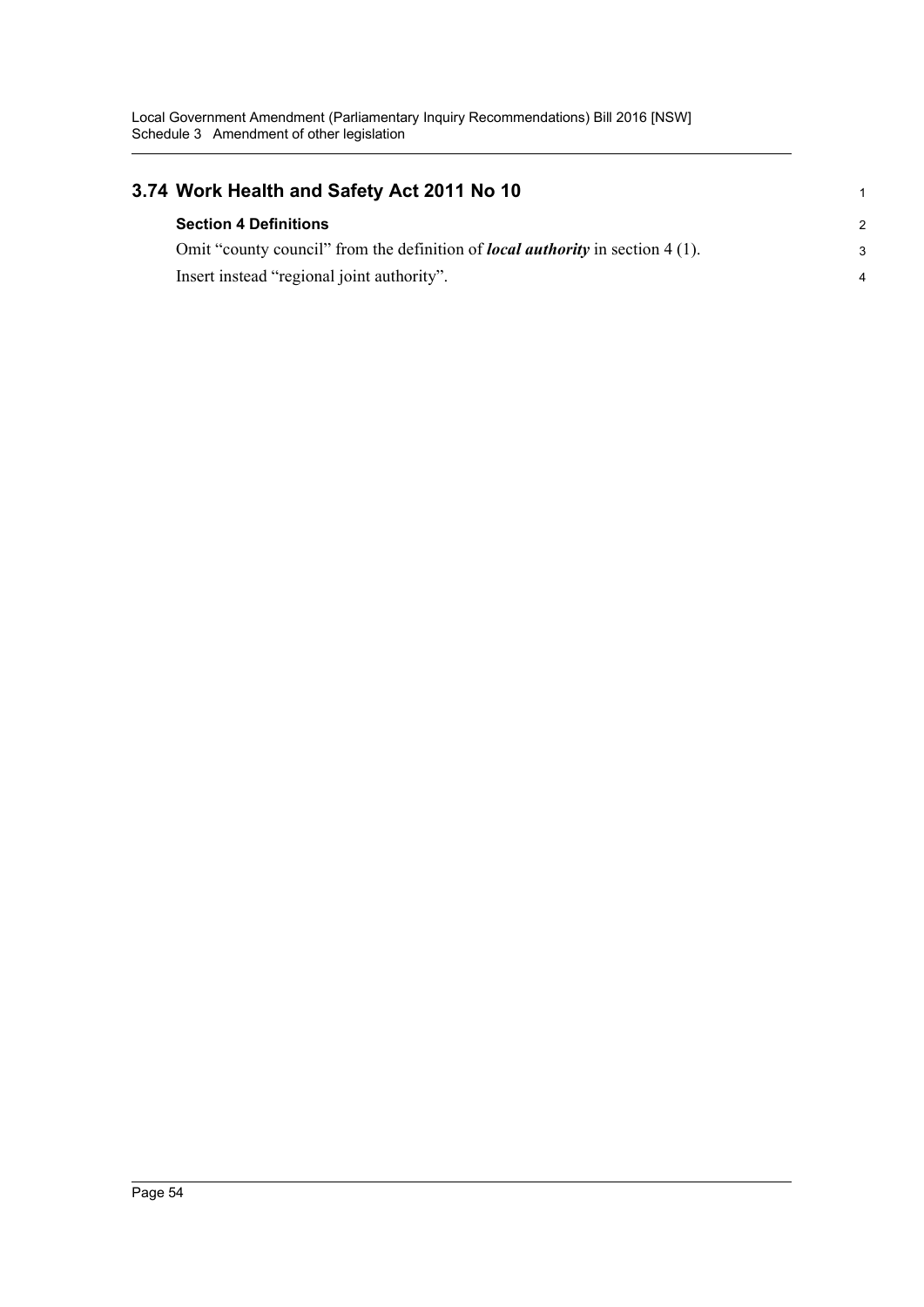## 3.74 Work Health and Safety Act 2011 No 10

### Section 4 Definitions

Omit "county council" from the definition of ***local authority*** in section 4 (1).

Insert instead "regional joint authority".